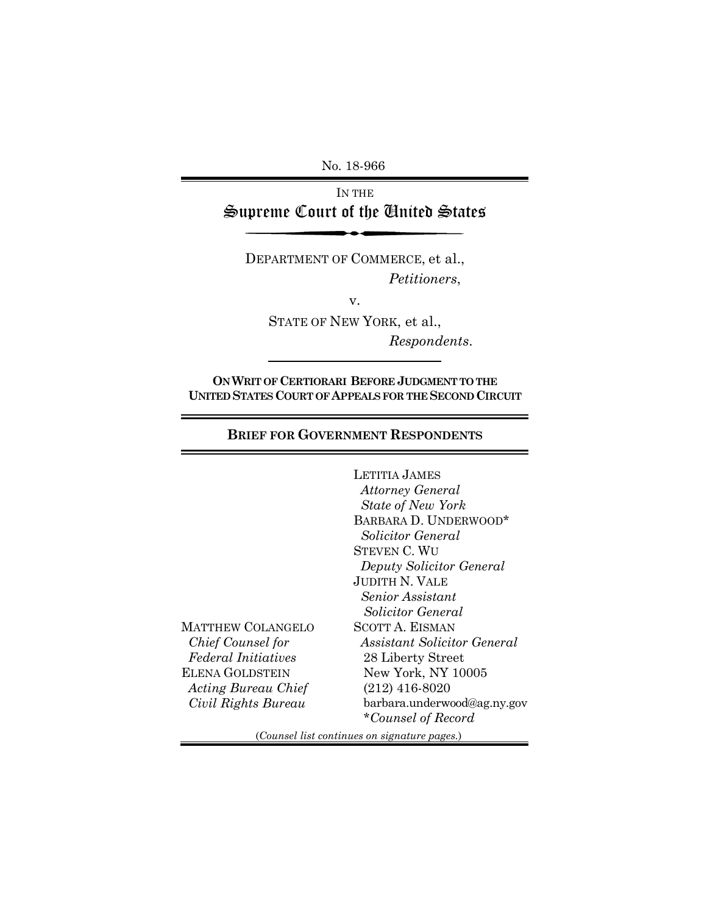No. 18-966

IN THE

# Supreme Court of the United States

DEPARTMENT OF COMMERCE, et al.,

*Petitioners*,

v.

STATE OF NEW YORK, et al.,

*Respondents*.

**ON WRIT OF CERTIORARI BEFORE JUDGMENT TO THE UNITED STATES COURT OF APPEALS FOR THE SECOND CIRCUIT**

## BRIEF FOR GOVERNMENT RESPONDENTS

LETITIA JAMES
*Attorney General*
*State of New York*
BARBARA D. UNDERWOOD*
*Solicitor General*
STEVEN C. WU
*Deputy Solicitor General*
JUDITH N. VALE
*Senior Assistant Solicitor General*
SCOTT A. EISMAN
*Assistant Solicitor General*
28 Liberty Street
New York, NY 10005
(212) 416-8020
barbara.underwood@ag.ny.gov
**Counsel of Record*

MATTHEW COLANGELO
*Chief Counsel for Federal Initiatives*
ELENA GOLDSTEIN
*Acting Bureau Chief*
*Civil Rights Bureau*

(*Counsel list continues on signature pages.*)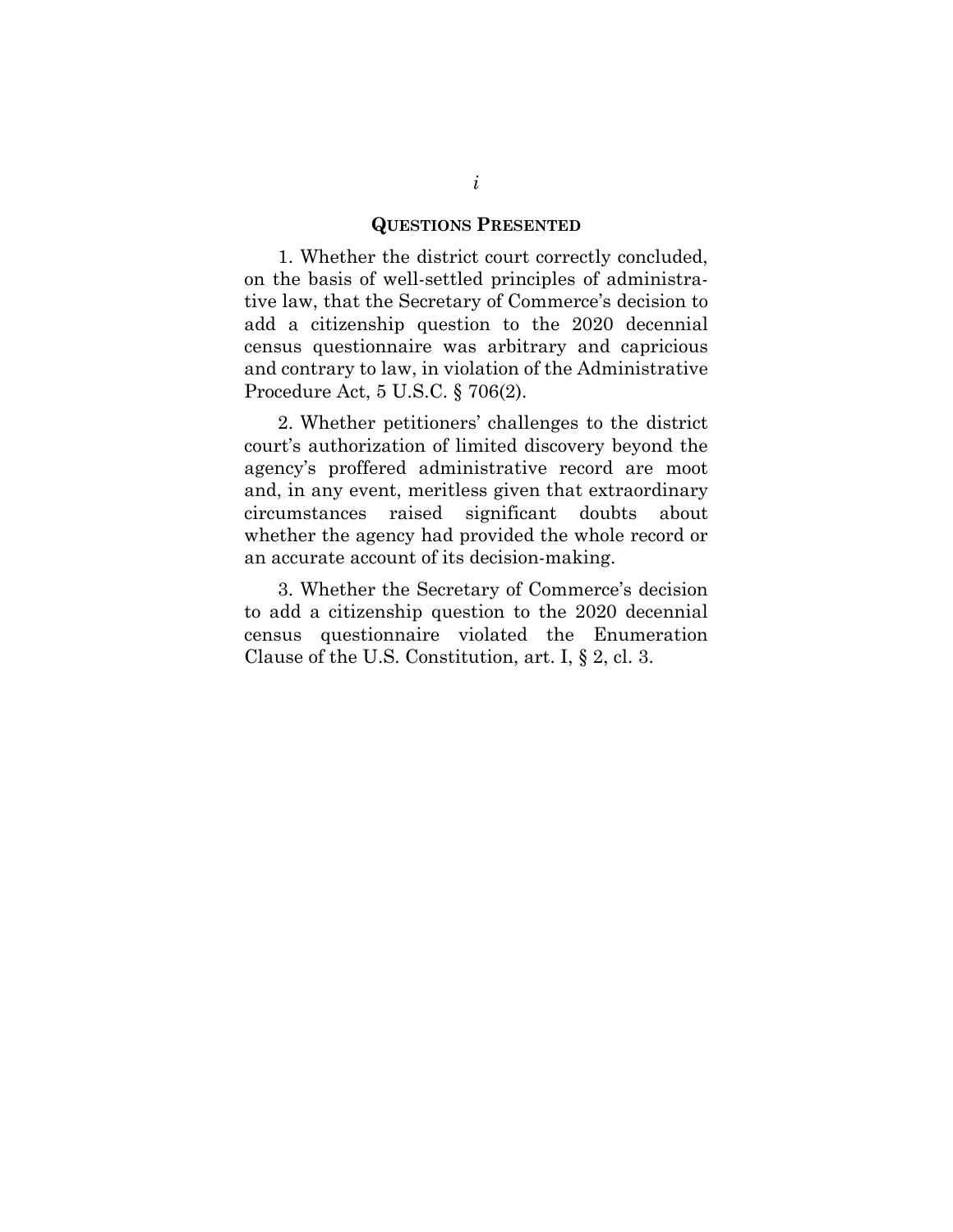## QUESTIONS PRESENTED

1. Whether the district court correctly concluded, on the basis of well-settled principles of administrative law, that the Secretary of Commerce's decision to add a citizenship question to the 2020 decennial census questionnaire was arbitrary and capricious and contrary to law, in violation of the Administrative Procedure Act, 5 U.S.C. § 706(2).

2. Whether petitioners' challenges to the district court's authorization of limited discovery beyond the agency's proffered administrative record are moot and, in any event, meritless given that extraordinary circumstances raised significant doubts about whether the agency had provided the whole record or an accurate account of its decision-making.

3. Whether the Secretary of Commerce's decision to add a citizenship question to the 2020 decennial census questionnaire violated the Enumeration Clause of the U.S. Constitution, art. I, § 2, cl. 3.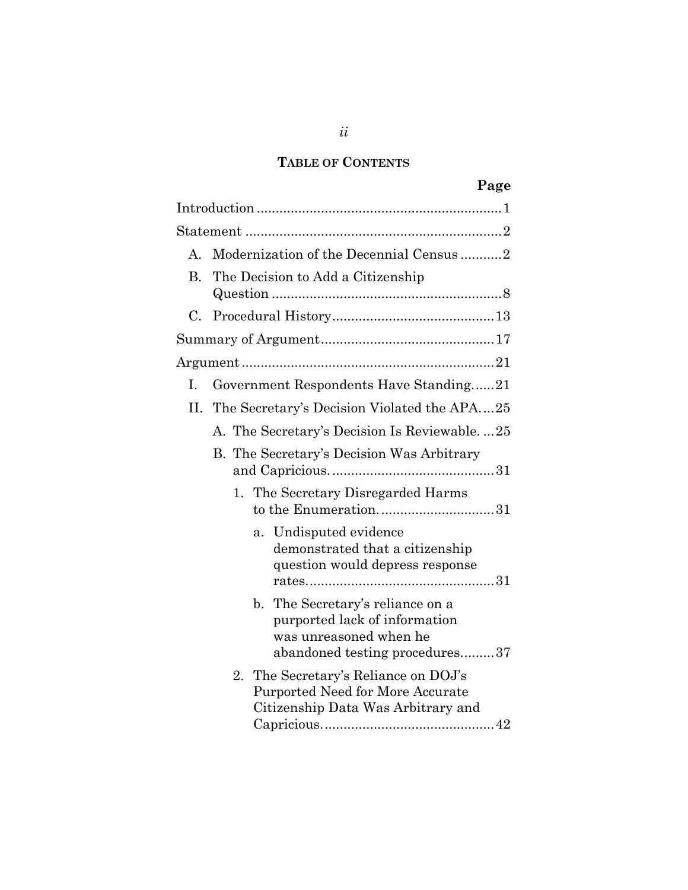## TABLE OF CONTENTS

| | Page |
|---|---|
| Introduction | 1 |
| Statement | 2 |
| A. Modernization of the Decennial Census | 2 |
| B. The Decision to Add a Citizenship Question | 8 |
| C. Procedural History | 13 |
| Summary of Argument | 17 |
| Argument | 21 |
| I. Government Respondents Have Standing | 21 |
| II. The Secretary's Decision Violated the APA | 25 |
| A. The Secretary's Decision Is Reviewable. | 25 |
| B. The Secretary's Decision Was Arbitrary and Capricious. | 31 |
| 1. The Secretary Disregarded Harms to the Enumeration. | 31 |
| a. Undisputed evidence demonstrated that a citizenship question would depress response rates. | 31 |
| b. The Secretary's reliance on a purported lack of information was unreasoned when he abandoned testing procedures | 37 |
| 2. The Secretary's Reliance on DOJ's Purported Need for More Accurate Citizenship Data Was Arbitrary and Capricious. | 42 |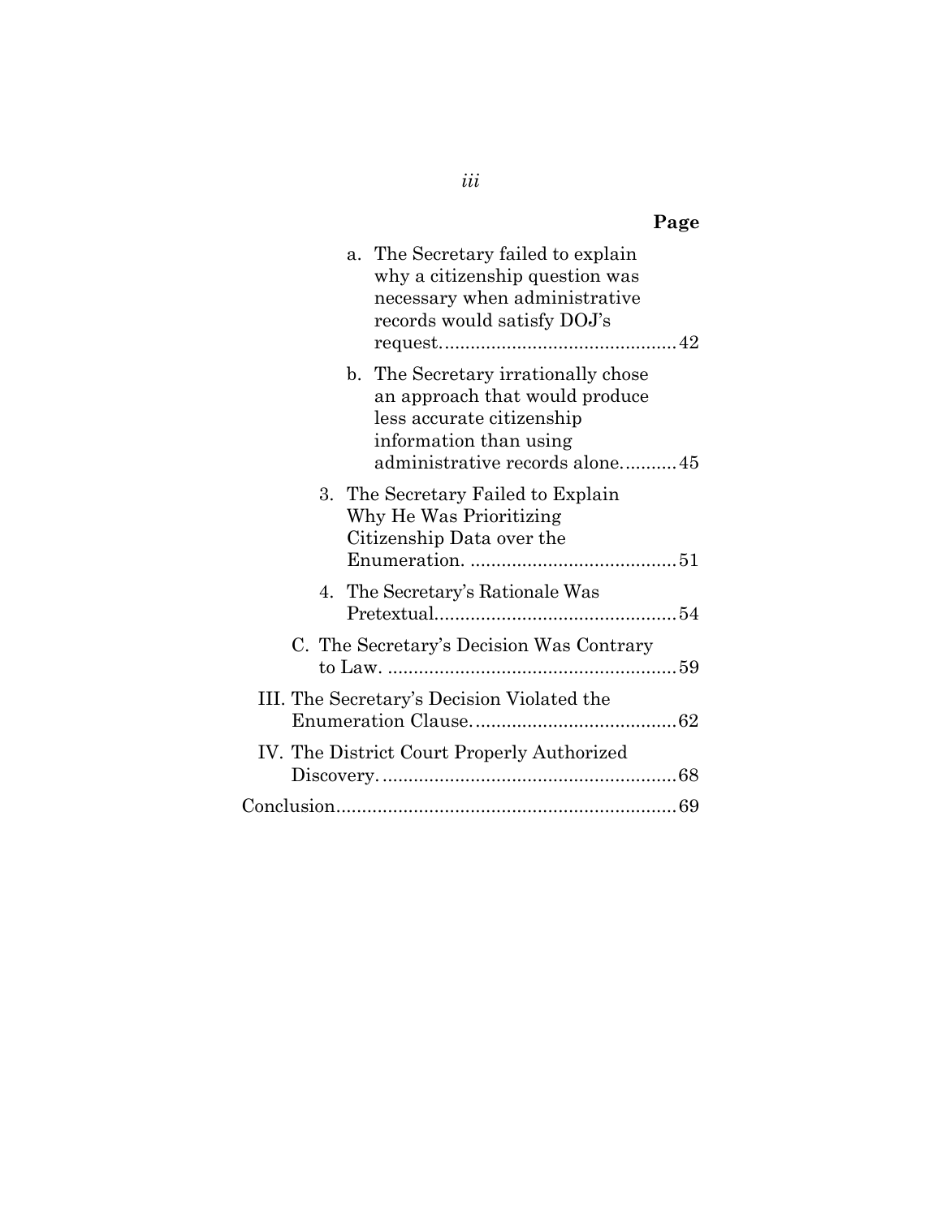Page

a. The Secretary failed to explain why a citizenship question was necessary when administrative records would satisfy DOJ's request............................................42

b. The Secretary irrationally chose an approach that would produce less accurate citizenship information than using administrative records alone...........45

3. The Secretary Failed to Explain Why He Was Prioritizing Citizenship Data over the Enumeration. ........................................51

4. The Secretary's Rationale Was Pretextual..............................................54

C. The Secretary's Decision Was Contrary to Law. ........................................................59

III. The Secretary's Decision Violated the Enumeration Clause.......................................62

IV. The District Court Properly Authorized Discovery.........................................................68

Conclusion..................................................................69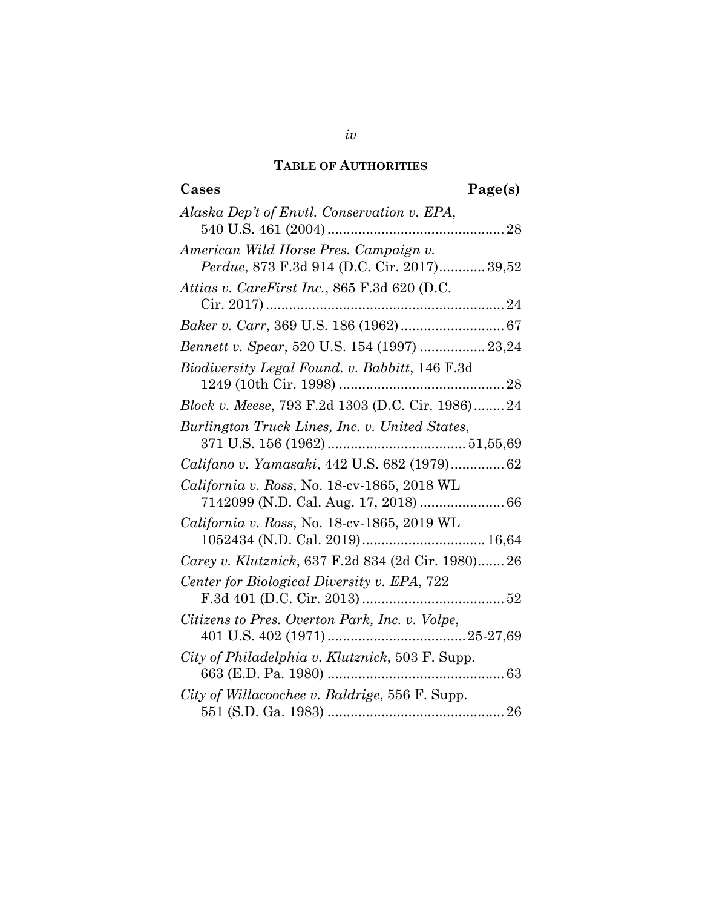## TABLE OF AUTHORITIES

**Cases** **Page(s)**

*Alaska Dep't of Envtl. Conservation v. EPA*, 540 U.S. 461 (2004) ............................................. 28

*American Wild Horse Pres. Campaign v. Perdue*, 873 F.3d 914 (D.C. Cir. 2017)............ 39,52

*Attias v. CareFirst Inc.*, 865 F.3d 620 (D.C. Cir. 2017) ............................................................. 24

*Baker v. Carr*, 369 U.S. 186 (1962) ........................... 67

*Bennett v. Spear*, 520 U.S. 154 (1997) ................. 23,24

*Biodiversity Legal Found. v. Babbitt*, 146 F.3d 1249 (10th Cir. 1998) ........................................... 28

*Block v. Meese*, 793 F.2d 1303 (D.C. Cir. 1986)........ 24

*Burlington Truck Lines, Inc. v. United States*, 371 U.S. 156 (1962) ................................... 51,55,69

*Califano v. Yamasaki*, 442 U.S. 682 (1979).............. 62

*California v. Ross*, No. 18-cv-1865, 2018 WL 7142099 (N.D. Cal. Aug. 17, 2018) ...................... 66

*California v. Ross*, No. 18-cv-1865, 2019 WL 1052434 (N.D. Cal. 2019)................................ 16,64

*Carey v. Klutznick*, 637 F.2d 834 (2d Cir. 1980)....... 26

*Center for Biological Diversity v. EPA*, 722 F.3d 401 (D.C. Cir. 2013) ..................................... 52

*Citizens to Pres. Overton Park, Inc. v. Volpe*, 401 U.S. 402 (1971) ....................................25-27,69

*City of Philadelphia v. Klutznick*, 503 F. Supp. 663 (E.D. Pa. 1980) ............................................. 63

*City of Willacoochee v. Baldrige*, 556 F. Supp. 551 (S.D. Ga. 1983) ............................................. 26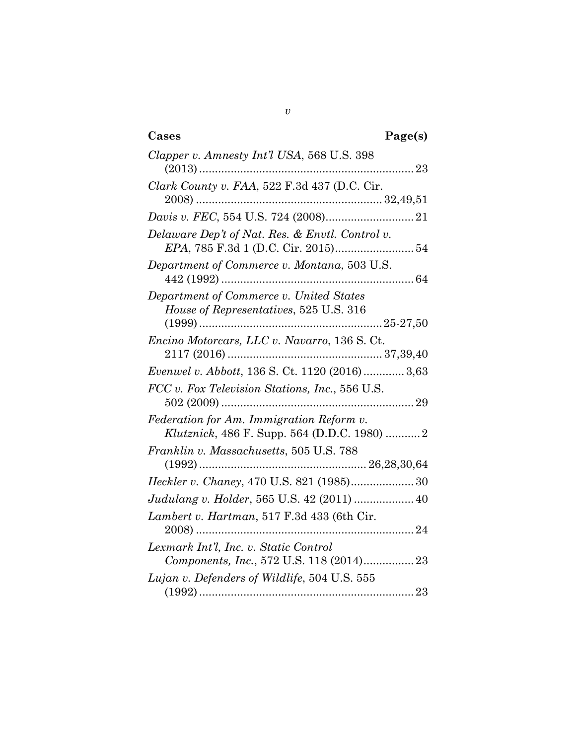| **Cases** | **Page(s)** |
|---|---|
| *Clapper v. Amnesty Int'l USA*, 568 U.S. 398 (2013) | 23 |
| *Clark County v. FAA*, 522 F.3d 437 (D.C. Cir. 2008) | 32,49,51 |
| *Davis v. FEC*, 554 U.S. 724 (2008) | 21 |
| *Delaware Dep't of Nat. Res. & Envtl. Control v. EPA*, 785 F.3d 1 (D.C. Cir. 2015) | 54 |
| *Department of Commerce v. Montana*, 503 U.S. 442 (1992) | 64 |
| *Department of Commerce v. United States House of Representatives*, 525 U.S. 316 (1999) | 25-27,50 |
| *Encino Motorcars, LLC v. Navarro*, 136 S. Ct. 2117 (2016) | 37,39,40 |
| *Evenwel v. Abbott*, 136 S. Ct. 1120 (2016) | 3,63 |
| *FCC v. Fox Television Stations, Inc.*, 556 U.S. 502 (2009) | 29 |
| *Federation for Am. Immigration Reform v. Klutznick*, 486 F. Supp. 564 (D.D.C. 1980) | 2 |
| *Franklin v. Massachusetts*, 505 U.S. 788 (1992) | 26,28,30,64 |
| *Heckler v. Chaney*, 470 U.S. 821 (1985) | 30 |
| *Judulang v. Holder*, 565 U.S. 42 (2011) | 40 |
| *Lambert v. Hartman*, 517 F.3d 433 (6th Cir. 2008) | 24 |
| *Lexmark Int'l, Inc. v. Static Control Components, Inc.*, 572 U.S. 118 (2014) | 23 |
| *Lujan v. Defenders of Wildlife*, 504 U.S. 555 (1992) | 23 |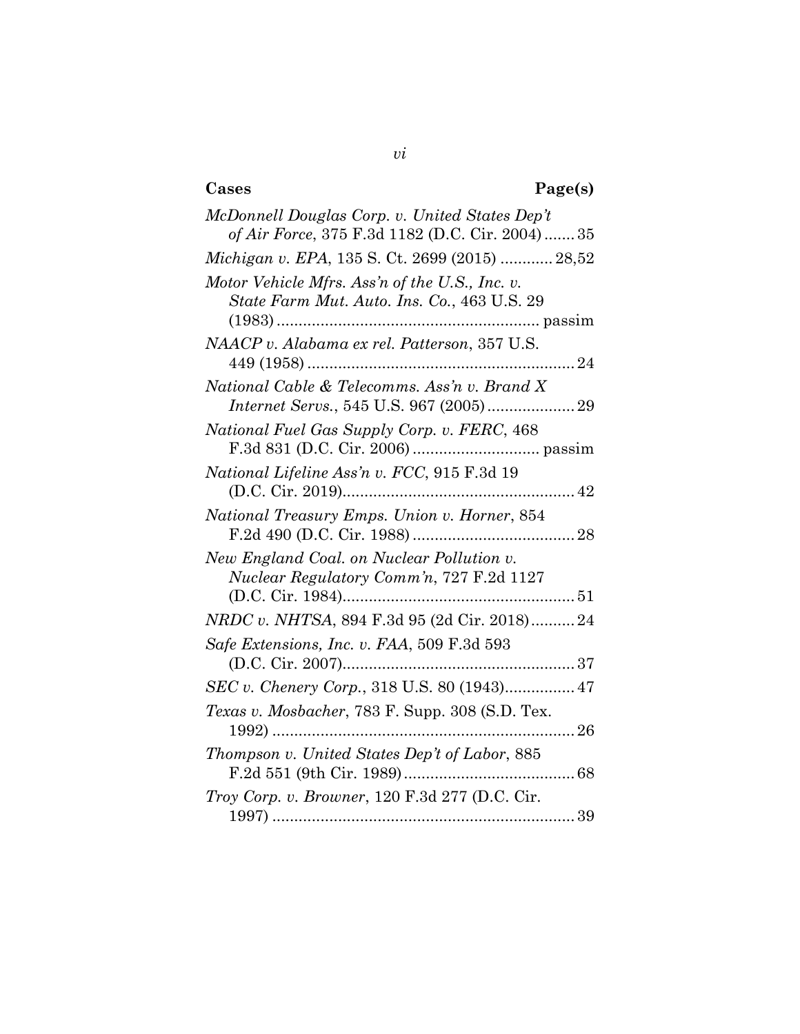| Cases | Page(s) |
| --- | --- |
| *McDonnell Douglas Corp. v. United States Dep't of Air Force*, 375 F.3d 1182 (D.C. Cir. 2004) | 35 |
| *Michigan v. EPA*, 135 S. Ct. 2699 (2015) | 28,52 |
| *Motor Vehicle Mfrs. Ass'n of the U.S., Inc. v. State Farm Mut. Auto. Ins. Co.*, 463 U.S. 29 (1983) | passim |
| *NAACP v. Alabama ex rel. Patterson*, 357 U.S. 449 (1958) | 24 |
| *National Cable & Telecomms. Ass'n v. Brand X Internet Servs.*, 545 U.S. 967 (2005) | 29 |
| *National Fuel Gas Supply Corp. v. FERC*, 468 F.3d 831 (D.C. Cir. 2006) | passim |
| *National Lifeline Ass'n v. FCC*, 915 F.3d 19 (D.C. Cir. 2019) | 42 |
| *National Treasury Emps. Union v. Horner*, 854 F.2d 490 (D.C. Cir. 1988) | 28 |
| *New England Coal. on Nuclear Pollution v. Nuclear Regulatory Comm'n*, 727 F.2d 1127 (D.C. Cir. 1984) | 51 |
| *NRDC v. NHTSA*, 894 F.3d 95 (2d Cir. 2018) | 24 |
| *Safe Extensions, Inc. v. FAA*, 509 F.3d 593 (D.C. Cir. 2007) | 37 |
| *SEC v. Chenery Corp.*, 318 U.S. 80 (1943) | 47 |
| *Texas v. Mosbacher*, 783 F. Supp. 308 (S.D. Tex. 1992) | 26 |
| *Thompson v. United States Dep't of Labor*, 885 F.2d 551 (9th Cir. 1989) | 68 |
| *Troy Corp. v. Browner*, 120 F.3d 277 (D.C. Cir. 1997) | 39 |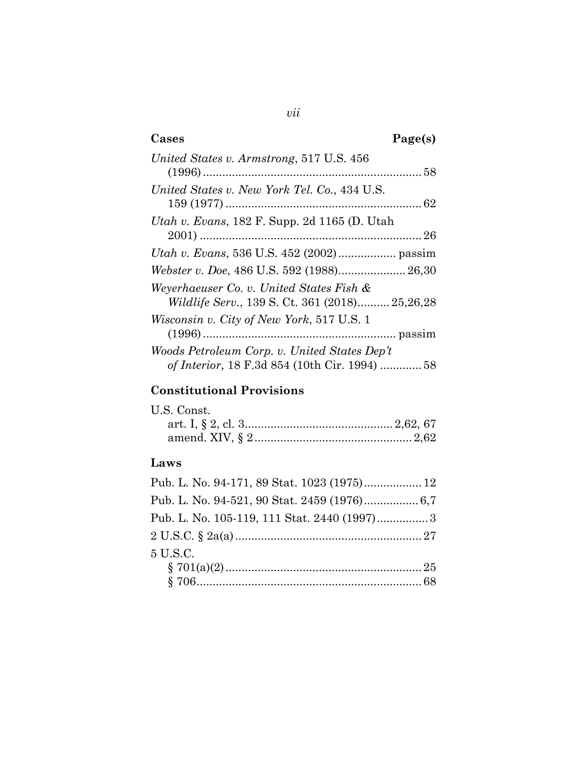| **Cases** | **Page(s)** |
|---|---|
| *United States v. Armstrong*, 517 U.S. 456 (1996) | 58 |
| *United States v. New York Tel. Co.*, 434 U.S. 159 (1977) | 62 |
| *Utah v. Evans*, 182 F. Supp. 2d 1165 (D. Utah 2001) | 26 |
| *Utah v. Evans*, 536 U.S. 452 (2002) | passim |
| *Webster v. Doe*, 486 U.S. 592 (1988) | 26,30 |
| *Weyerhaeuser Co. v. United States Fish & Wildlife Serv.*, 139 S. Ct. 361 (2018) | 25,26,28 |
| *Wisconsin v. City of New York*, 517 U.S. 1 (1996) | passim |
| *Woods Petroleum Corp. v. United States Dep't of Interior*, 18 F.3d 854 (10th Cir. 1994) | 58 |

## Constitutional Provisions

U.S. Const.
- art. I, § 2, cl. 3 .......... 2,62, 67
- amend. XIV, § 2 .......... 2,62

## Laws

| | |
|---|---|
| Pub. L. No. 94-171, 89 Stat. 1023 (1975) | 12 |
| Pub. L. No. 94-521, 90 Stat. 2459 (1976) | 6,7 |
| Pub. L. No. 105-119, 111 Stat. 2440 (1997) | 3 |
| 2 U.S.C. § 2a(a) | 27 |

5 U.S.C.
- § 701(a)(2) .......... 25
- § 706 .......... 68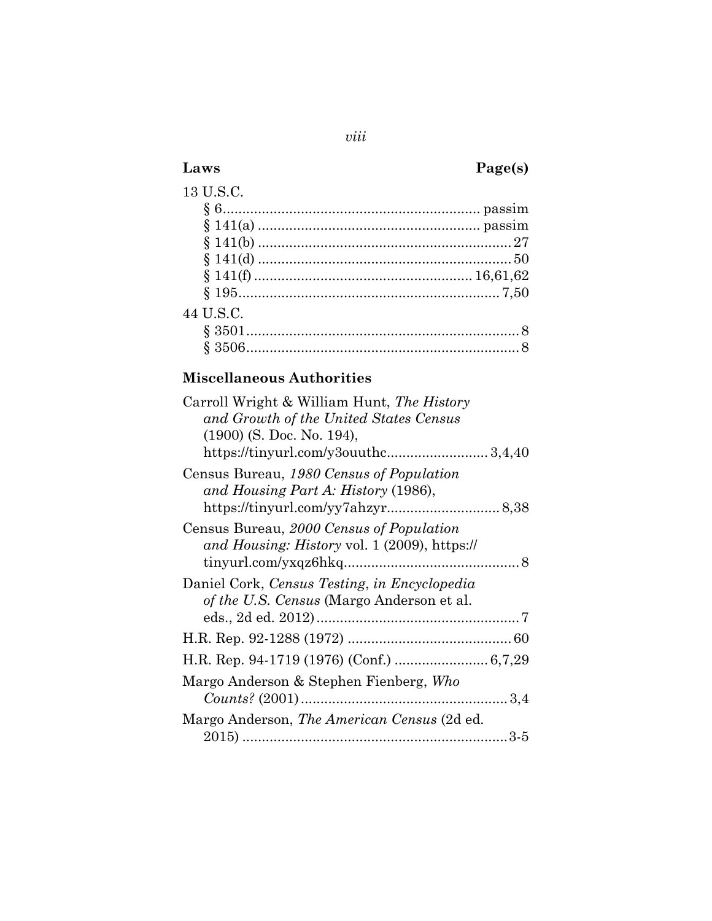**Laws** **Page(s)**

13 U.S.C.

§ 6 .................................................................. passim

§ 141(a) ......................................................... passim

§ 141(b) ................................................................ 27

§ 141(d) ................................................................ 50

§ 141(f) ...................................................... 16,61,62

§ 195 ................................................................. 7,50

44 U.S.C.

§ 3501 ..................................................................... 8

§ 3506 ..................................................................... 8

**Miscellaneous Authorities**

Carroll Wright & William Hunt, *The History and Growth of the United States Census* (1900) (S. Doc. No. 194), https://tinyurl.com/y3ouuthc ......................... 3,4,40

Census Bureau, *1980 Census of Population and Housing Part A: History* (1986), https://tinyurl.com/yy7ahzyr ............................ 8,38

Census Bureau, *2000 Census of Population and Housing: History* vol. 1 (2009), https://tinyurl.com/yxqz6hkq ............................................ 8

Daniel Cork, *Census Testing*, *in Encyclopedia of the U.S. Census* (Margo Anderson et al. eds., 2d ed. 2012) ................................................... 7

H.R. Rep. 92-1288 (1972) ......................................... 60

H.R. Rep. 94-1719 (1976) (Conf.) ....................... 6,7,29

Margo Anderson & Stephen Fienberg, *Who Counts?* (2001) .................................................... 3,4

Margo Anderson, *The American Census* (2d ed. 2015) ................................................................... 3-5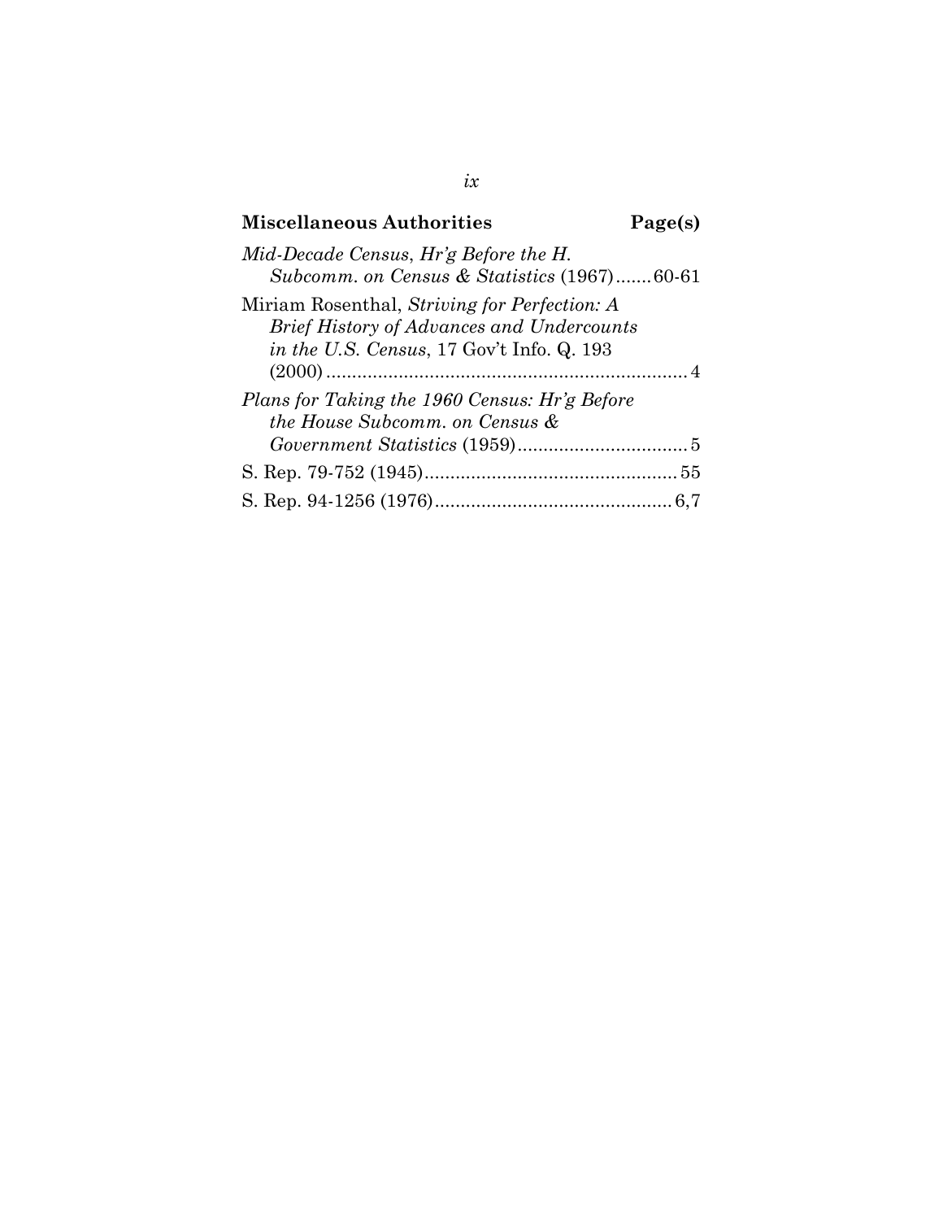| **Miscellaneous Authorities** | **Page(s)** |
|---|---|
| *Mid-Decade Census*, *Hr'g Before the H. Subcomm. on Census & Statistics* (1967) | 60-61 |
| Miriam Rosenthal, *Striving for Perfection: A Brief History of Advances and Undercounts in the U.S. Census*, 17 Gov't Info. Q. 193 (2000) | 4 |
| *Plans for Taking the 1960 Census: Hr'g Before the House Subcomm. on Census & Government Statistics* (1959) | 5 |
| S. Rep. 79-752 (1945) | 55 |
| S. Rep. 94-1256 (1976) | 6,7 |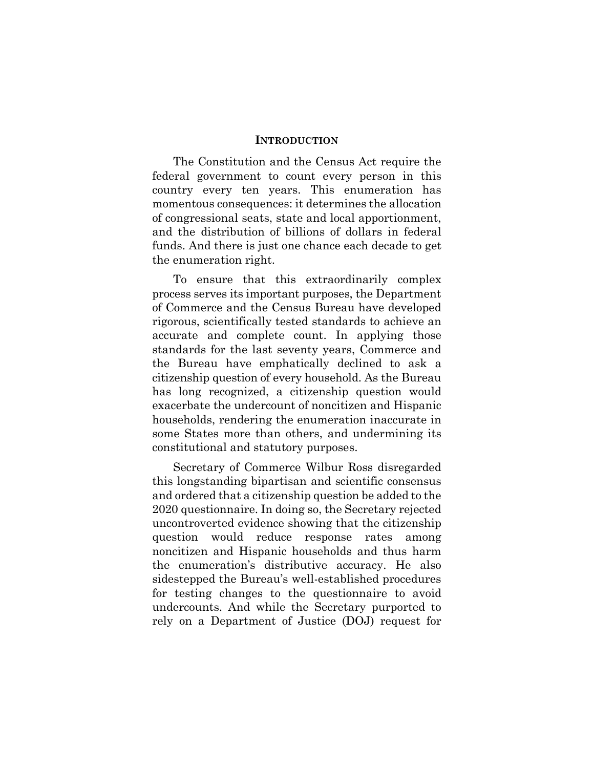## INTRODUCTION

The Constitution and the Census Act require the federal government to count every person in this country every ten years. This enumeration has momentous consequences: it determines the allocation of congressional seats, state and local apportionment, and the distribution of billions of dollars in federal funds. And there is just one chance each decade to get the enumeration right.

To ensure that this extraordinarily complex process serves its important purposes, the Department of Commerce and the Census Bureau have developed rigorous, scientifically tested standards to achieve an accurate and complete count. In applying those standards for the last seventy years, Commerce and the Bureau have emphatically declined to ask a citizenship question of every household. As the Bureau has long recognized, a citizenship question would exacerbate the undercount of noncitizen and Hispanic households, rendering the enumeration inaccurate in some States more than others, and undermining its constitutional and statutory purposes.

Secretary of Commerce Wilbur Ross disregarded this longstanding bipartisan and scientific consensus and ordered that a citizenship question be added to the 2020 questionnaire. In doing so, the Secretary rejected uncontroverted evidence showing that the citizenship question would reduce response rates among noncitizen and Hispanic households and thus harm the enumeration's distributive accuracy. He also sidestepped the Bureau's well-established procedures for testing changes to the questionnaire to avoid undercounts. And while the Secretary purported to rely on a Department of Justice (DOJ) request for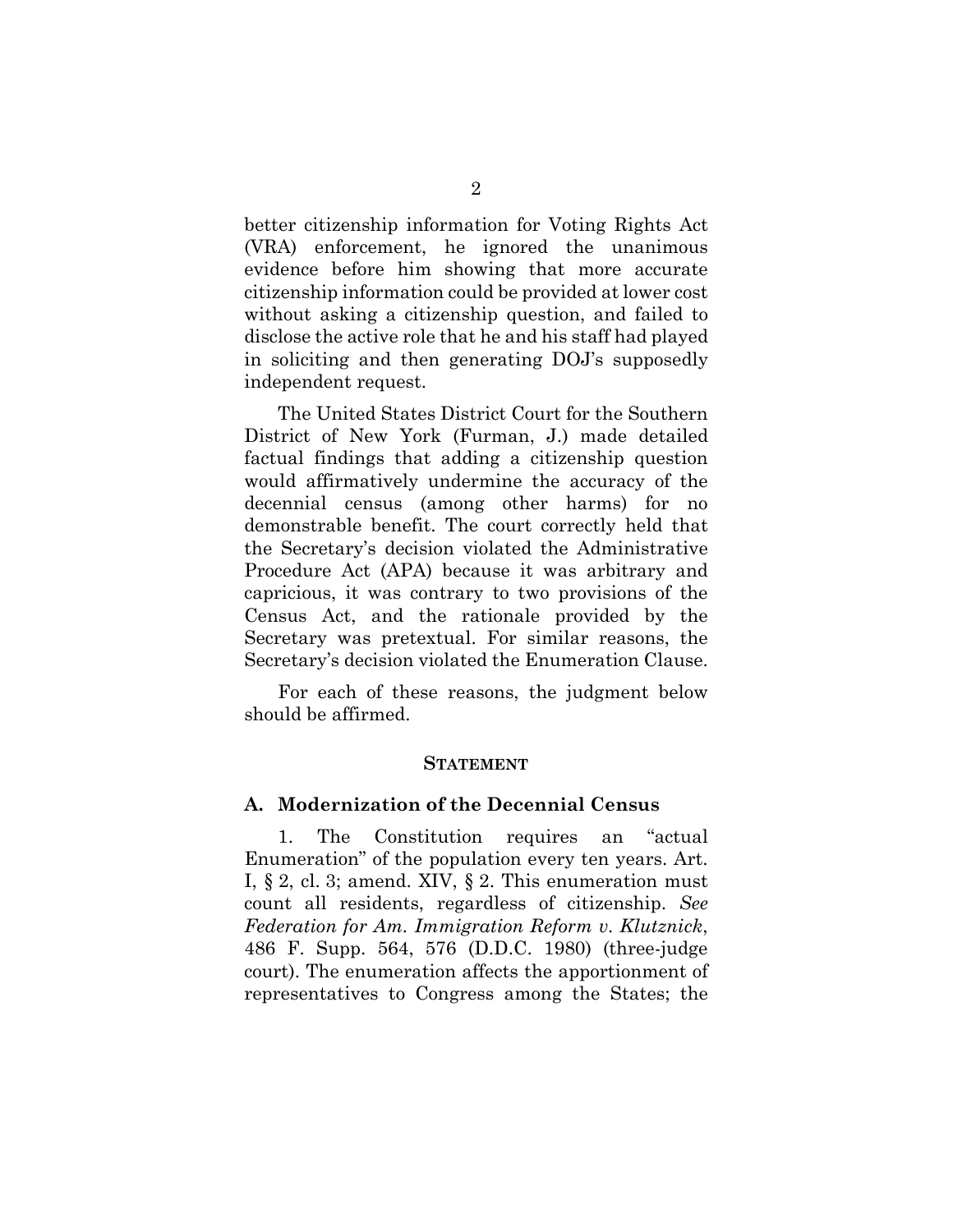better citizenship information for Voting Rights Act (VRA) enforcement, he ignored the unanimous evidence before him showing that more accurate citizenship information could be provided at lower cost without asking a citizenship question, and failed to disclose the active role that he and his staff had played in soliciting and then generating DOJ's supposedly independent request.

The United States District Court for the Southern District of New York (Furman, J.) made detailed factual findings that adding a citizenship question would affirmatively undermine the accuracy of the decennial census (among other harms) for no demonstrable benefit. The court correctly held that the Secretary's decision violated the Administrative Procedure Act (APA) because it was arbitrary and capricious, it was contrary to two provisions of the Census Act, and the rationale provided by the Secretary was pretextual. For similar reasons, the Secretary's decision violated the Enumeration Clause.

For each of these reasons, the judgment below should be affirmed.

## STATEMENT

### A. Modernization of the Decennial Census

1. The Constitution requires an "actual Enumeration" of the population every ten years. Art. I, § 2, cl. 3; amend. XIV, § 2. This enumeration must count all residents, regardless of citizenship. *See Federation for Am. Immigration Reform v. Klutznick*, 486 F. Supp. 564, 576 (D.D.C. 1980) (three-judge court). The enumeration affects the apportionment of representatives to Congress among the States; the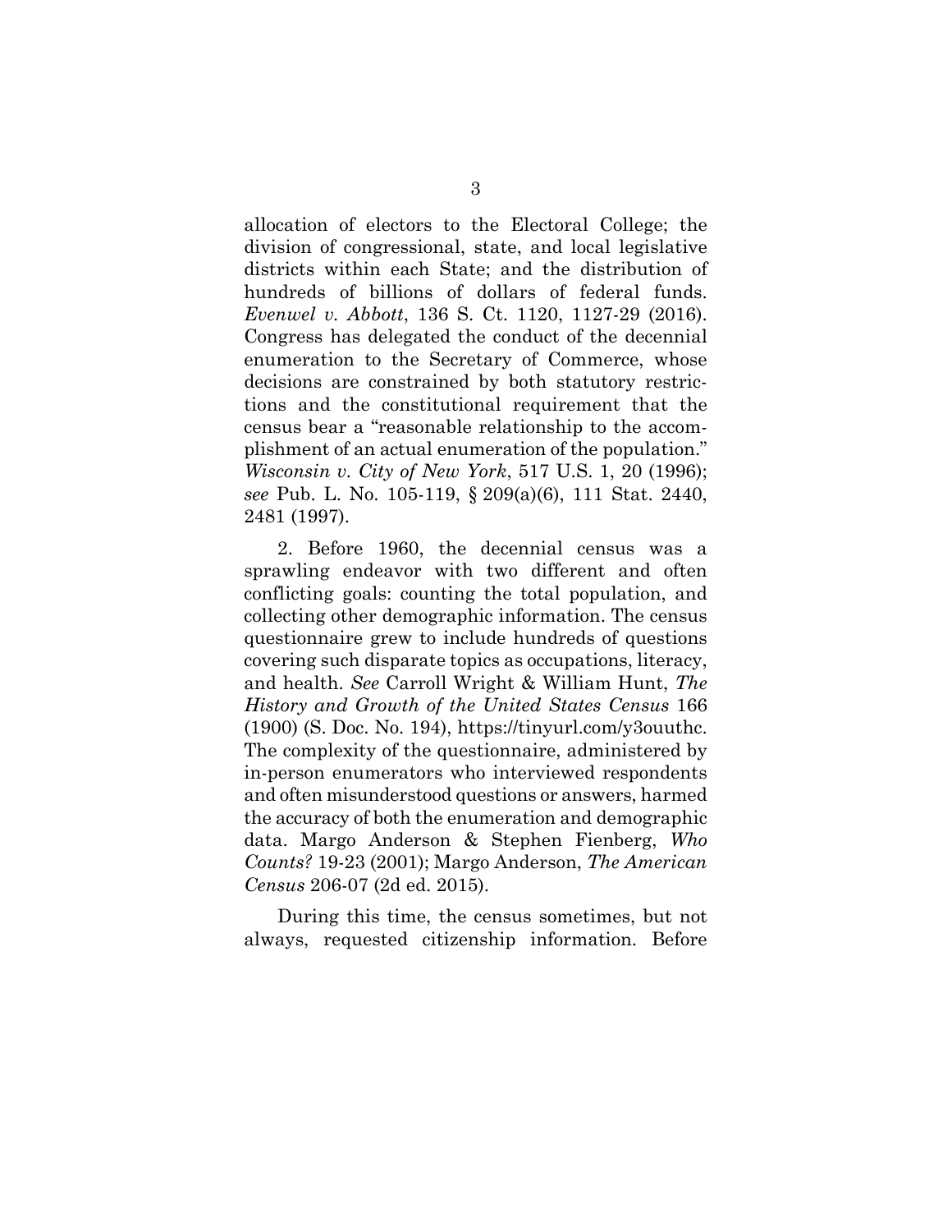allocation of electors to the Electoral College; the division of congressional, state, and local legislative districts within each State; and the distribution of hundreds of billions of dollars of federal funds. *Evenwel v. Abbott*, 136 S. Ct. 1120, 1127-29 (2016). Congress has delegated the conduct of the decennial enumeration to the Secretary of Commerce, whose decisions are constrained by both statutory restrictions and the constitutional requirement that the census bear a "reasonable relationship to the accomplishment of an actual enumeration of the population." *Wisconsin v. City of New York*, 517 U.S. 1, 20 (1996); *see* Pub. L. No. 105-119, § 209(a)(6), 111 Stat. 2440, 2481 (1997).

2. Before 1960, the decennial census was a sprawling endeavor with two different and often conflicting goals: counting the total population, and collecting other demographic information. The census questionnaire grew to include hundreds of questions covering such disparate topics as occupations, literacy, and health. *See* Carroll Wright & William Hunt, *The History and Growth of the United States Census* 166 (1900) (S. Doc. No. 194), https://tinyurl.com/y3ouuthc. The complexity of the questionnaire, administered by in-person enumerators who interviewed respondents and often misunderstood questions or answers, harmed the accuracy of both the enumeration and demographic data. Margo Anderson & Stephen Fienberg, *Who Counts?* 19-23 (2001); Margo Anderson, *The American Census* 206-07 (2d ed. 2015).

During this time, the census sometimes, but not always, requested citizenship information. Before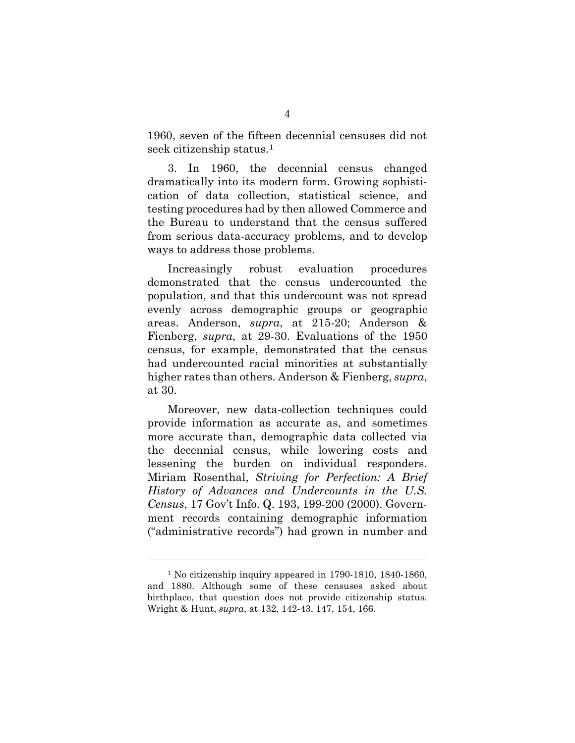1960, seven of the fifteen decennial censuses did not seek citizenship status.[1]

3. In 1960, the decennial census changed dramatically into its modern form. Growing sophistication of data collection, statistical science, and testing procedures had by then allowed Commerce and the Bureau to understand that the census suffered from serious data-accuracy problems, and to develop ways to address those problems.

Increasingly robust evaluation procedures demonstrated that the census undercounted the population, and that this undercount was not spread evenly across demographic groups or geographic areas. Anderson, *supra*, at 215-20; Anderson & Fienberg, *supra*, at 29-30. Evaluations of the 1950 census, for example, demonstrated that the census had undercounted racial minorities at substantially higher rates than others. Anderson & Fienberg, *supra*, at 30.

Moreover, new data-collection techniques could provide information as accurate as, and sometimes more accurate than, demographic data collected via the decennial census, while lowering costs and lessening the burden on individual responders. Miriam Rosenthal, *Striving for Perfection: A Brief History of Advances and Undercounts in the U.S. Census*, 17 Gov't Info. Q. 193, 199-200 (2000). Government records containing demographic information ("administrative records") had grown in number and

---

[1] No citizenship inquiry appeared in 1790-1810, 1840-1860, and 1880. Although some of these censuses asked about birthplace, that question does not provide citizenship status. Wright & Hunt, *supra*, at 132, 142-43, 147, 154, 166.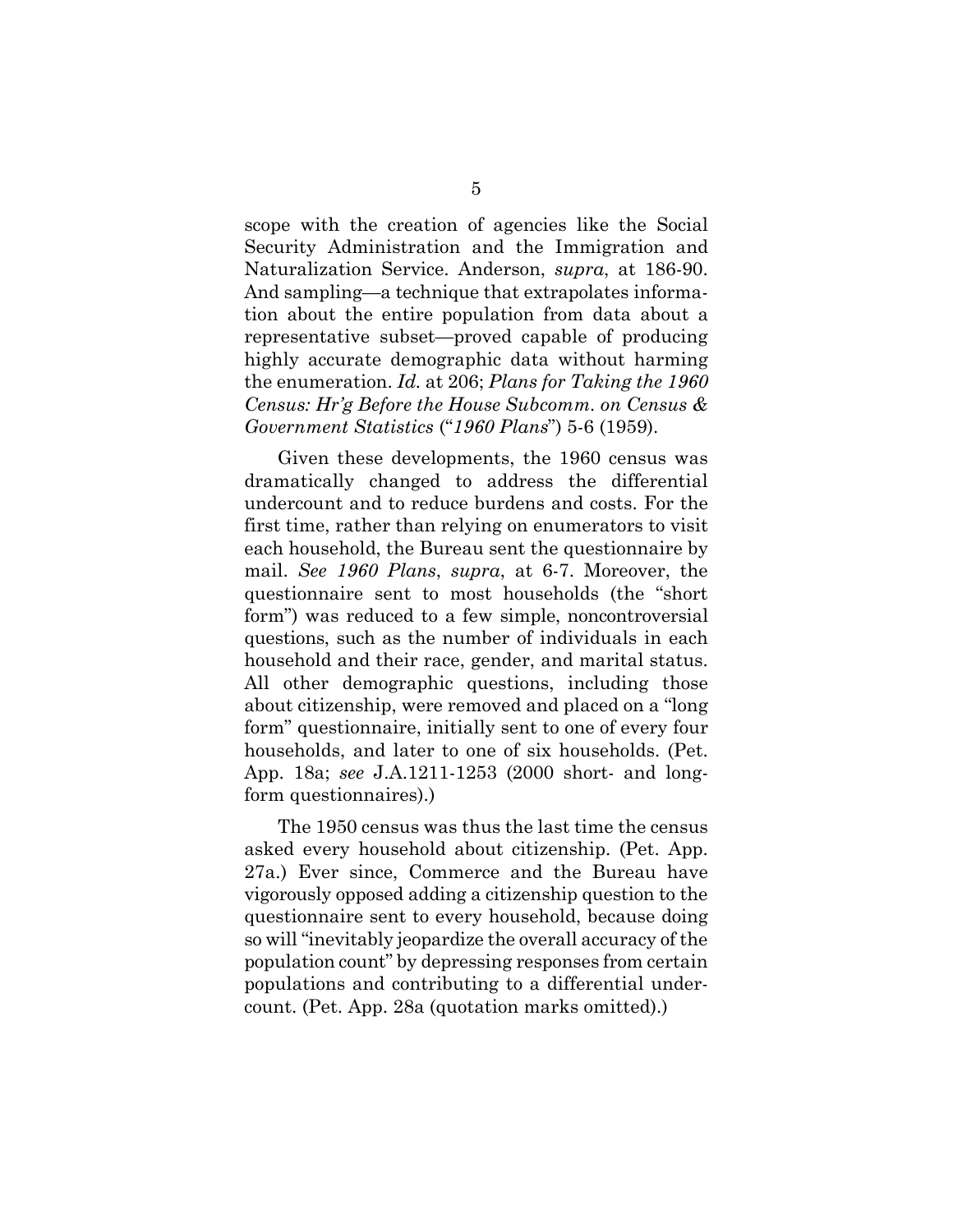scope with the creation of agencies like the Social Security Administration and the Immigration and Naturalization Service. Anderson, *supra*, at 186-90. And sampling—a technique that extrapolates information about the entire population from data about a representative subset—proved capable of producing highly accurate demographic data without harming the enumeration. *Id.* at 206; *Plans for Taking the 1960 Census: Hr'g Before the House Subcomm. on Census & Government Statistics* ("*1960 Plans*") 5-6 (1959).

Given these developments, the 1960 census was dramatically changed to address the differential undercount and to reduce burdens and costs. For the first time, rather than relying on enumerators to visit each household, the Bureau sent the questionnaire by mail. *See 1960 Plans*, *supra*, at 6-7. Moreover, the questionnaire sent to most households (the "short form") was reduced to a few simple, noncontroversial questions, such as the number of individuals in each household and their race, gender, and marital status. All other demographic questions, including those about citizenship, were removed and placed on a "long form" questionnaire, initially sent to one of every four households, and later to one of six households. (Pet. App. 18a; *see* J.A.1211-1253 (2000 short- and long-form questionnaires).)

The 1950 census was thus the last time the census asked every household about citizenship. (Pet. App. 27a.) Ever since, Commerce and the Bureau have vigorously opposed adding a citizenship question to the questionnaire sent to every household, because doing so will "inevitably jeopardize the overall accuracy of the population count" by depressing responses from certain populations and contributing to a differential undercount. (Pet. App. 28a (quotation marks omitted).)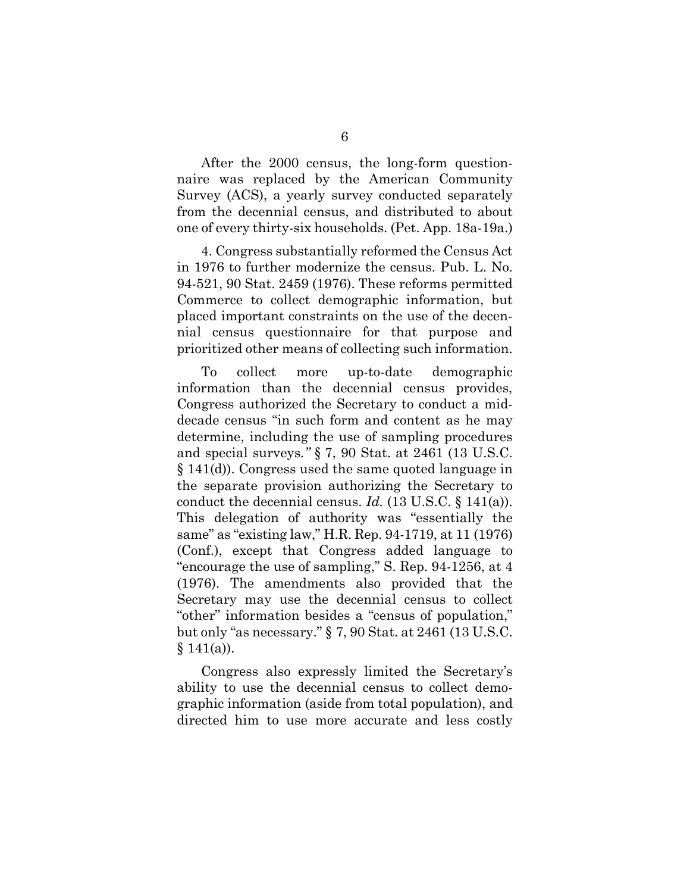After the 2000 census, the long-form questionnaire was replaced by the American Community Survey (ACS), a yearly survey conducted separately from the decennial census, and distributed to about one of every thirty-six households. (Pet. App. 18a-19a.)

4. Congress substantially reformed the Census Act in 1976 to further modernize the census. Pub. L. No. 94-521, 90 Stat. 2459 (1976). These reforms permitted Commerce to collect demographic information, but placed important constraints on the use of the decennial census questionnaire for that purpose and prioritized other means of collecting such information.

To collect more up-to-date demographic information than the decennial census provides, Congress authorized the Secretary to conduct a mid-decade census "in such form and content as he may determine, including the use of sampling procedures and special surveys." § 7, 90 Stat. at 2461 (13 U.S.C. § 141(d)). Congress used the same quoted language in the separate provision authorizing the Secretary to conduct the decennial census. *Id.* (13 U.S.C. § 141(a)). This delegation of authority was "essentially the same" as "existing law," H.R. Rep. 94-1719, at 11 (1976) (Conf.), except that Congress added language to "encourage the use of sampling," S. Rep. 94-1256, at 4 (1976). The amendments also provided that the Secretary may use the decennial census to collect "other" information besides a "census of population," but only "as necessary." § 7, 90 Stat. at 2461 (13 U.S.C. § 141(a)).

Congress also expressly limited the Secretary's ability to use the decennial census to collect demographic information (aside from total population), and directed him to use more accurate and less costly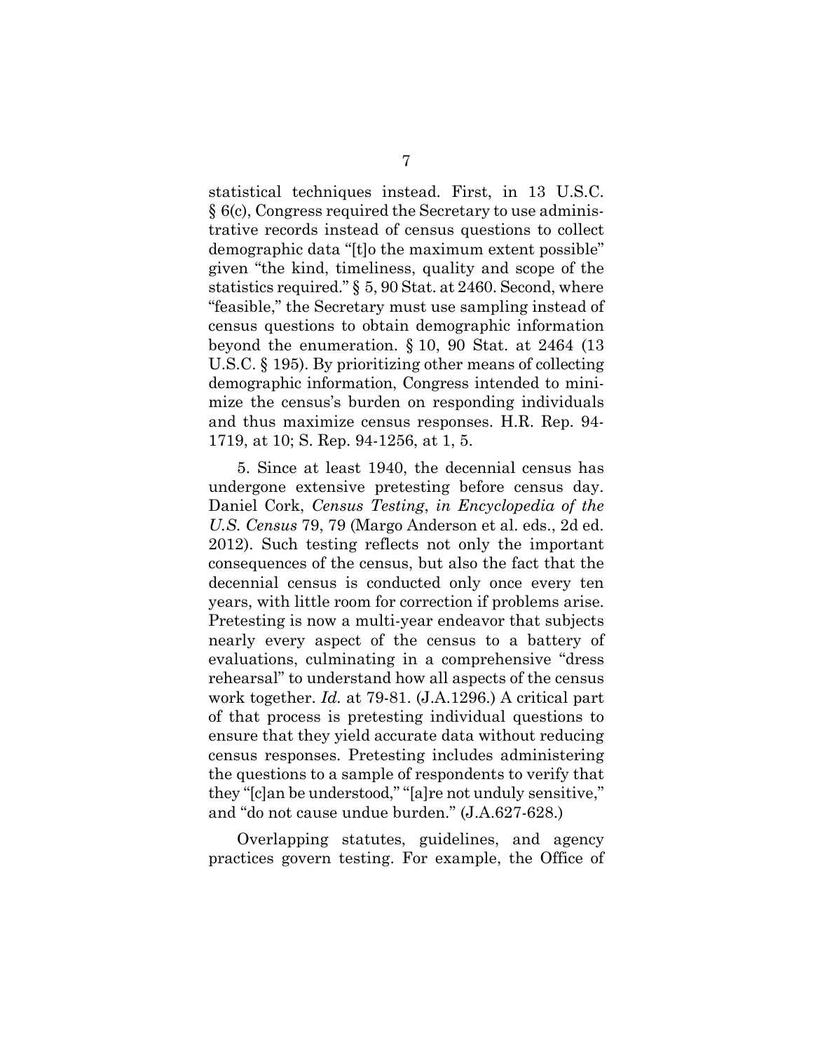statistical techniques instead. First, in 13 U.S.C. § 6(c), Congress required the Secretary to use administrative records instead of census questions to collect demographic data "[t]o the maximum extent possible" given "the kind, timeliness, quality and scope of the statistics required." § 5, 90 Stat. at 2460. Second, where "feasible," the Secretary must use sampling instead of census questions to obtain demographic information beyond the enumeration. § 10, 90 Stat. at 2464 (13 U.S.C. § 195). By prioritizing other means of collecting demographic information, Congress intended to minimize the census's burden on responding individuals and thus maximize census responses. H.R. Rep. 94-1719, at 10; S. Rep. 94-1256, at 1, 5.

5. Since at least 1940, the decennial census has undergone extensive pretesting before census day. Daniel Cork, *Census Testing*, *in Encyclopedia of the U.S. Census* 79, 79 (Margo Anderson et al. eds., 2d ed. 2012). Such testing reflects not only the important consequences of the census, but also the fact that the decennial census is conducted only once every ten years, with little room for correction if problems arise. Pretesting is now a multi-year endeavor that subjects nearly every aspect of the census to a battery of evaluations, culminating in a comprehensive "dress rehearsal" to understand how all aspects of the census work together. *Id.* at 79-81. (J.A.1296.) A critical part of that process is pretesting individual questions to ensure that they yield accurate data without reducing census responses. Pretesting includes administering the questions to a sample of respondents to verify that they "[c]an be understood," "[a]re not unduly sensitive," and "do not cause undue burden." (J.A.627-628.)

Overlapping statutes, guidelines, and agency practices govern testing. For example, the Office of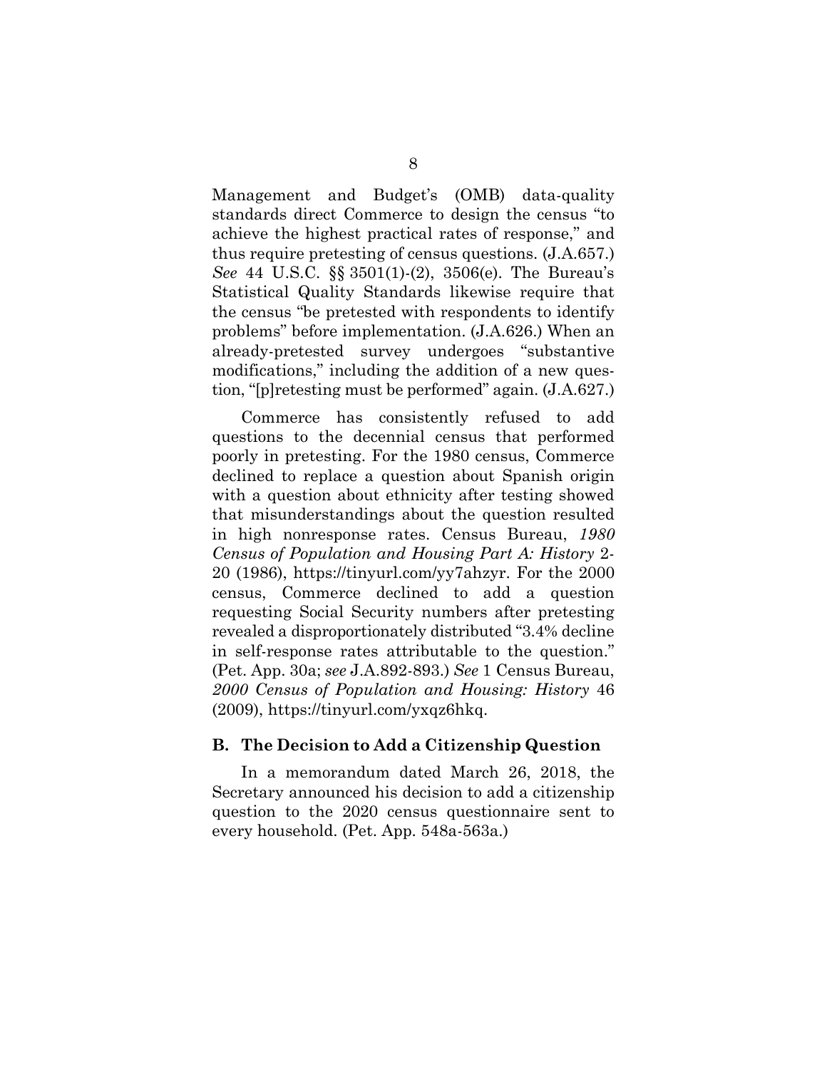Management and Budget's (OMB) data-quality standards direct Commerce to design the census "to achieve the highest practical rates of response," and thus require pretesting of census questions. (J.A.657.) *See* 44 U.S.C. §§ 3501(1)-(2), 3506(e). The Bureau's Statistical Quality Standards likewise require that the census "be pretested with respondents to identify problems" before implementation. (J.A.626.) When an already-pretested survey undergoes "substantive modifications," including the addition of a new question, "[p]retesting must be performed" again. (J.A.627.)

Commerce has consistently refused to add questions to the decennial census that performed poorly in pretesting. For the 1980 census, Commerce declined to replace a question about Spanish origin with a question about ethnicity after testing showed that misunderstandings about the question resulted in high nonresponse rates. Census Bureau, *1980 Census of Population and Housing Part A: History* 2-20 (1986), https://tinyurl.com/yy7ahzyr. For the 2000 census, Commerce declined to add a question requesting Social Security numbers after pretesting revealed a disproportionately distributed "3.4% decline in self-response rates attributable to the question." (Pet. App. 30a; *see* J.A.892-893.) *See* 1 Census Bureau, *2000 Census of Population and Housing: History* 46 (2009), https://tinyurl.com/yxqz6hkq.

### B. The Decision to Add a Citizenship Question

In a memorandum dated March 26, 2018, the Secretary announced his decision to add a citizenship question to the 2020 census questionnaire sent to every household. (Pet. App. 548a-563a.)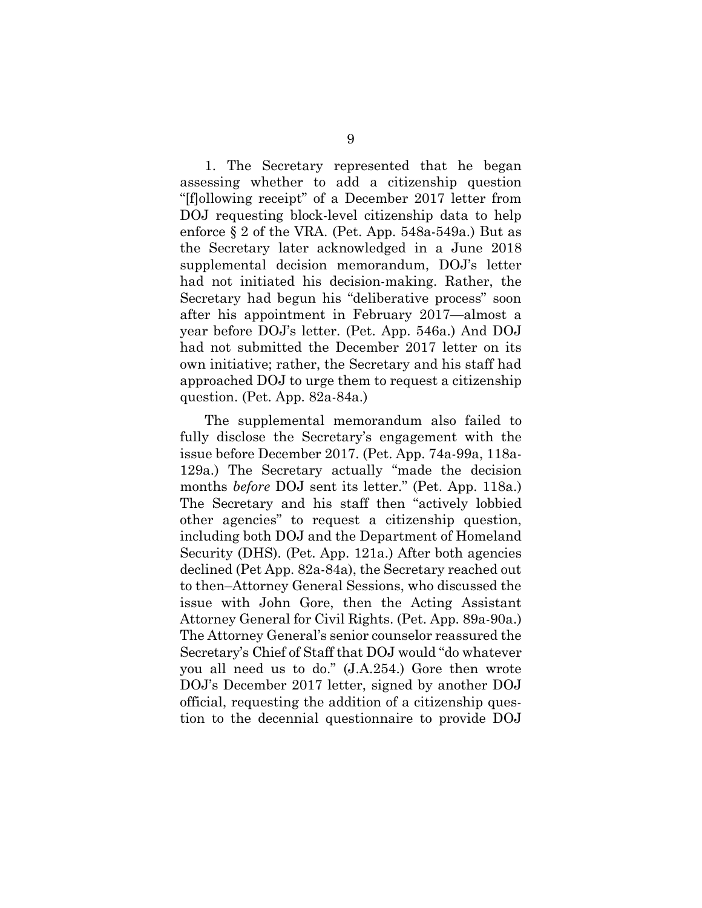1. The Secretary represented that he began assessing whether to add a citizenship question "[f]ollowing receipt" of a December 2017 letter from DOJ requesting block-level citizenship data to help enforce § 2 of the VRA. (Pet. App. 548a-549a.) But as the Secretary later acknowledged in a June 2018 supplemental decision memorandum, DOJ's letter had not initiated his decision-making. Rather, the Secretary had begun his "deliberative process" soon after his appointment in February 2017—almost a year before DOJ's letter. (Pet. App. 546a.) And DOJ had not submitted the December 2017 letter on its own initiative; rather, the Secretary and his staff had approached DOJ to urge them to request a citizenship question. (Pet. App. 82a-84a.)

The supplemental memorandum also failed to fully disclose the Secretary's engagement with the issue before December 2017. (Pet. App. 74a-99a, 118a-129a.) The Secretary actually "made the decision months *before* DOJ sent its letter." (Pet. App. 118a.) The Secretary and his staff then "actively lobbied other agencies" to request a citizenship question, including both DOJ and the Department of Homeland Security (DHS). (Pet. App. 121a.) After both agencies declined (Pet App. 82a-84a), the Secretary reached out to then–Attorney General Sessions, who discussed the issue with John Gore, then the Acting Assistant Attorney General for Civil Rights. (Pet. App. 89a-90a.) The Attorney General's senior counselor reassured the Secretary's Chief of Staff that DOJ would "do whatever you all need us to do." (J.A.254.) Gore then wrote DOJ's December 2017 letter, signed by another DOJ official, requesting the addition of a citizenship question to the decennial questionnaire to provide DOJ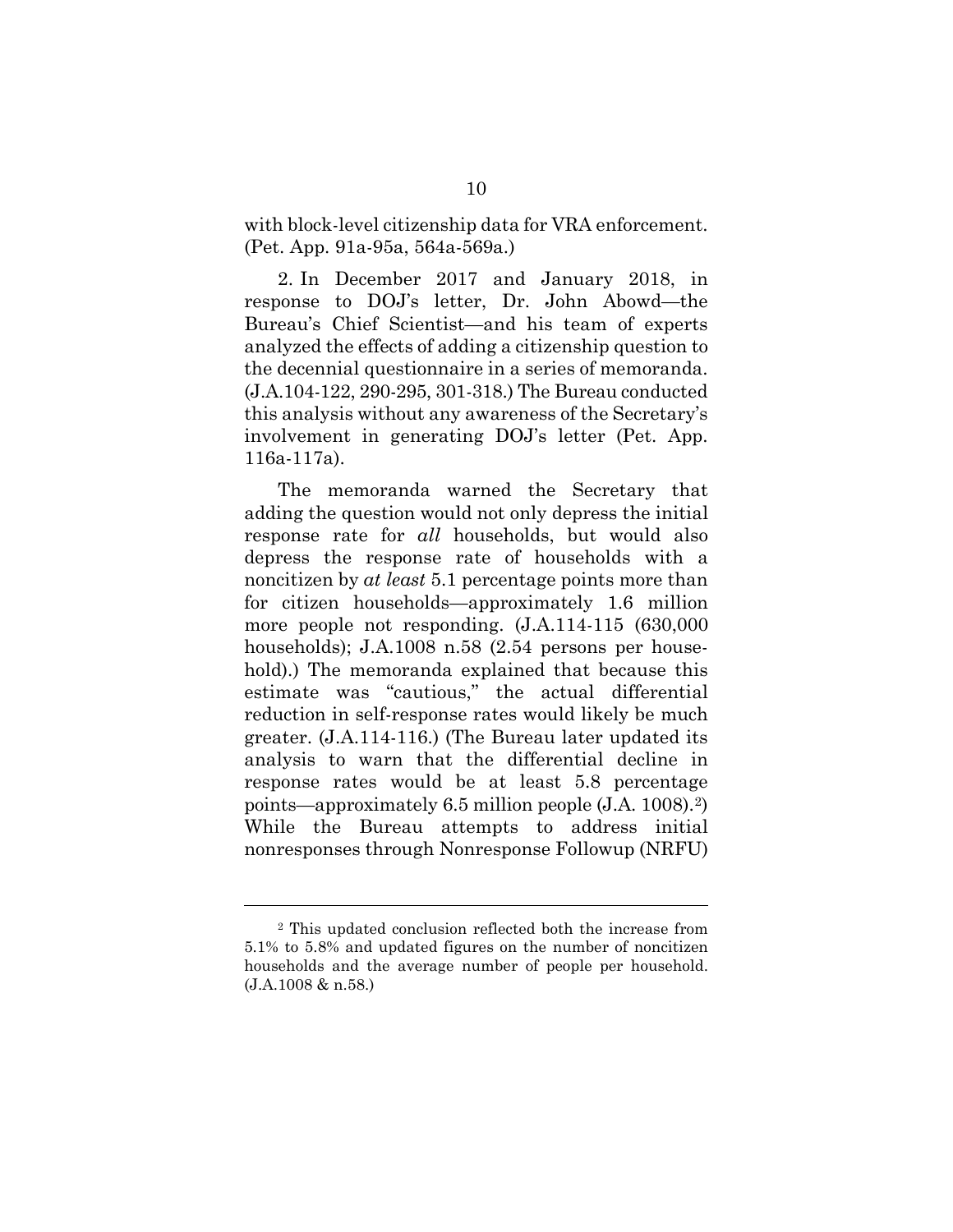with block-level citizenship data for VRA enforcement. (Pet. App. 91a-95a, 564a-569a.)

2. In December 2017 and January 2018, in response to DOJ's letter, Dr. John Abowd—the Bureau's Chief Scientist—and his team of experts analyzed the effects of adding a citizenship question to the decennial questionnaire in a series of memoranda. (J.A.104-122, 290-295, 301-318.) The Bureau conducted this analysis without any awareness of the Secretary's involvement in generating DOJ's letter (Pet. App. 116a-117a).

The memoranda warned the Secretary that adding the question would not only depress the initial response rate for *all* households, but would also depress the response rate of households with a noncitizen by *at least* 5.1 percentage points more than for citizen households—approximately 1.6 million more people not responding. (J.A.114-115 (630,000 households); J.A.1008 n.58 (2.54 persons per household).) The memoranda explained that because this estimate was "cautious," the actual differential reduction in self-response rates would likely be much greater. (J.A.114-116.) (The Bureau later updated its analysis to warn that the differential decline in response rates would be at least 5.8 percentage points—approximately 6.5 million people (J.A. 1008).[2]) While the Bureau attempts to address initial nonresponses through Nonresponse Followup (NRFU)

---

[2] This updated conclusion reflected both the increase from 5.1% to 5.8% and updated figures on the number of noncitizen households and the average number of people per household. (J.A.1008 & n.58.)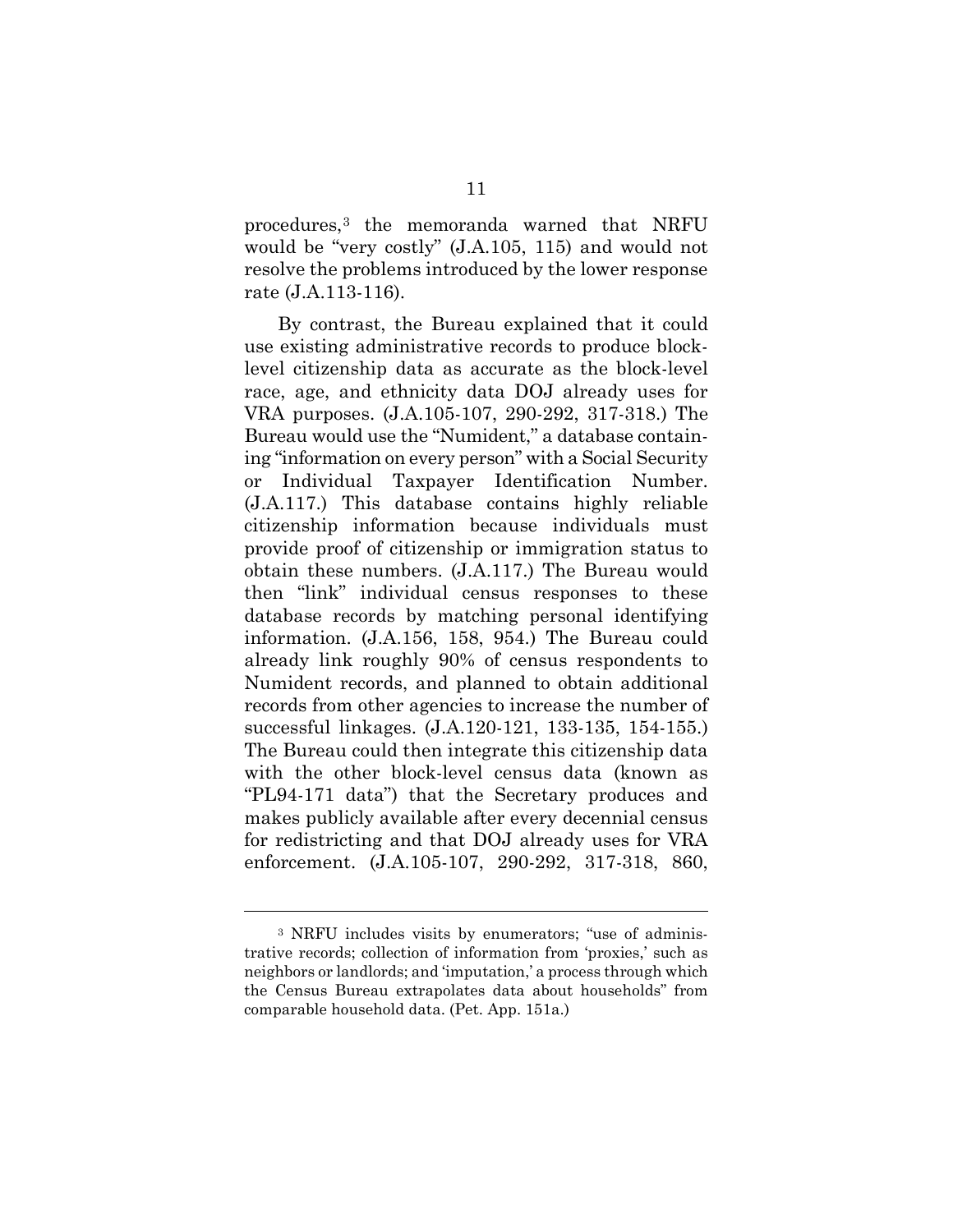procedures,[3] the memoranda warned that NRFU would be "very costly" (J.A.105, 115) and would not resolve the problems introduced by the lower response rate (J.A.113-116).

By contrast, the Bureau explained that it could use existing administrative records to produce block-level citizenship data as accurate as the block-level race, age, and ethnicity data DOJ already uses for VRA purposes. (J.A.105-107, 290-292, 317-318.) The Bureau would use the "Numident," a database containing "information on every person" with a Social Security or Individual Taxpayer Identification Number. (J.A.117.) This database contains highly reliable citizenship information because individuals must provide proof of citizenship or immigration status to obtain these numbers. (J.A.117.) The Bureau would then "link" individual census responses to these database records by matching personal identifying information. (J.A.156, 158, 954.) The Bureau could already link roughly 90% of census respondents to Numident records, and planned to obtain additional records from other agencies to increase the number of successful linkages. (J.A.120-121, 133-135, 154-155.) The Bureau could then integrate this citizenship data with the other block-level census data (known as "PL94-171 data") that the Secretary produces and makes publicly available after every decennial census for redistricting and that DOJ already uses for VRA enforcement. (J.A.105-107, 290-292, 317-318, 860,

---

[3] NRFU includes visits by enumerators; "use of administrative records; collection of information from 'proxies,' such as neighbors or landlords; and 'imputation,' a process through which the Census Bureau extrapolates data about households" from comparable household data. (Pet. App. 151a.)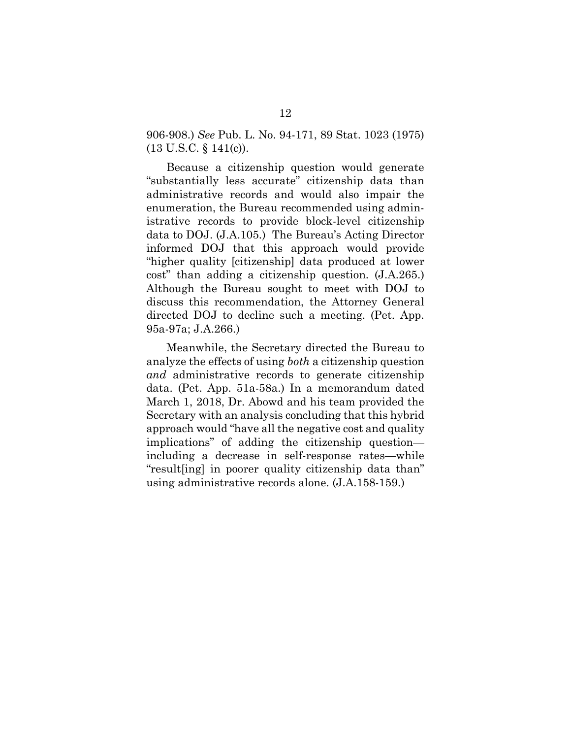906-908.) *See* Pub. L. No. 94-171, 89 Stat. 1023 (1975) (13 U.S.C. § 141(c)).

Because a citizenship question would generate "substantially less accurate" citizenship data than administrative records and would also impair the enumeration, the Bureau recommended using administrative records to provide block-level citizenship data to DOJ. (J.A.105.) The Bureau's Acting Director informed DOJ that this approach would provide "higher quality [citizenship] data produced at lower cost" than adding a citizenship question. (J.A.265.) Although the Bureau sought to meet with DOJ to discuss this recommendation, the Attorney General directed DOJ to decline such a meeting. (Pet. App. 95a-97a; J.A.266.)

Meanwhile, the Secretary directed the Bureau to analyze the effects of using *both* a citizenship question *and* administrative records to generate citizenship data. (Pet. App. 51a-58a.) In a memorandum dated March 1, 2018, Dr. Abowd and his team provided the Secretary with an analysis concluding that this hybrid approach would "have all the negative cost and quality implications" of adding the citizenship question—including a decrease in self-response rates—while "result[ing] in poorer quality citizenship data than" using administrative records alone. (J.A.158-159.)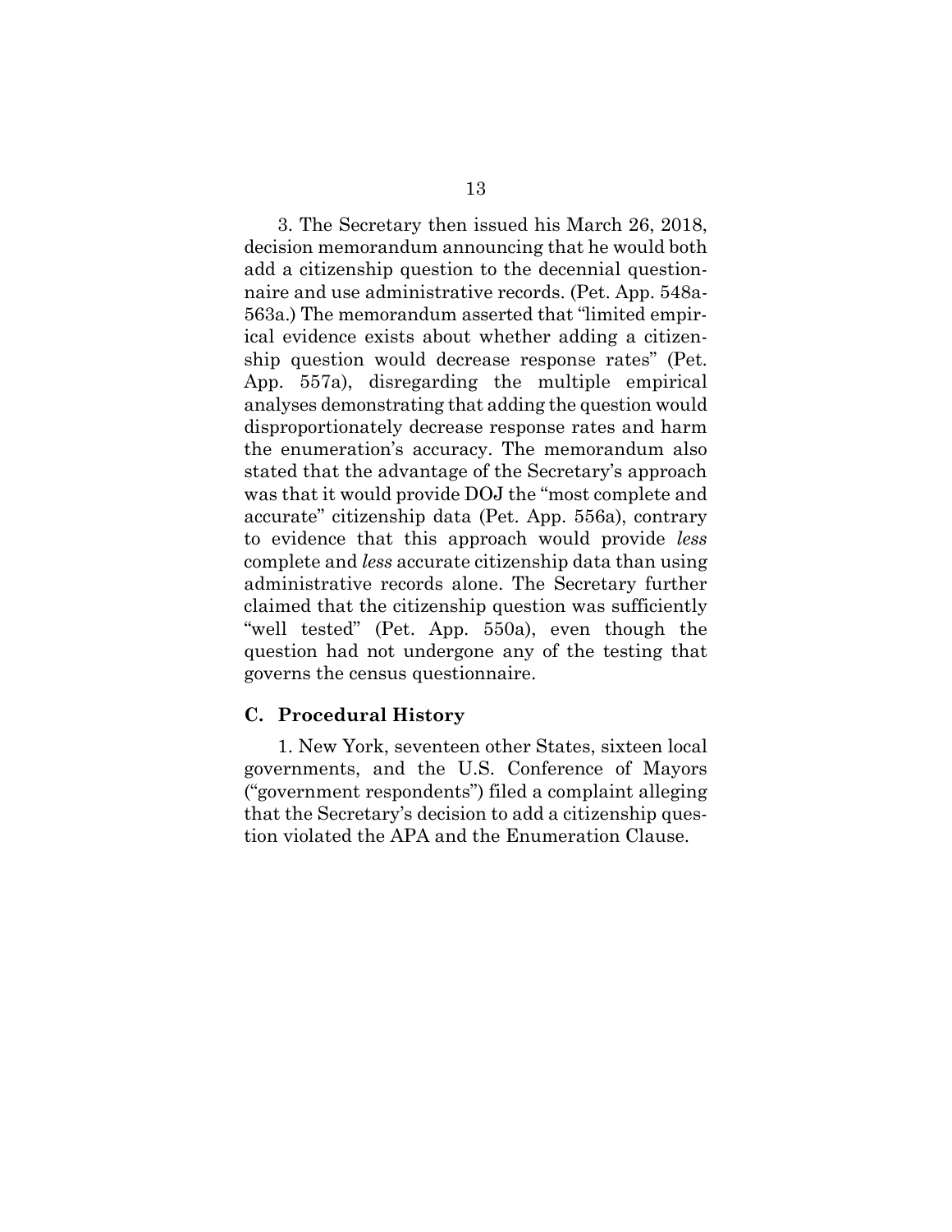3. The Secretary then issued his March 26, 2018, decision memorandum announcing that he would both add a citizenship question to the decennial questionnaire and use administrative records. (Pet. App. 548a-563a.) The memorandum asserted that "limited empirical evidence exists about whether adding a citizenship question would decrease response rates" (Pet. App. 557a), disregarding the multiple empirical analyses demonstrating that adding the question would disproportionately decrease response rates and harm the enumeration's accuracy. The memorandum also stated that the advantage of the Secretary's approach was that it would provide DOJ the "most complete and accurate" citizenship data (Pet. App. 556a), contrary to evidence that this approach would provide *less* complete and *less* accurate citizenship data than using administrative records alone. The Secretary further claimed that the citizenship question was sufficiently "well tested" (Pet. App. 550a), even though the question had not undergone any of the testing that governs the census questionnaire.

### C. Procedural History

1. New York, seventeen other States, sixteen local governments, and the U.S. Conference of Mayors ("government respondents") filed a complaint alleging that the Secretary's decision to add a citizenship question violated the APA and the Enumeration Clause.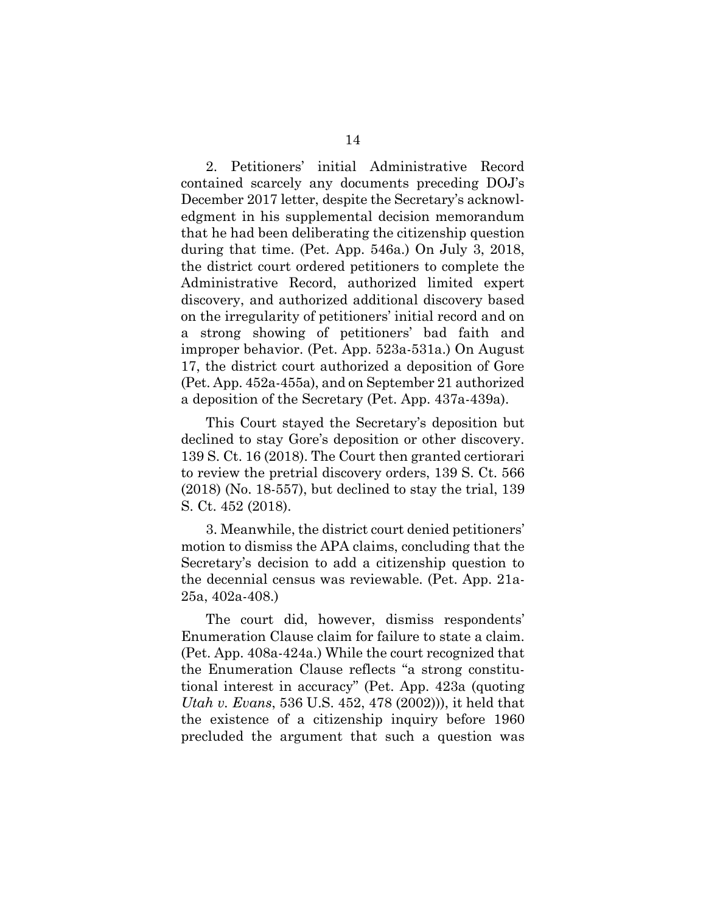2. Petitioners' initial Administrative Record contained scarcely any documents preceding DOJ's December 2017 letter, despite the Secretary's acknowledgment in his supplemental decision memorandum that he had been deliberating the citizenship question during that time. (Pet. App. 546a.) On July 3, 2018, the district court ordered petitioners to complete the Administrative Record, authorized limited expert discovery, and authorized additional discovery based on the irregularity of petitioners' initial record and on a strong showing of petitioners' bad faith and improper behavior. (Pet. App. 523a-531a.) On August 17, the district court authorized a deposition of Gore (Pet. App. 452a-455a), and on September 21 authorized a deposition of the Secretary (Pet. App. 437a-439a).

This Court stayed the Secretary's deposition but declined to stay Gore's deposition or other discovery. 139 S. Ct. 16 (2018). The Court then granted certiorari to review the pretrial discovery orders, 139 S. Ct. 566 (2018) (No. 18-557), but declined to stay the trial, 139 S. Ct. 452 (2018).

3. Meanwhile, the district court denied petitioners' motion to dismiss the APA claims, concluding that the Secretary's decision to add a citizenship question to the decennial census was reviewable. (Pet. App. 21a-25a, 402a-408.)

The court did, however, dismiss respondents' Enumeration Clause claim for failure to state a claim. (Pet. App. 408a-424a.) While the court recognized that the Enumeration Clause reflects "a strong constitutional interest in accuracy" (Pet. App. 423a (quoting *Utah v. Evans*, 536 U.S. 452, 478 (2002))), it held that the existence of a citizenship inquiry before 1960 precluded the argument that such a question was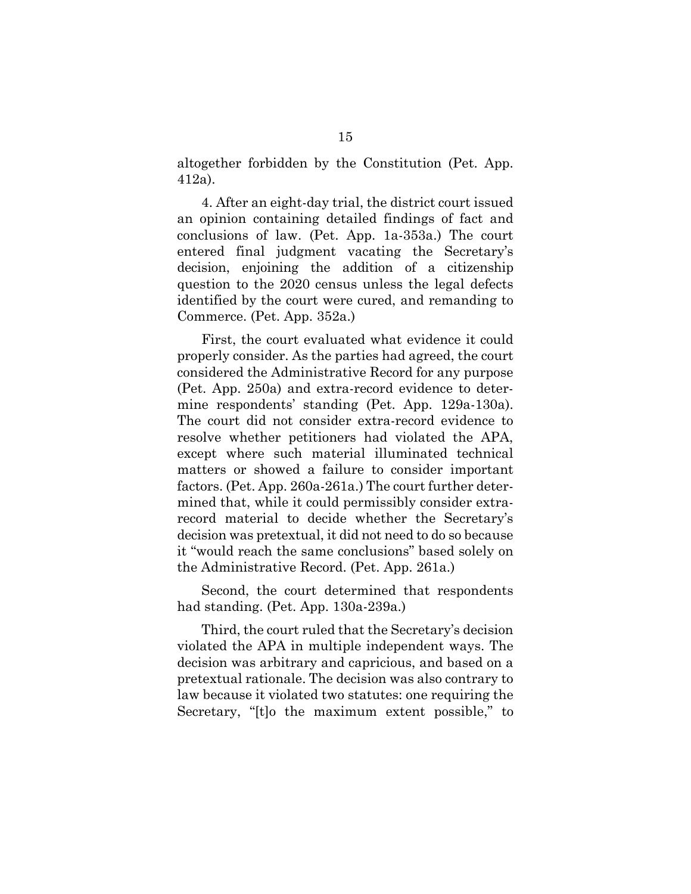altogether forbidden by the Constitution (Pet. App. 412a).

4. After an eight-day trial, the district court issued an opinion containing detailed findings of fact and conclusions of law. (Pet. App. 1a-353a.) The court entered final judgment vacating the Secretary's decision, enjoining the addition of a citizenship question to the 2020 census unless the legal defects identified by the court were cured, and remanding to Commerce. (Pet. App. 352a.)

First, the court evaluated what evidence it could properly consider. As the parties had agreed, the court considered the Administrative Record for any purpose (Pet. App. 250a) and extra-record evidence to determine respondents' standing (Pet. App. 129a-130a). The court did not consider extra-record evidence to resolve whether petitioners had violated the APA, except where such material illuminated technical matters or showed a failure to consider important factors. (Pet. App. 260a-261a.) The court further determined that, while it could permissibly consider extra-record material to decide whether the Secretary's decision was pretextual, it did not need to do so because it "would reach the same conclusions" based solely on the Administrative Record. (Pet. App. 261a.)

Second, the court determined that respondents had standing. (Pet. App. 130a-239a.)

Third, the court ruled that the Secretary's decision violated the APA in multiple independent ways. The decision was arbitrary and capricious, and based on a pretextual rationale. The decision was also contrary to law because it violated two statutes: one requiring the Secretary, "[t]o the maximum extent possible," to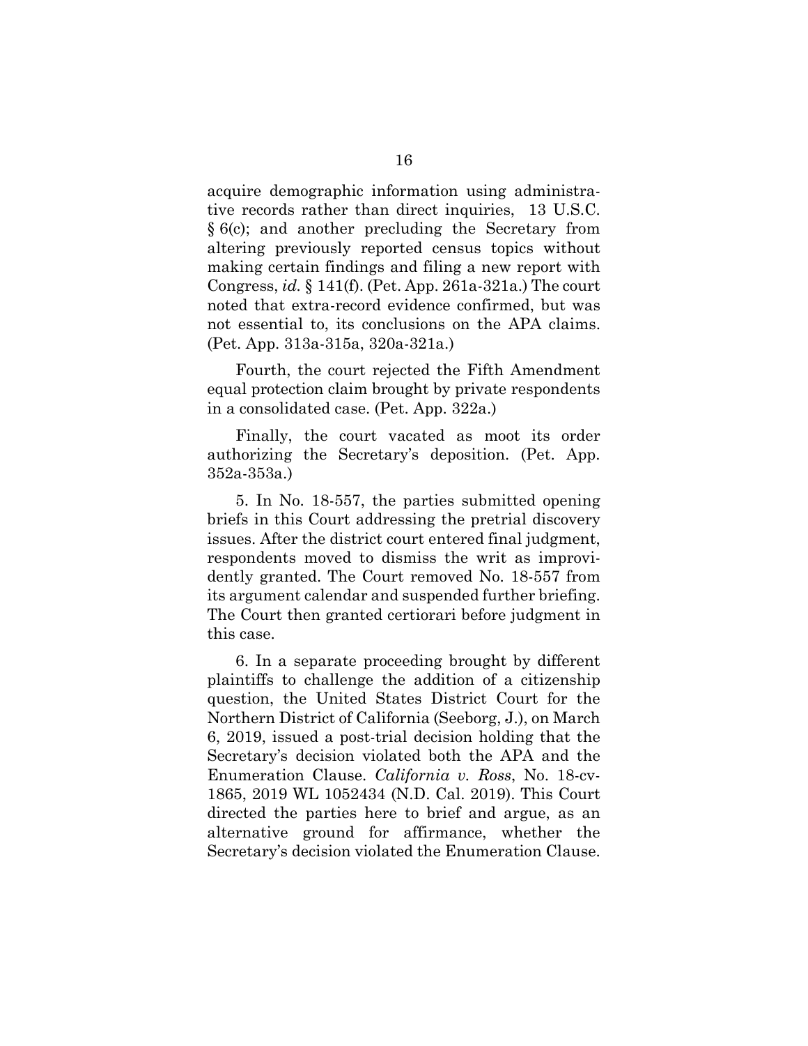acquire demographic information using administrative records rather than direct inquiries, 13 U.S.C. § 6(c); and another precluding the Secretary from altering previously reported census topics without making certain findings and filing a new report with Congress, *id.* § 141(f). (Pet. App. 261a-321a.) The court noted that extra-record evidence confirmed, but was not essential to, its conclusions on the APA claims. (Pet. App. 313a-315a, 320a-321a.)

Fourth, the court rejected the Fifth Amendment equal protection claim brought by private respondents in a consolidated case. (Pet. App. 322a.)

Finally, the court vacated as moot its order authorizing the Secretary's deposition. (Pet. App. 352a-353a.)

5. In No. 18-557, the parties submitted opening briefs in this Court addressing the pretrial discovery issues. After the district court entered final judgment, respondents moved to dismiss the writ as improvidently granted. The Court removed No. 18-557 from its argument calendar and suspended further briefing. The Court then granted certiorari before judgment in this case.

6. In a separate proceeding brought by different plaintiffs to challenge the addition of a citizenship question, the United States District Court for the Northern District of California (Seeborg, J.), on March 6, 2019, issued a post-trial decision holding that the Secretary's decision violated both the APA and the Enumeration Clause. *California v. Ross*, No. 18-cv-1865, 2019 WL 1052434 (N.D. Cal. 2019). This Court directed the parties here to brief and argue, as an alternative ground for affirmance, whether the Secretary's decision violated the Enumeration Clause.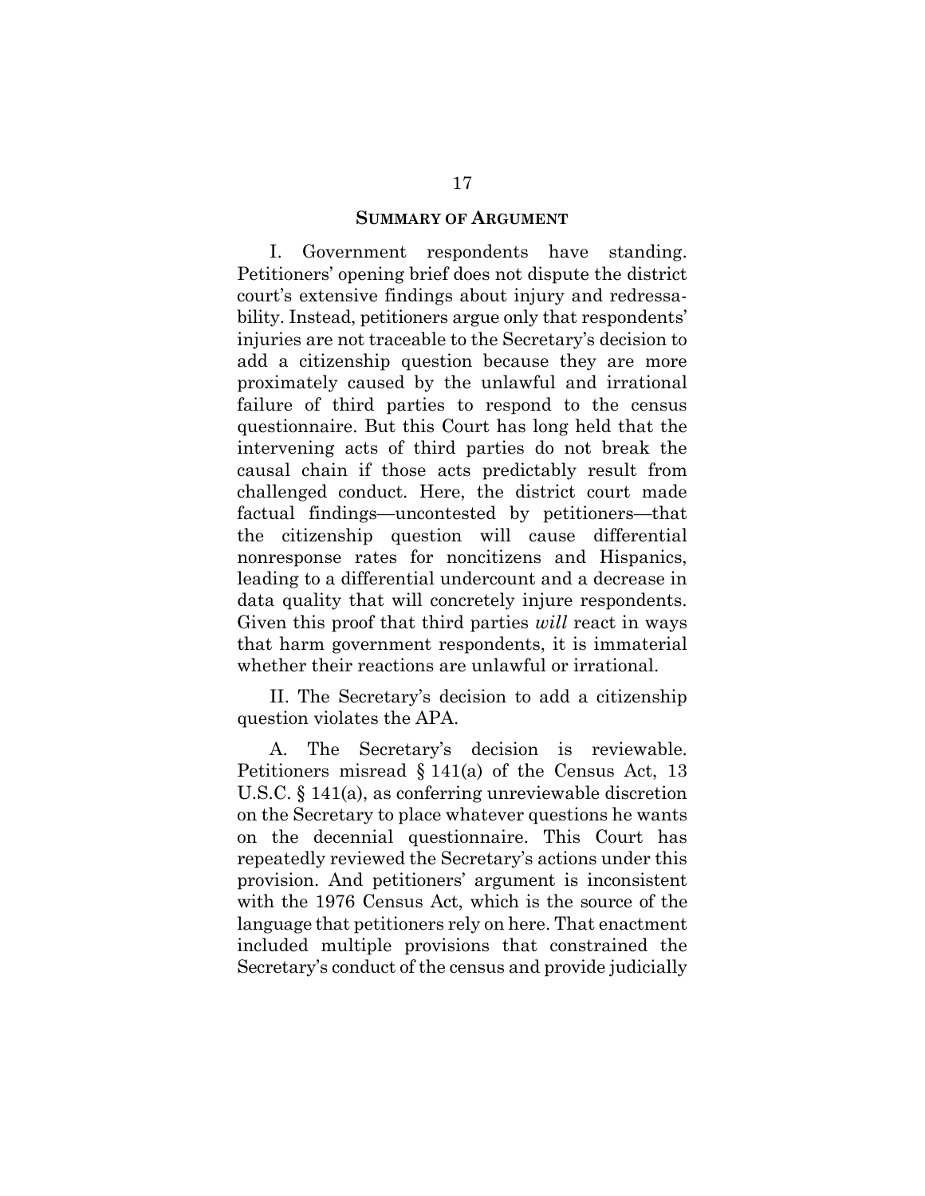## SUMMARY OF ARGUMENT

I. Government respondents have standing. Petitioners' opening brief does not dispute the district court's extensive findings about injury and redressability. Instead, petitioners argue only that respondents' injuries are not traceable to the Secretary's decision to add a citizenship question because they are more proximately caused by the unlawful and irrational failure of third parties to respond to the census questionnaire. But this Court has long held that the intervening acts of third parties do not break the causal chain if those acts predictably result from challenged conduct. Here, the district court made factual findings—uncontested by petitioners—that the citizenship question will cause differential nonresponse rates for noncitizens and Hispanics, leading to a differential undercount and a decrease in data quality that will concretely injure respondents. Given this proof that third parties *will* react in ways that harm government respondents, it is immaterial whether their reactions are unlawful or irrational.

II. The Secretary's decision to add a citizenship question violates the APA.

A. The Secretary's decision is reviewable. Petitioners misread § 141(a) of the Census Act, 13 U.S.C. § 141(a), as conferring unreviewable discretion on the Secretary to place whatever questions he wants on the decennial questionnaire. This Court has repeatedly reviewed the Secretary's actions under this provision. And petitioners' argument is inconsistent with the 1976 Census Act, which is the source of the language that petitioners rely on here. That enactment included multiple provisions that constrained the Secretary's conduct of the census and provide judicially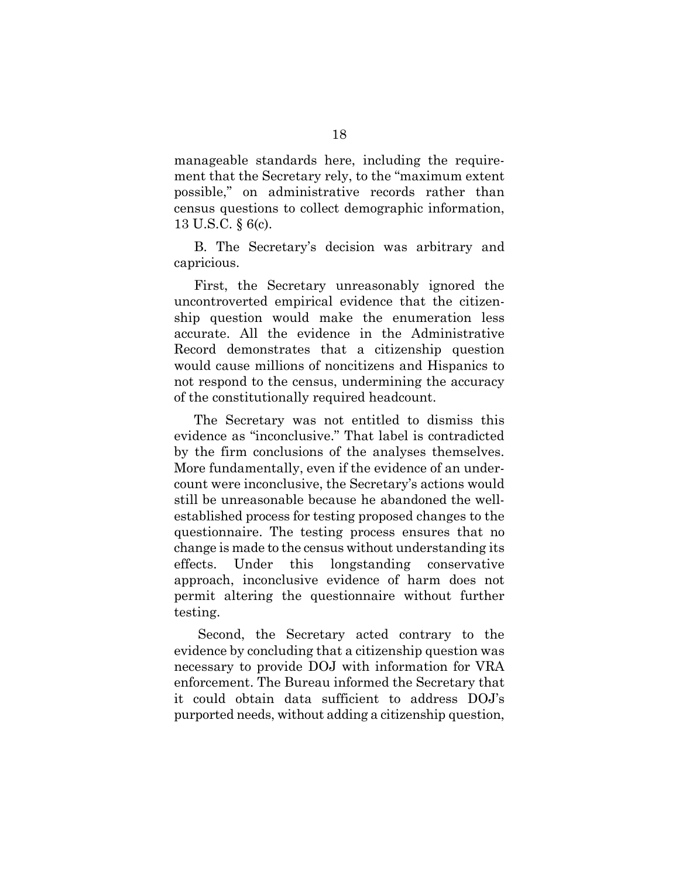manageable standards here, including the requirement that the Secretary rely, to the "maximum extent possible," on administrative records rather than census questions to collect demographic information, 13 U.S.C. § 6(c).

B. The Secretary's decision was arbitrary and capricious.

First, the Secretary unreasonably ignored the uncontroverted empirical evidence that the citizenship question would make the enumeration less accurate. All the evidence in the Administrative Record demonstrates that a citizenship question would cause millions of noncitizens and Hispanics to not respond to the census, undermining the accuracy of the constitutionally required headcount.

The Secretary was not entitled to dismiss this evidence as "inconclusive." That label is contradicted by the firm conclusions of the analyses themselves. More fundamentally, even if the evidence of an undercount were inconclusive, the Secretary's actions would still be unreasonable because he abandoned the well-established process for testing proposed changes to the questionnaire. The testing process ensures that no change is made to the census without understanding its effects. Under this longstanding conservative approach, inconclusive evidence of harm does not permit altering the questionnaire without further testing.

Second, the Secretary acted contrary to the evidence by concluding that a citizenship question was necessary to provide DOJ with information for VRA enforcement. The Bureau informed the Secretary that it could obtain data sufficient to address DOJ's purported needs, without adding a citizenship question,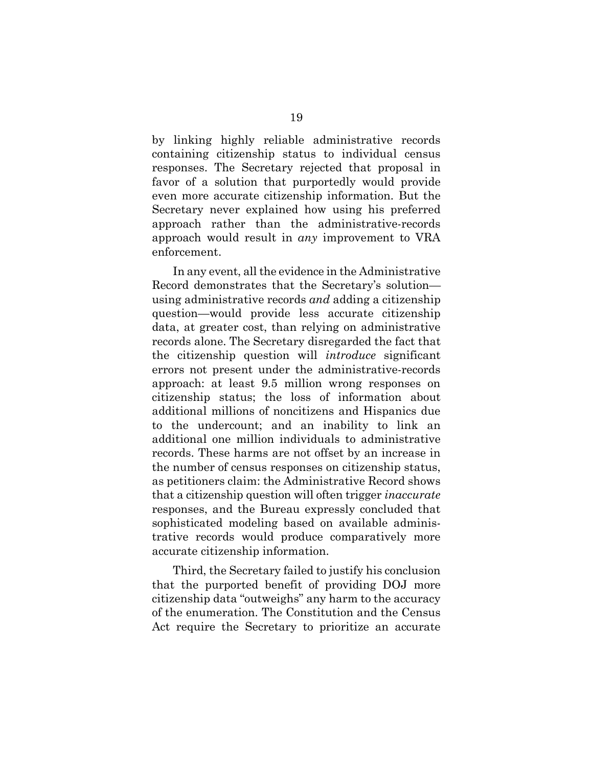by linking highly reliable administrative records containing citizenship status to individual census responses. The Secretary rejected that proposal in favor of a solution that purportedly would provide even more accurate citizenship information. But the Secretary never explained how using his preferred approach rather than the administrative-records approach would result in *any* improvement to VRA enforcement.

In any event, all the evidence in the Administrative Record demonstrates that the Secretary's solution—using administrative records *and* adding a citizenship question—would provide less accurate citizenship data, at greater cost, than relying on administrative records alone. The Secretary disregarded the fact that the citizenship question will *introduce* significant errors not present under the administrative-records approach: at least 9.5 million wrong responses on citizenship status; the loss of information about additional millions of noncitizens and Hispanics due to the undercount; and an inability to link an additional one million individuals to administrative records. These harms are not offset by an increase in the number of census responses on citizenship status, as petitioners claim: the Administrative Record shows that a citizenship question will often trigger *inaccurate* responses, and the Bureau expressly concluded that sophisticated modeling based on available administrative records would produce comparatively more accurate citizenship information.

Third, the Secretary failed to justify his conclusion that the purported benefit of providing DOJ more citizenship data "outweighs" any harm to the accuracy of the enumeration. The Constitution and the Census Act require the Secretary to prioritize an accurate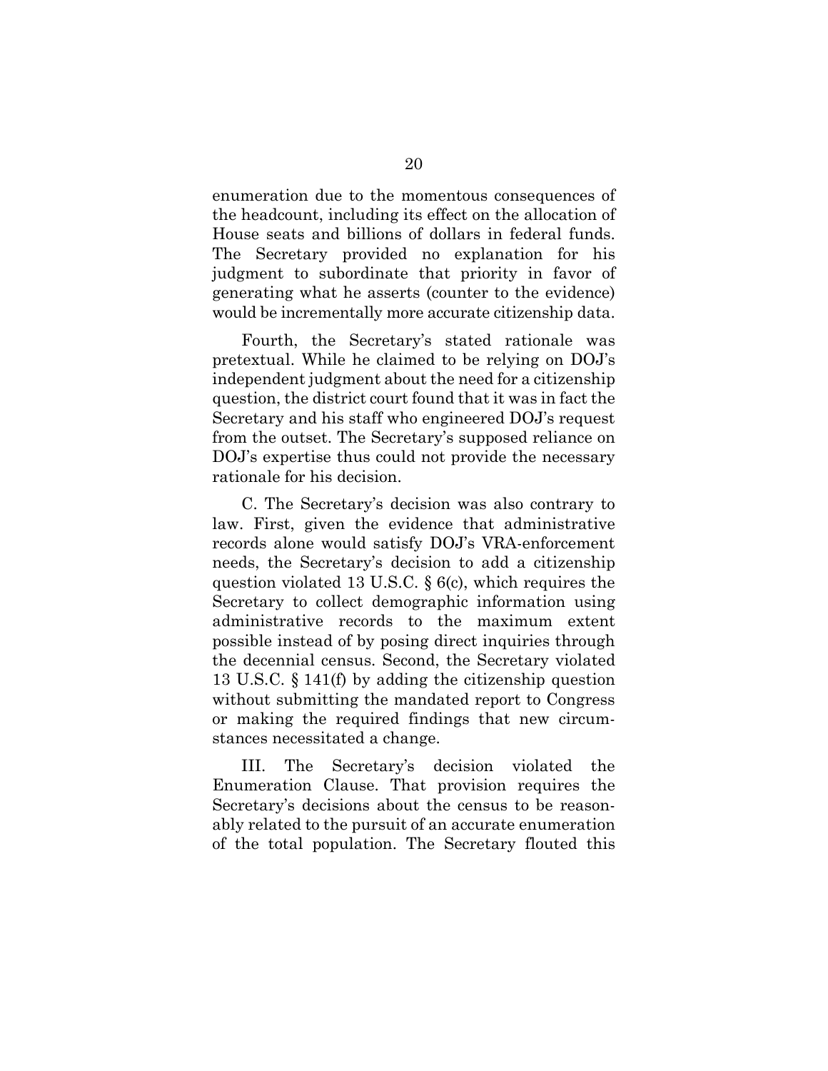enumeration due to the momentous consequences of the headcount, including its effect on the allocation of House seats and billions of dollars in federal funds. The Secretary provided no explanation for his judgment to subordinate that priority in favor of generating what he asserts (counter to the evidence) would be incrementally more accurate citizenship data.

Fourth, the Secretary's stated rationale was pretextual. While he claimed to be relying on DOJ's independent judgment about the need for a citizenship question, the district court found that it was in fact the Secretary and his staff who engineered DOJ's request from the outset. The Secretary's supposed reliance on DOJ's expertise thus could not provide the necessary rationale for his decision.

C. The Secretary's decision was also contrary to law. First, given the evidence that administrative records alone would satisfy DOJ's VRA-enforcement needs, the Secretary's decision to add a citizenship question violated 13 U.S.C. § 6(c), which requires the Secretary to collect demographic information using administrative records to the maximum extent possible instead of by posing direct inquiries through the decennial census. Second, the Secretary violated 13 U.S.C. § 141(f) by adding the citizenship question without submitting the mandated report to Congress or making the required findings that new circumstances necessitated a change.

III. The Secretary's decision violated the Enumeration Clause. That provision requires the Secretary's decisions about the census to be reasonably related to the pursuit of an accurate enumeration of the total population. The Secretary flouted this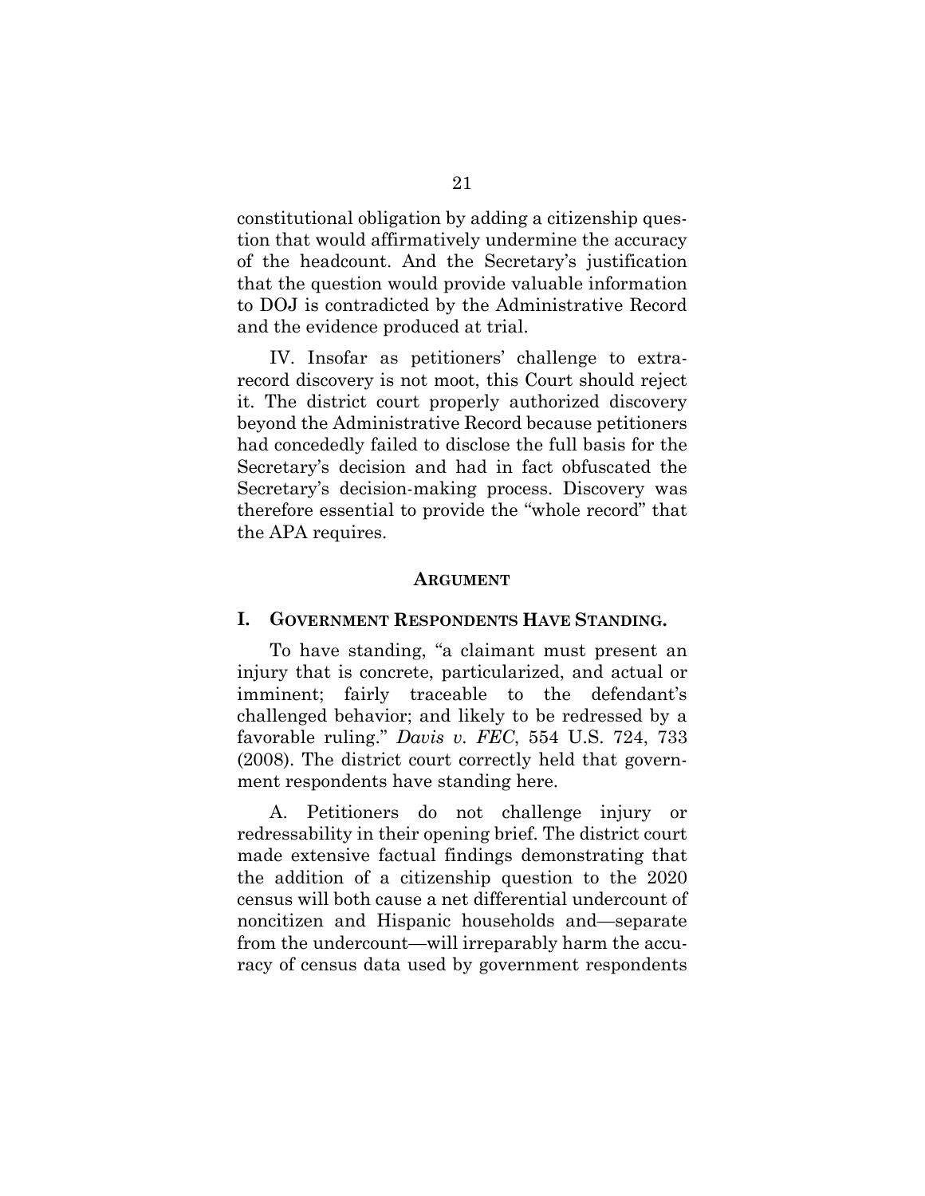constitutional obligation by adding a citizenship question that would affirmatively undermine the accuracy of the headcount. And the Secretary's justification that the question would provide valuable information to DOJ is contradicted by the Administrative Record and the evidence produced at trial.

IV. Insofar as petitioners' challenge to extra-record discovery is not moot, this Court should reject it. The district court properly authorized discovery beyond the Administrative Record because petitioners had concededly failed to disclose the full basis for the Secretary's decision and had in fact obfuscated the Secretary's decision-making process. Discovery was therefore essential to provide the "whole record" that the APA requires.

## ARGUMENT

### I. GOVERNMENT RESPONDENTS HAVE STANDING.

To have standing, "a claimant must present an injury that is concrete, particularized, and actual or imminent; fairly traceable to the defendant's challenged behavior; and likely to be redressed by a favorable ruling." *Davis v. FEC*, 554 U.S. 724, 733 (2008). The district court correctly held that government respondents have standing here.

A. Petitioners do not challenge injury or redressability in their opening brief. The district court made extensive factual findings demonstrating that the addition of a citizenship question to the 2020 census will both cause a net differential undercount of noncitizen and Hispanic households and—separate from the undercount—will irreparably harm the accuracy of census data used by government respondents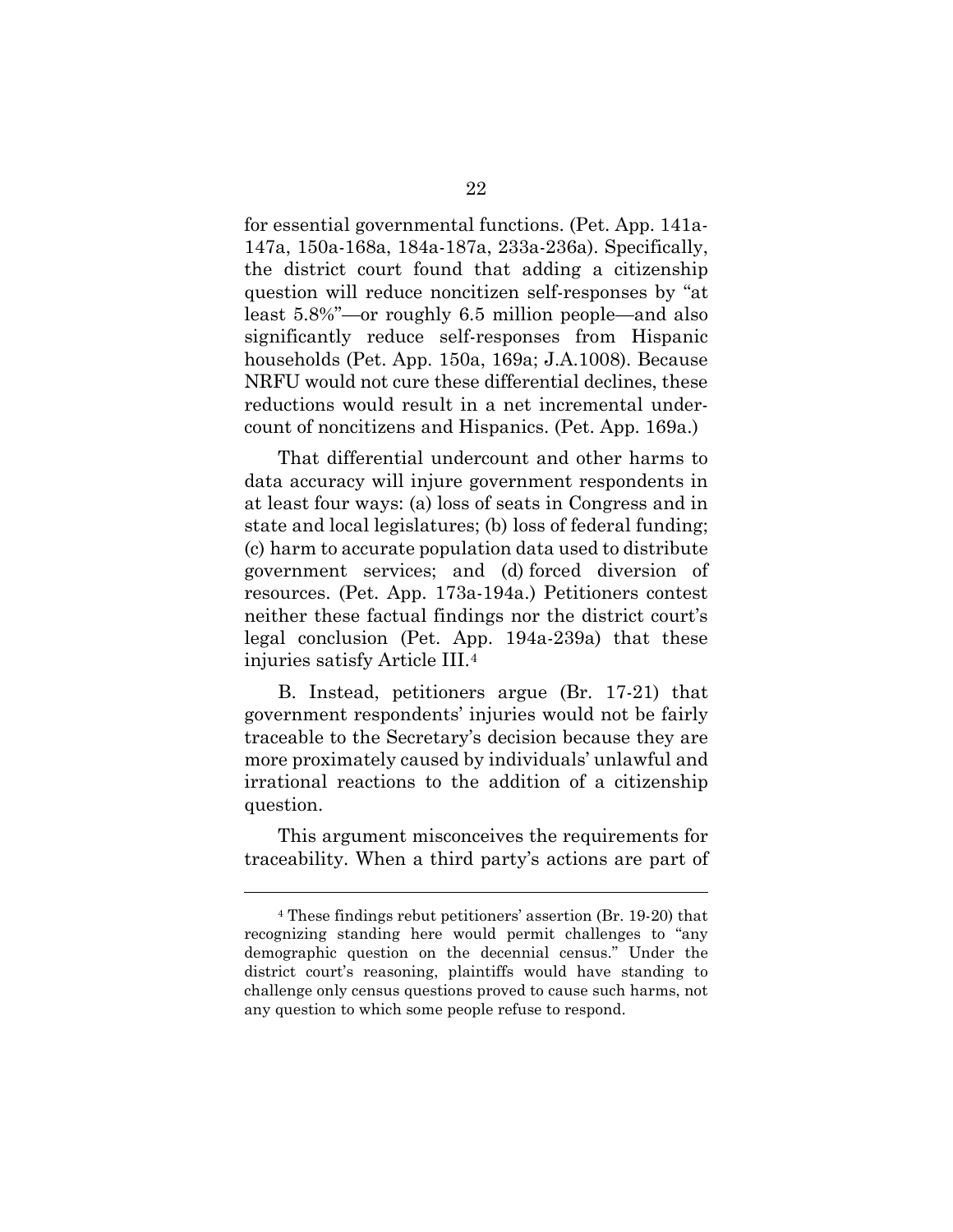for essential governmental functions. (Pet. App. 141a-147a, 150a-168a, 184a-187a, 233a-236a). Specifically, the district court found that adding a citizenship question will reduce noncitizen self-responses by "at least 5.8%"—or roughly 6.5 million people—and also significantly reduce self-responses from Hispanic households (Pet. App. 150a, 169a; J.A.1008). Because NRFU would not cure these differential declines, these reductions would result in a net incremental under-count of noncitizens and Hispanics. (Pet. App. 169a.)

That differential undercount and other harms to data accuracy will injure government respondents in at least four ways: (a) loss of seats in Congress and in state and local legislatures; (b) loss of federal funding; (c) harm to accurate population data used to distribute government services; and (d) forced diversion of resources. (Pet. App. 173a-194a.) Petitioners contest neither these factual findings nor the district court's legal conclusion (Pet. App. 194a-239a) that these injuries satisfy Article III.[4]

B. Instead, petitioners argue (Br. 17-21) that government respondents' injuries would not be fairly traceable to the Secretary's decision because they are more proximately caused by individuals' unlawful and irrational reactions to the addition of a citizenship question.

This argument misconceives the requirements for traceability. When a third party's actions are part of

---

[4] These findings rebut petitioners' assertion (Br. 19-20) that recognizing standing here would permit challenges to "any demographic question on the decennial census." Under the district court's reasoning, plaintiffs would have standing to challenge only census questions proved to cause such harms, not any question to which some people refuse to respond.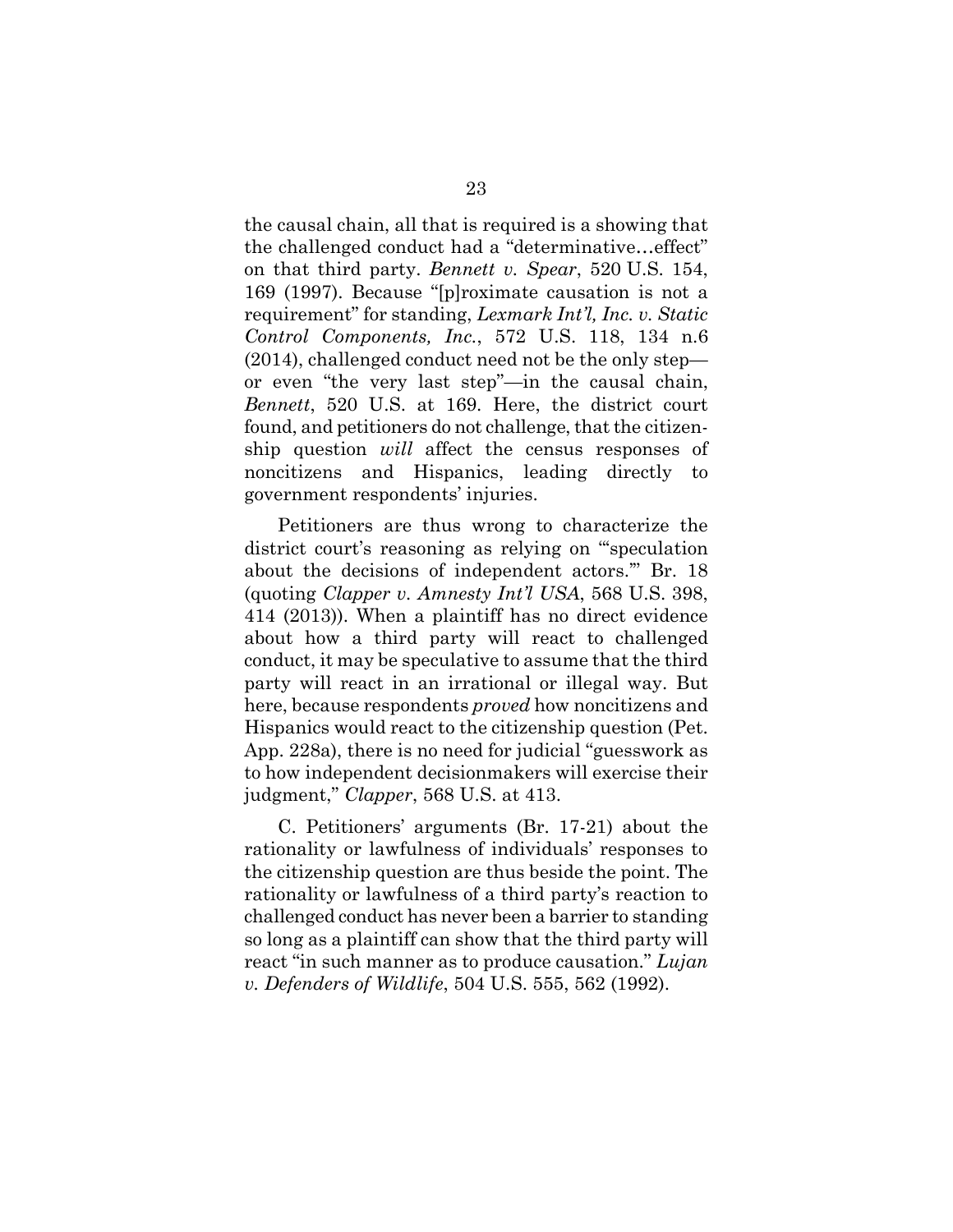the causal chain, all that is required is a showing that the challenged conduct had a "determinative…effect" on that third party. *Bennett v. Spear*, 520 U.S. 154, 169 (1997). Because "[p]roximate causation is not a requirement" for standing, *Lexmark Int'l, Inc. v. Static Control Components, Inc.*, 572 U.S. 118, 134 n.6 (2014), challenged conduct need not be the only step—or even "the very last step"—in the causal chain, *Bennett*, 520 U.S. at 169. Here, the district court found, and petitioners do not challenge, that the citizenship question *will* affect the census responses of noncitizens and Hispanics, leading directly to government respondents' injuries.

Petitioners are thus wrong to characterize the district court's reasoning as relying on "'speculation about the decisions of independent actors.'" Br. 18 (quoting *Clapper v. Amnesty Int'l USA*, 568 U.S. 398, 414 (2013)). When a plaintiff has no direct evidence about how a third party will react to challenged conduct, it may be speculative to assume that the third party will react in an irrational or illegal way. But here, because respondents *proved* how noncitizens and Hispanics would react to the citizenship question (Pet. App. 228a), there is no need for judicial "guesswork as to how independent decisionmakers will exercise their judgment," *Clapper*, 568 U.S. at 413.

C. Petitioners' arguments (Br. 17-21) about the rationality or lawfulness of individuals' responses to the citizenship question are thus beside the point. The rationality or lawfulness of a third party's reaction to challenged conduct has never been a barrier to standing so long as a plaintiff can show that the third party will react "in such manner as to produce causation." *Lujan v. Defenders of Wildlife*, 504 U.S. 555, 562 (1992).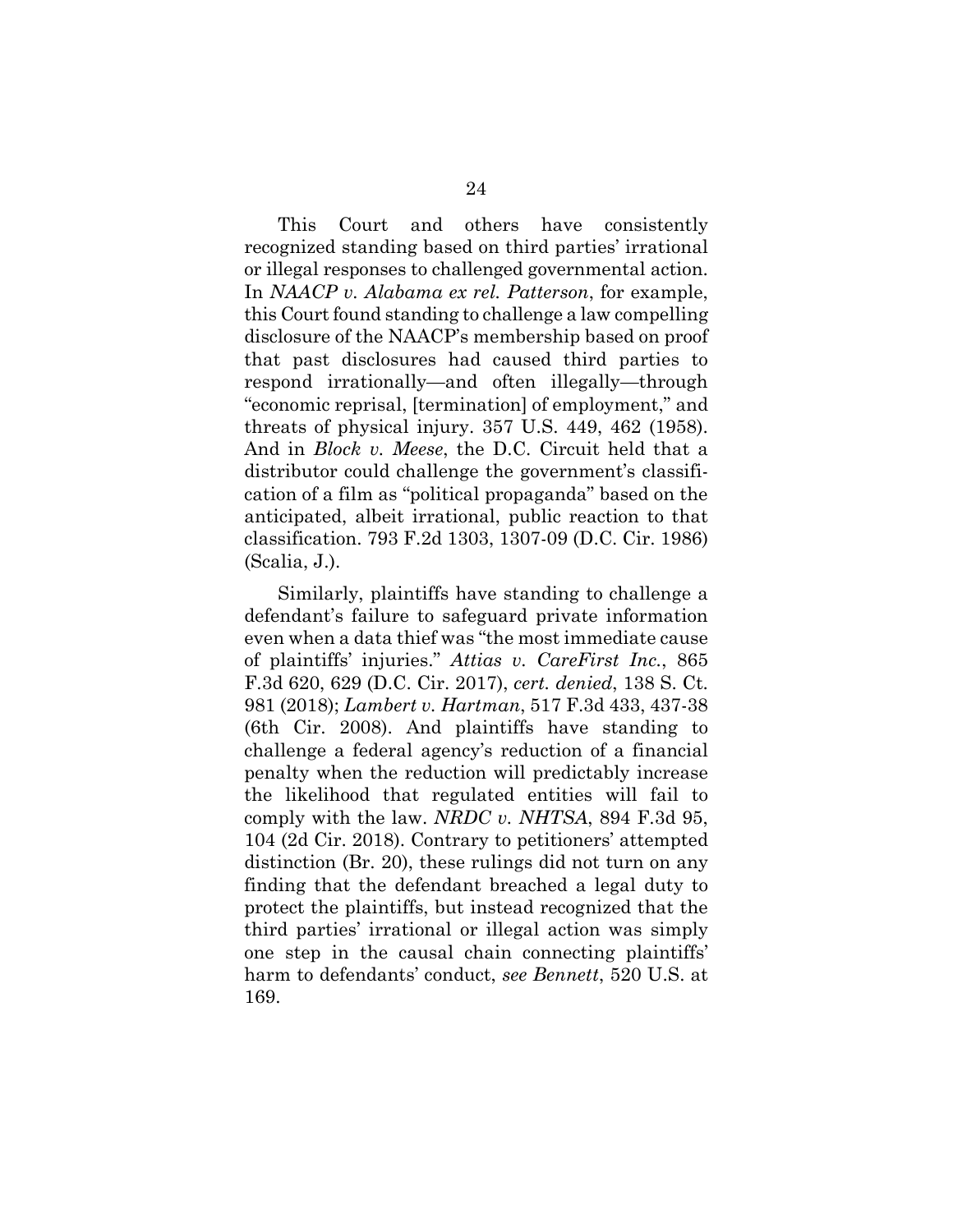This Court and others have consistently recognized standing based on third parties' irrational or illegal responses to challenged governmental action. In *NAACP v. Alabama ex rel. Patterson*, for example, this Court found standing to challenge a law compelling disclosure of the NAACP's membership based on proof that past disclosures had caused third parties to respond irrationally—and often illegally—through "economic reprisal, [termination] of employment," and threats of physical injury. 357 U.S. 449, 462 (1958). And in *Block v. Meese*, the D.C. Circuit held that a distributor could challenge the government's classification of a film as "political propaganda" based on the anticipated, albeit irrational, public reaction to that classification. 793 F.2d 1303, 1307-09 (D.C. Cir. 1986) (Scalia, J.).

Similarly, plaintiffs have standing to challenge a defendant's failure to safeguard private information even when a data thief was "the most immediate cause of plaintiffs' injuries." *Attias v. CareFirst Inc.*, 865 F.3d 620, 629 (D.C. Cir. 2017), *cert. denied*, 138 S. Ct. 981 (2018); *Lambert v. Hartman*, 517 F.3d 433, 437-38 (6th Cir. 2008). And plaintiffs have standing to challenge a federal agency's reduction of a financial penalty when the reduction will predictably increase the likelihood that regulated entities will fail to comply with the law. *NRDC v. NHTSA*, 894 F.3d 95, 104 (2d Cir. 2018). Contrary to petitioners' attempted distinction (Br. 20), these rulings did not turn on any finding that the defendant breached a legal duty to protect the plaintiffs, but instead recognized that the third parties' irrational or illegal action was simply one step in the causal chain connecting plaintiffs' harm to defendants' conduct, *see Bennett*, 520 U.S. at 169.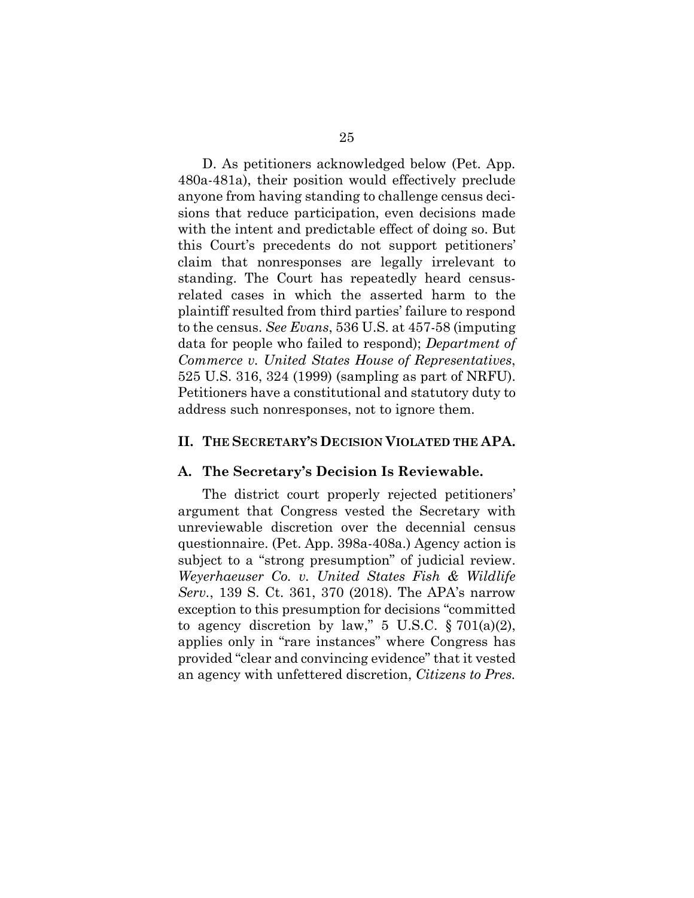D. As petitioners acknowledged below (Pet. App. 480a-481a), their position would effectively preclude anyone from having standing to challenge census decisions that reduce participation, even decisions made with the intent and predictable effect of doing so. But this Court's precedents do not support petitioners' claim that nonresponses are legally irrelevant to standing. The Court has repeatedly heard census-related cases in which the asserted harm to the plaintiff resulted from third parties' failure to respond to the census. *See Evans*, 536 U.S. at 457-58 (imputing data for people who failed to respond); *Department of Commerce v. United States House of Representatives*, 525 U.S. 316, 324 (1999) (sampling as part of NRFU). Petitioners have a constitutional and statutory duty to address such nonresponses, not to ignore them.

## II. THE SECRETARY'S DECISION VIOLATED THE APA.

### A. The Secretary's Decision Is Reviewable.

The district court properly rejected petitioners' argument that Congress vested the Secretary with unreviewable discretion over the decennial census questionnaire. (Pet. App. 398a-408a.) Agency action is subject to a "strong presumption" of judicial review. *Weyerhaeuser Co. v. United States Fish & Wildlife Serv.*, 139 S. Ct. 361, 370 (2018). The APA's narrow exception to this presumption for decisions "committed to agency discretion by law," 5 U.S.C. § 701(a)(2), applies only in "rare instances" where Congress has provided "clear and convincing evidence" that it vested an agency with unfettered discretion, *Citizens to Pres.*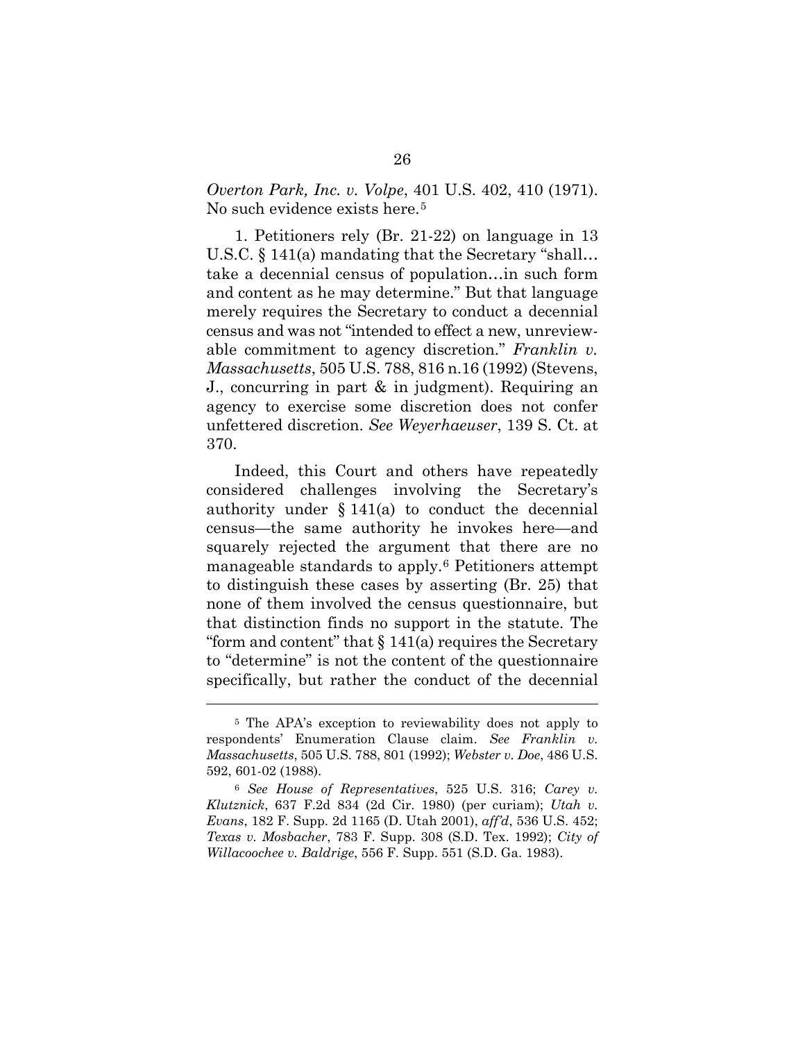*Overton Park, Inc. v. Volpe*, 401 U.S. 402, 410 (1971). No such evidence exists here.[5]

1. Petitioners rely (Br. 21-22) on language in 13 U.S.C. § 141(a) mandating that the Secretary "shall… take a decennial census of population…in such form and content as he may determine." But that language merely requires the Secretary to conduct a decennial census and was not "intended to effect a new, unreviewable commitment to agency discretion." *Franklin v. Massachusetts*, 505 U.S. 788, 816 n.16 (1992) (Stevens, J., concurring in part & in judgment). Requiring an agency to exercise some discretion does not confer unfettered discretion. *See Weyerhaeuser*, 139 S. Ct. at 370.

Indeed, this Court and others have repeatedly considered challenges involving the Secretary's authority under § 141(a) to conduct the decennial census—the same authority he invokes here—and squarely rejected the argument that there are no manageable standards to apply.[6] Petitioners attempt to distinguish these cases by asserting (Br. 25) that none of them involved the census questionnaire, but that distinction finds no support in the statute. The "form and content" that § 141(a) requires the Secretary to "determine" is not the content of the questionnaire specifically, but rather the conduct of the decennial

---

[5] The APA's exception to reviewability does not apply to respondents' Enumeration Clause claim. *See Franklin v. Massachusetts*, 505 U.S. 788, 801 (1992); *Webster v. Doe*, 486 U.S. 592, 601-02 (1988).

[6] *See House of Representatives*, 525 U.S. 316; *Carey v. Klutznick*, 637 F.2d 834 (2d Cir. 1980) (per curiam); *Utah v. Evans*, 182 F. Supp. 2d 1165 (D. Utah 2001), *aff'd*, 536 U.S. 452; *Texas v. Mosbacher*, 783 F. Supp. 308 (S.D. Tex. 1992); *City of Willacoochee v. Baldrige*, 556 F. Supp. 551 (S.D. Ga. 1983).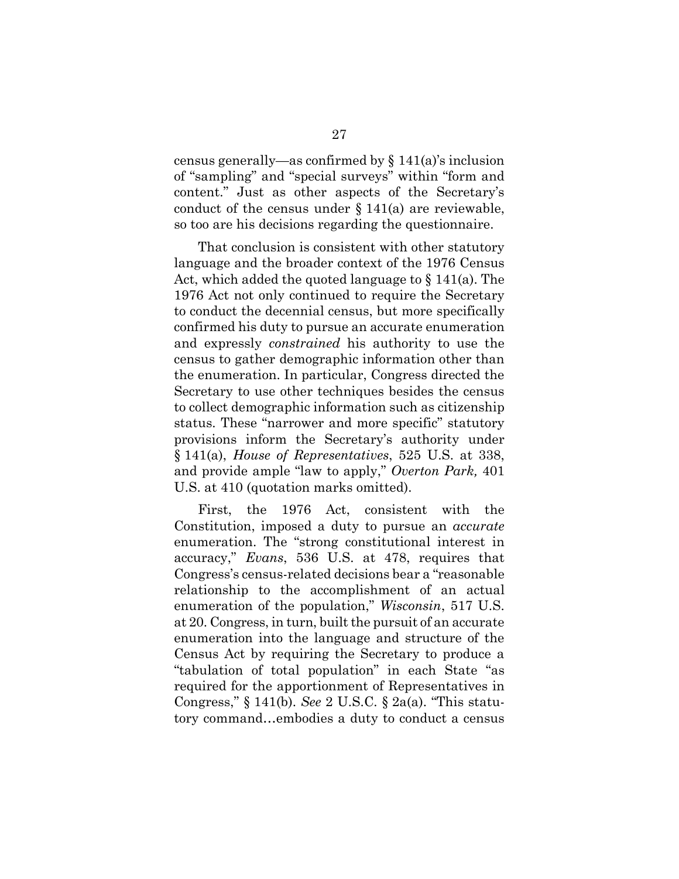census generally—as confirmed by § 141(a)'s inclusion of "sampling" and "special surveys" within "form and content." Just as other aspects of the Secretary's conduct of the census under § 141(a) are reviewable, so too are his decisions regarding the questionnaire.

That conclusion is consistent with other statutory language and the broader context of the 1976 Census Act, which added the quoted language to § 141(a). The 1976 Act not only continued to require the Secretary to conduct the decennial census, but more specifically confirmed his duty to pursue an accurate enumeration and expressly *constrained* his authority to use the census to gather demographic information other than the enumeration. In particular, Congress directed the Secretary to use other techniques besides the census to collect demographic information such as citizenship status. These "narrower and more specific" statutory provisions inform the Secretary's authority under § 141(a), *House of Representatives*, 525 U.S. at 338, and provide ample "law to apply," *Overton Park,* 401 U.S. at 410 (quotation marks omitted).

First, the 1976 Act, consistent with the Constitution, imposed a duty to pursue an *accurate* enumeration. The "strong constitutional interest in accuracy," *Evans*, 536 U.S. at 478, requires that Congress's census-related decisions bear a "reasonable relationship to the accomplishment of an actual enumeration of the population," *Wisconsin*, 517 U.S. at 20. Congress, in turn, built the pursuit of an accurate enumeration into the language and structure of the Census Act by requiring the Secretary to produce a "tabulation of total population" in each State "as required for the apportionment of Representatives in Congress," § 141(b). *See* 2 U.S.C. § 2a(a). "This statutory command…embodies a duty to conduct a census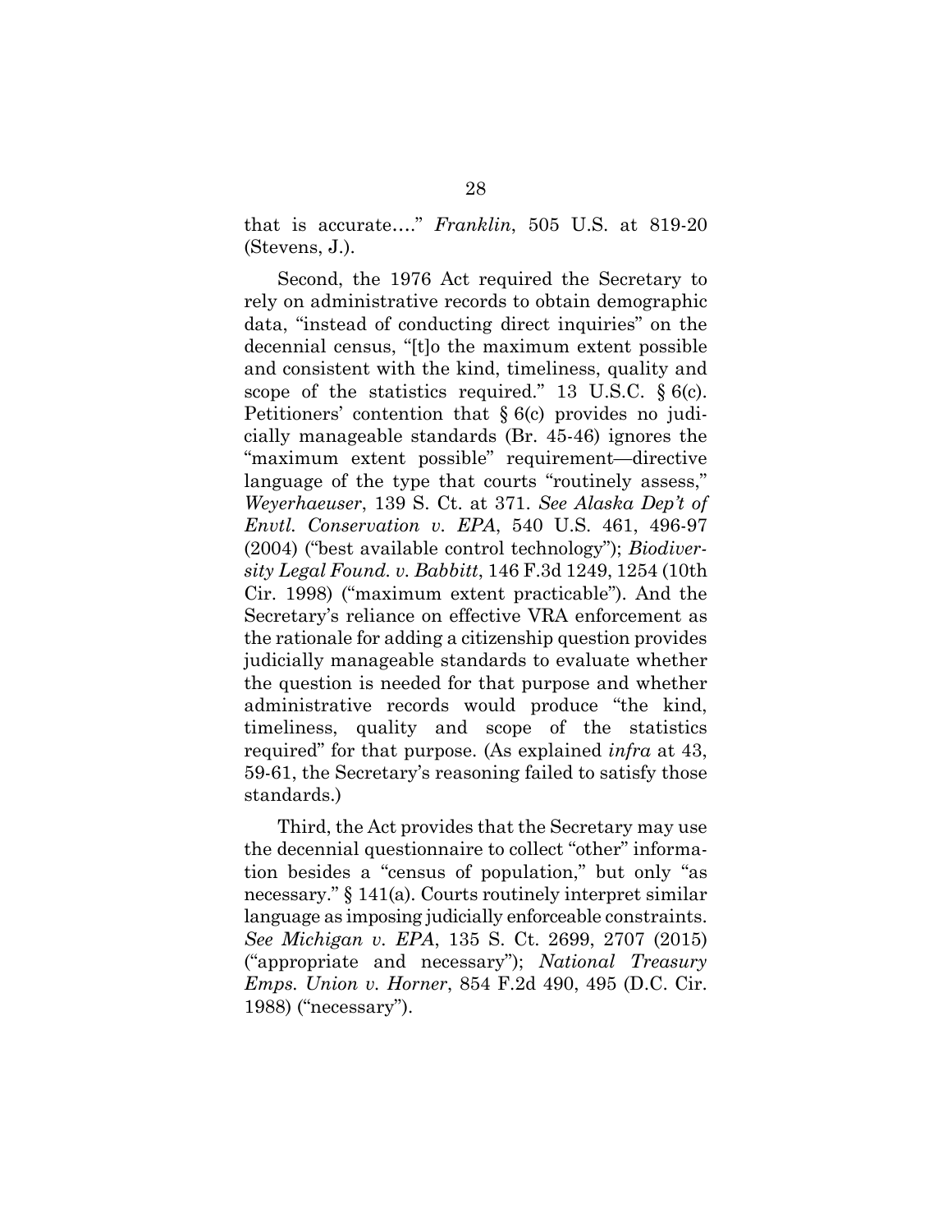that is accurate…." *Franklin*, 505 U.S. at 819-20 (Stevens, J.).

Second, the 1976 Act required the Secretary to rely on administrative records to obtain demographic data, "instead of conducting direct inquiries" on the decennial census, "[t]o the maximum extent possible and consistent with the kind, timeliness, quality and scope of the statistics required." 13 U.S.C. § 6(c). Petitioners' contention that § 6(c) provides no judicially manageable standards (Br. 45-46) ignores the "maximum extent possible" requirement—directive language of the type that courts "routinely assess," *Weyerhaeuser*, 139 S. Ct. at 371. *See Alaska Dep't of Envtl. Conservation v. EPA*, 540 U.S. 461, 496-97 (2004) ("best available control technology"); *Biodiversity Legal Found. v. Babbitt*, 146 F.3d 1249, 1254 (10th Cir. 1998) ("maximum extent practicable"). And the Secretary's reliance on effective VRA enforcement as the rationale for adding a citizenship question provides judicially manageable standards to evaluate whether the question is needed for that purpose and whether administrative records would produce "the kind, timeliness, quality and scope of the statistics required" for that purpose. (As explained *infra* at 43, 59-61, the Secretary's reasoning failed to satisfy those standards.)

Third, the Act provides that the Secretary may use the decennial questionnaire to collect "other" information besides a "census of population," but only "as necessary." § 141(a). Courts routinely interpret similar language as imposing judicially enforceable constraints. *See Michigan v. EPA*, 135 S. Ct. 2699, 2707 (2015) ("appropriate and necessary"); *National Treasury Emps. Union v. Horner*, 854 F.2d 490, 495 (D.C. Cir. 1988) ("necessary").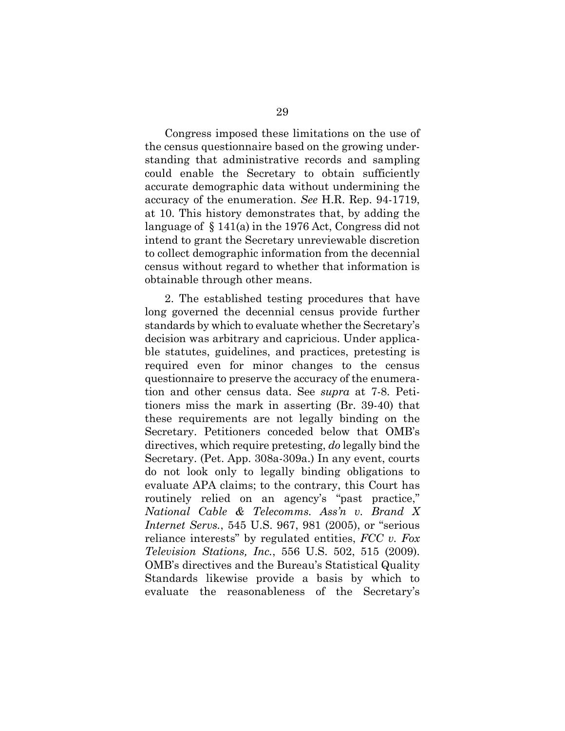Congress imposed these limitations on the use of the census questionnaire based on the growing understanding that administrative records and sampling could enable the Secretary to obtain sufficiently accurate demographic data without undermining the accuracy of the enumeration. *See* H.R. Rep. 94-1719, at 10. This history demonstrates that, by adding the language of § 141(a) in the 1976 Act, Congress did not intend to grant the Secretary unreviewable discretion to collect demographic information from the decennial census without regard to whether that information is obtainable through other means.

2. The established testing procedures that have long governed the decennial census provide further standards by which to evaluate whether the Secretary's decision was arbitrary and capricious. Under applicable statutes, guidelines, and practices, pretesting is required even for minor changes to the census questionnaire to preserve the accuracy of the enumeration and other census data. See *supra* at 7-8. Petitioners miss the mark in asserting (Br. 39-40) that these requirements are not legally binding on the Secretary. Petitioners conceded below that OMB's directives, which require pretesting, *do* legally bind the Secretary. (Pet. App. 308a-309a.) In any event, courts do not look only to legally binding obligations to evaluate APA claims; to the contrary, this Court has routinely relied on an agency's "past practice," *National Cable & Telecomms. Ass'n v. Brand X Internet Servs.*, 545 U.S. 967, 981 (2005), or "serious reliance interests" by regulated entities, *FCC v. Fox Television Stations, Inc.*, 556 U.S. 502, 515 (2009). OMB's directives and the Bureau's Statistical Quality Standards likewise provide a basis by which to evaluate the reasonableness of the Secretary's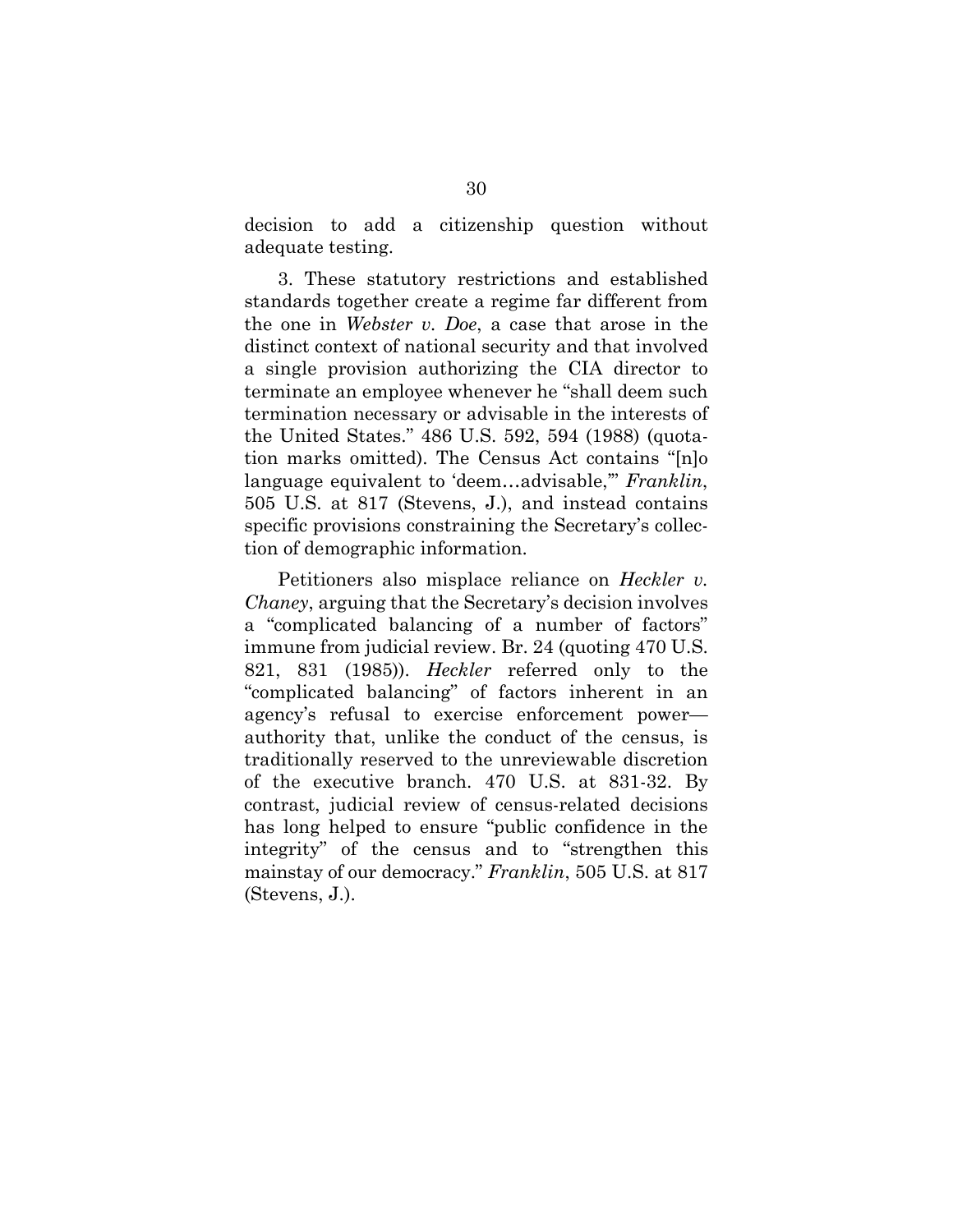decision to add a citizenship question without adequate testing.

3. These statutory restrictions and established standards together create a regime far different from the one in *Webster v. Doe*, a case that arose in the distinct context of national security and that involved a single provision authorizing the CIA director to terminate an employee whenever he "shall deem such termination necessary or advisable in the interests of the United States." 486 U.S. 592, 594 (1988) (quotation marks omitted). The Census Act contains "[n]o language equivalent to 'deem…advisable,'" *Franklin*, 505 U.S. at 817 (Stevens, J.), and instead contains specific provisions constraining the Secretary's collection of demographic information.

Petitioners also misplace reliance on *Heckler v. Chaney*, arguing that the Secretary's decision involves a "complicated balancing of a number of factors" immune from judicial review. Br. 24 (quoting 470 U.S. 821, 831 (1985)). *Heckler* referred only to the "complicated balancing" of factors inherent in an agency's refusal to exercise enforcement power—authority that, unlike the conduct of the census, is traditionally reserved to the unreviewable discretion of the executive branch. 470 U.S. at 831-32. By contrast, judicial review of census-related decisions has long helped to ensure "public confidence in the integrity" of the census and to "strengthen this mainstay of our democracy." *Franklin*, 505 U.S. at 817 (Stevens, J.).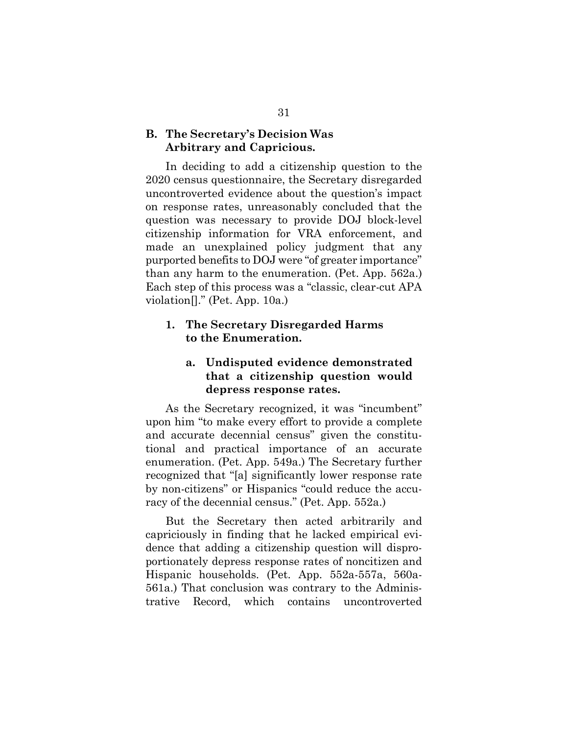### B. The Secretary's Decision Was Arbitrary and Capricious.

In deciding to add a citizenship question to the 2020 census questionnaire, the Secretary disregarded uncontroverted evidence about the question's impact on response rates, unreasonably concluded that the question was necessary to provide DOJ block-level citizenship information for VRA enforcement, and made an unexplained policy judgment that any purported benefits to DOJ were "of greater importance" than any harm to the enumeration. (Pet. App. 562a.) Each step of this process was a "classic, clear-cut APA violation[]." (Pet. App. 10a.)

#### 1. The Secretary Disregarded Harms to the Enumeration.

##### a. Undisputed evidence demonstrated that a citizenship question would depress response rates.

As the Secretary recognized, it was "incumbent" upon him "to make every effort to provide a complete and accurate decennial census" given the constitutional and practical importance of an accurate enumeration. (Pet. App. 549a.) The Secretary further recognized that "[a] significantly lower response rate by non-citizens" or Hispanics "could reduce the accuracy of the decennial census." (Pet. App. 552a.)

But the Secretary then acted arbitrarily and capriciously in finding that he lacked empirical evidence that adding a citizenship question will disproportionately depress response rates of noncitizen and Hispanic households. (Pet. App. 552a-557a, 560a-561a.) That conclusion was contrary to the Administrative Record, which contains uncontroverted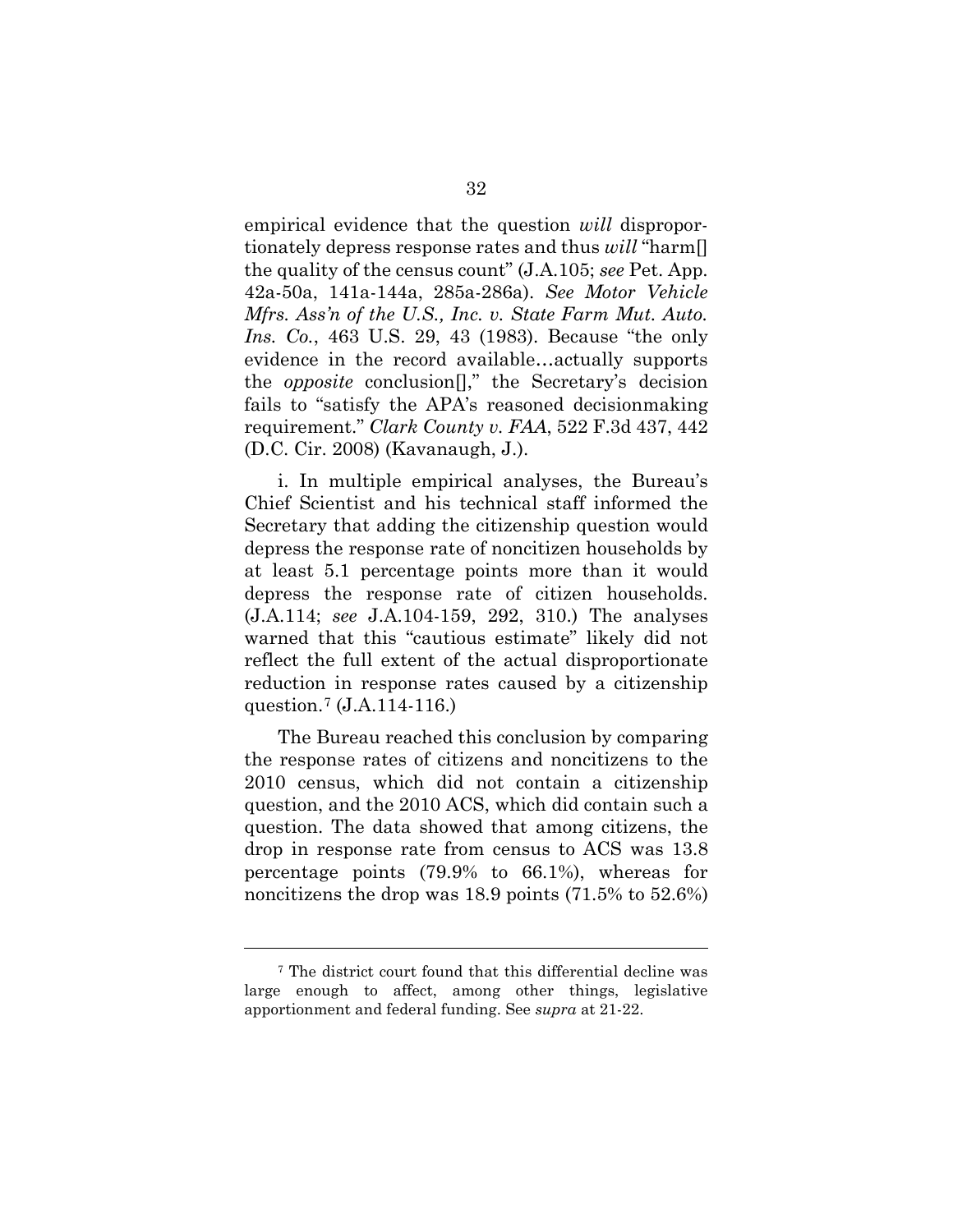empirical evidence that the question *will* disproportionately depress response rates and thus *will* "harm[] the quality of the census count" (J.A.105; *see* Pet. App. 42a-50a, 141a-144a, 285a-286a). *See Motor Vehicle Mfrs. Ass'n of the U.S., Inc. v. State Farm Mut. Auto. Ins. Co.*, 463 U.S. 29, 43 (1983). Because "the only evidence in the record available…actually supports the *opposite* conclusion[]," the Secretary's decision fails to "satisfy the APA's reasoned decisionmaking requirement." *Clark County v. FAA*, 522 F.3d 437, 442 (D.C. Cir. 2008) (Kavanaugh, J.).

i. In multiple empirical analyses, the Bureau's Chief Scientist and his technical staff informed the Secretary that adding the citizenship question would depress the response rate of noncitizen households by at least 5.1 percentage points more than it would depress the response rate of citizen households. (J.A.114; *see* J.A.104-159, 292, 310.) The analyses warned that this "cautious estimate" likely did not reflect the full extent of the actual disproportionate reduction in response rates caused by a citizenship question.[7] (J.A.114-116.)

The Bureau reached this conclusion by comparing the response rates of citizens and noncitizens to the 2010 census, which did not contain a citizenship question, and the 2010 ACS, which did contain such a question. The data showed that among citizens, the drop in response rate from census to ACS was 13.8 percentage points (79.9% to 66.1%), whereas for noncitizens the drop was 18.9 points (71.5% to 52.6%)

---

[7] The district court found that this differential decline was large enough to affect, among other things, legislative apportionment and federal funding. See *supra* at 21-22.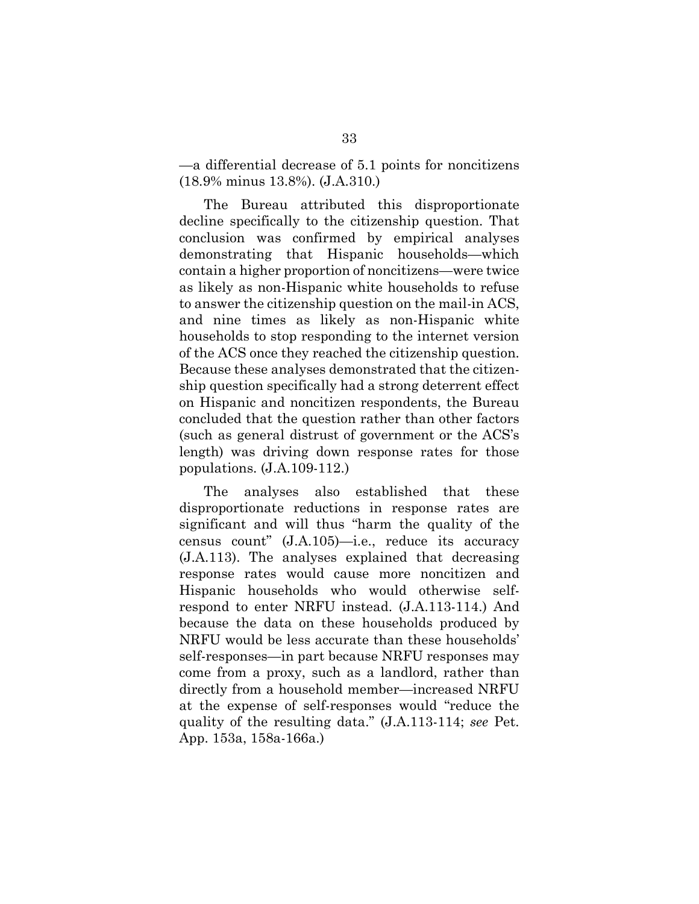—a differential decrease of 5.1 points for noncitizens (18.9% minus 13.8%). (J.A.310.)

The Bureau attributed this disproportionate decline specifically to the citizenship question. That conclusion was confirmed by empirical analyses demonstrating that Hispanic households—which contain a higher proportion of noncitizens—were twice as likely as non-Hispanic white households to refuse to answer the citizenship question on the mail-in ACS, and nine times as likely as non-Hispanic white households to stop responding to the internet version of the ACS once they reached the citizenship question. Because these analyses demonstrated that the citizenship question specifically had a strong deterrent effect on Hispanic and noncitizen respondents, the Bureau concluded that the question rather than other factors (such as general distrust of government or the ACS's length) was driving down response rates for those populations. (J.A.109-112.)

The analyses also established that these disproportionate reductions in response rates are significant and will thus "harm the quality of the census count" (J.A.105)—i.e., reduce its accuracy (J.A.113). The analyses explained that decreasing response rates would cause more noncitizen and Hispanic households who would otherwise self-respond to enter NRFU instead. (J.A.113-114.) And because the data on these households produced by NRFU would be less accurate than these households' self-responses—in part because NRFU responses may come from a proxy, such as a landlord, rather than directly from a household member—increased NRFU at the expense of self-responses would "reduce the quality of the resulting data." (J.A.113-114; *see* Pet. App. 153a, 158a-166a.)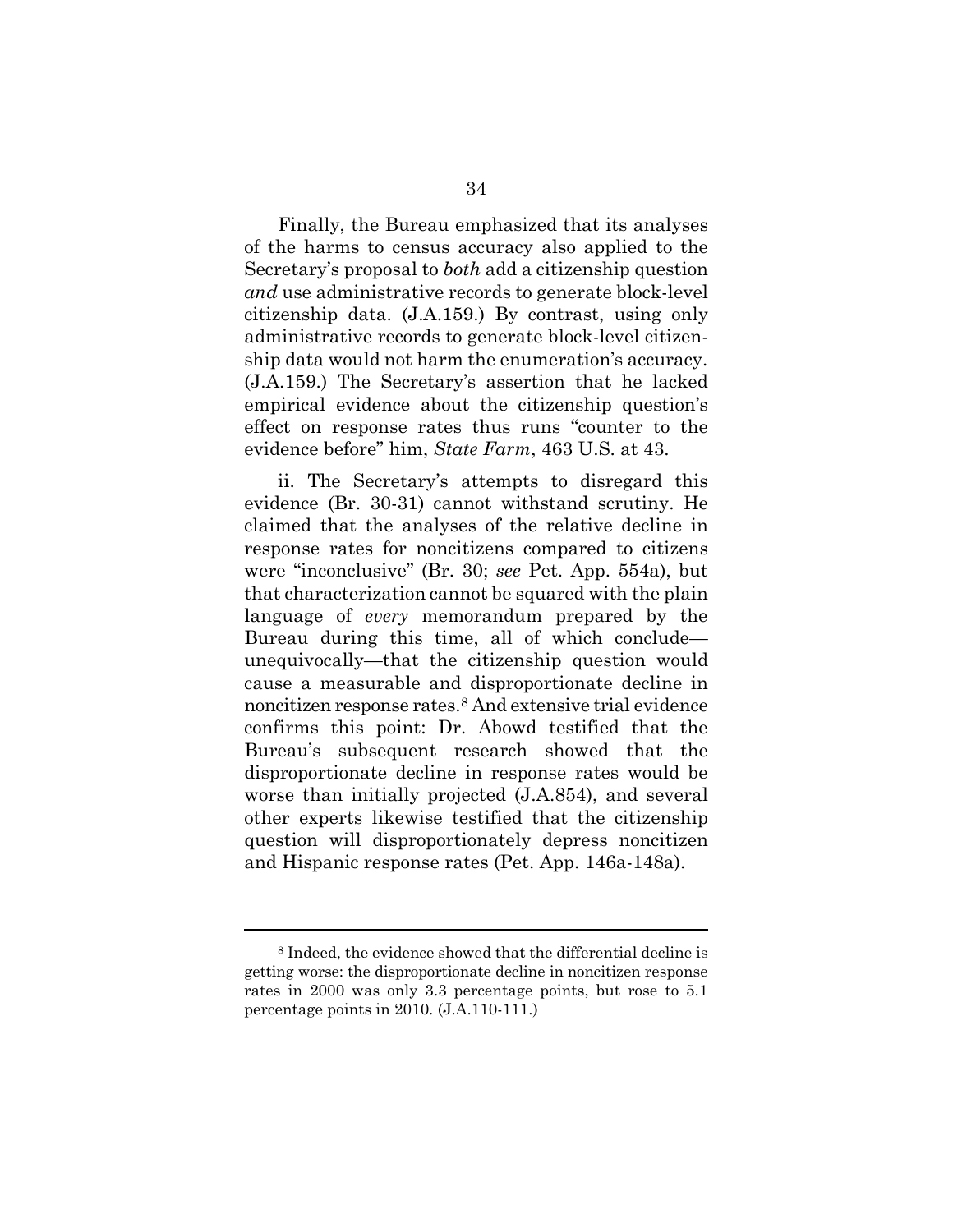Finally, the Bureau emphasized that its analyses of the harms to census accuracy also applied to the Secretary's proposal to *both* add a citizenship question *and* use administrative records to generate block-level citizenship data. (J.A.159.) By contrast, using only administrative records to generate block-level citizenship data would not harm the enumeration's accuracy. (J.A.159.) The Secretary's assertion that he lacked empirical evidence about the citizenship question's effect on response rates thus runs "counter to the evidence before" him, *State Farm*, 463 U.S. at 43.

ii. The Secretary's attempts to disregard this evidence (Br. 30-31) cannot withstand scrutiny. He claimed that the analyses of the relative decline in response rates for noncitizens compared to citizens were "inconclusive" (Br. 30; *see* Pet. App. 554a), but that characterization cannot be squared with the plain language of *every* memorandum prepared by the Bureau during this time, all of which conclude—unequivocally—that the citizenship question would cause a measurable and disproportionate decline in noncitizen response rates.[8] And extensive trial evidence confirms this point: Dr. Abowd testified that the Bureau's subsequent research showed that the disproportionate decline in response rates would be worse than initially projected (J.A.854), and several other experts likewise testified that the citizenship question will disproportionately depress noncitizen and Hispanic response rates (Pet. App. 146a-148a).

---

[8] Indeed, the evidence showed that the differential decline is getting worse: the disproportionate decline in noncitizen response rates in 2000 was only 3.3 percentage points, but rose to 5.1 percentage points in 2010. (J.A.110-111.)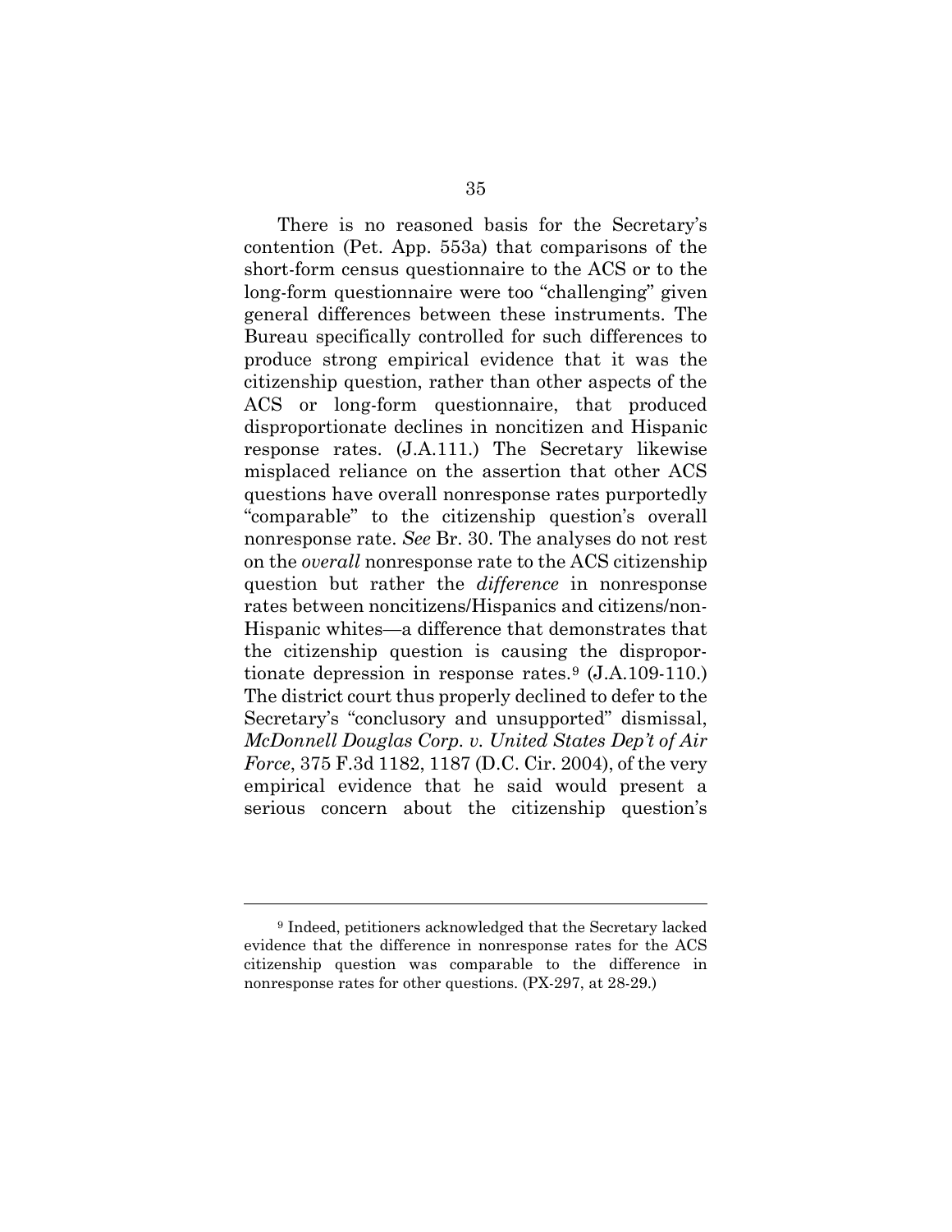There is no reasoned basis for the Secretary's contention (Pet. App. 553a) that comparisons of the short-form census questionnaire to the ACS or to the long-form questionnaire were too "challenging" given general differences between these instruments. The Bureau specifically controlled for such differences to produce strong empirical evidence that it was the citizenship question, rather than other aspects of the ACS or long-form questionnaire, that produced disproportionate declines in noncitizen and Hispanic response rates. (J.A.111.) The Secretary likewise misplaced reliance on the assertion that other ACS questions have overall nonresponse rates purportedly "comparable" to the citizenship question's overall nonresponse rate. *See* Br. 30. The analyses do not rest on the *overall* nonresponse rate to the ACS citizenship question but rather the *difference* in nonresponse rates between noncitizens/Hispanics and citizens/non-Hispanic whites—a difference that demonstrates that the citizenship question is causing the disproportionate depression in response rates.[9] (J.A.109-110.) The district court thus properly declined to defer to the Secretary's "conclusory and unsupported" dismissal, *McDonnell Douglas Corp. v. United States Dep't of Air Force*, 375 F.3d 1182, 1187 (D.C. Cir. 2004), of the very empirical evidence that he said would present a serious concern about the citizenship question's

---

[9] Indeed, petitioners acknowledged that the Secretary lacked evidence that the difference in nonresponse rates for the ACS citizenship question was comparable to the difference in nonresponse rates for other questions. (PX-297, at 28-29.)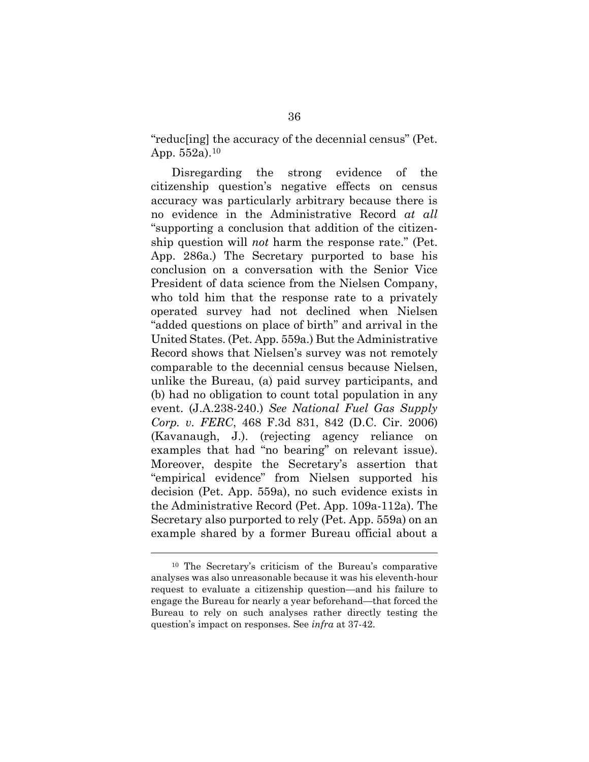"reduc[ing] the accuracy of the decennial census" (Pet. App. 552a).[10]

Disregarding the strong evidence of the citizenship question's negative effects on census accuracy was particularly arbitrary because there is no evidence in the Administrative Record *at all* "supporting a conclusion that addition of the citizenship question will *not* harm the response rate." (Pet. App. 286a.) The Secretary purported to base his conclusion on a conversation with the Senior Vice President of data science from the Nielsen Company, who told him that the response rate to a privately operated survey had not declined when Nielsen "added questions on place of birth" and arrival in the United States. (Pet. App. 559a.) But the Administrative Record shows that Nielsen's survey was not remotely comparable to the decennial census because Nielsen, unlike the Bureau, (a) paid survey participants, and (b) had no obligation to count total population in any event. (J.A.238-240.) *See National Fuel Gas Supply Corp. v. FERC*, 468 F.3d 831, 842 (D.C. Cir. 2006) (Kavanaugh, J.). (rejecting agency reliance on examples that had "no bearing" on relevant issue). Moreover, despite the Secretary's assertion that "empirical evidence" from Nielsen supported his decision (Pet. App. 559a), no such evidence exists in the Administrative Record (Pet. App. 109a-112a). The Secretary also purported to rely (Pet. App. 559a) on an example shared by a former Bureau official about a

---

[10] The Secretary's criticism of the Bureau's comparative analyses was also unreasonable because it was his eleventh-hour request to evaluate a citizenship question—and his failure to engage the Bureau for nearly a year beforehand—that forced the Bureau to rely on such analyses rather directly testing the question's impact on responses. See *infra* at 37-42.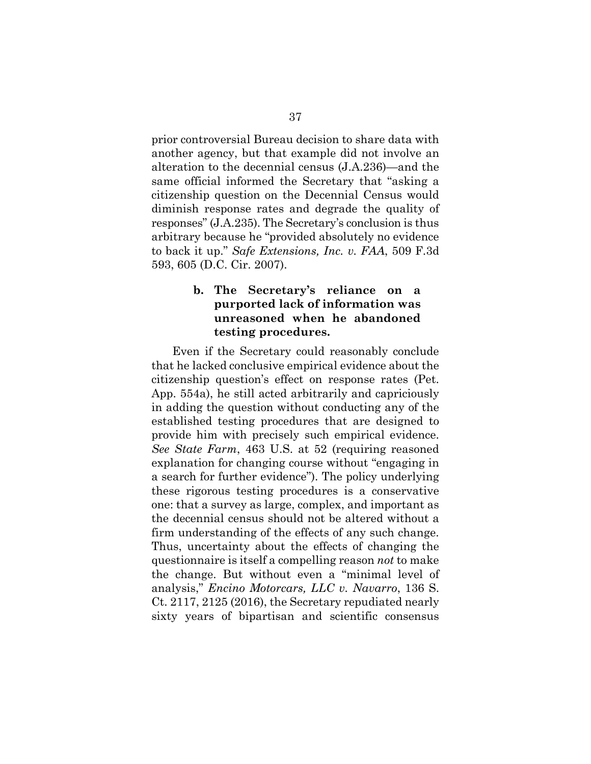prior controversial Bureau decision to share data with another agency, but that example did not involve an alteration to the decennial census (J.A.236)—and the same official informed the Secretary that "asking a citizenship question on the Decennial Census would diminish response rates and degrade the quality of responses" (J.A.235). The Secretary's conclusion is thus arbitrary because he "provided absolutely no evidence to back it up." *Safe Extensions, Inc. v. FAA*, 509 F.3d 593, 605 (D.C. Cir. 2007).

**b. The Secretary's reliance on a purported lack of information was unreasoned when he abandoned testing procedures.**

Even if the Secretary could reasonably conclude that he lacked conclusive empirical evidence about the citizenship question's effect on response rates (Pet. App. 554a), he still acted arbitrarily and capriciously in adding the question without conducting any of the established testing procedures that are designed to provide him with precisely such empirical evidence. *See State Farm*, 463 U.S. at 52 (requiring reasoned explanation for changing course without "engaging in a search for further evidence"). The policy underlying these rigorous testing procedures is a conservative one: that a survey as large, complex, and important as the decennial census should not be altered without a firm understanding of the effects of any such change. Thus, uncertainty about the effects of changing the questionnaire is itself a compelling reason *not* to make the change. But without even a "minimal level of analysis," *Encino Motorcars, LLC v. Navarro*, 136 S. Ct. 2117, 2125 (2016), the Secretary repudiated nearly sixty years of bipartisan and scientific consensus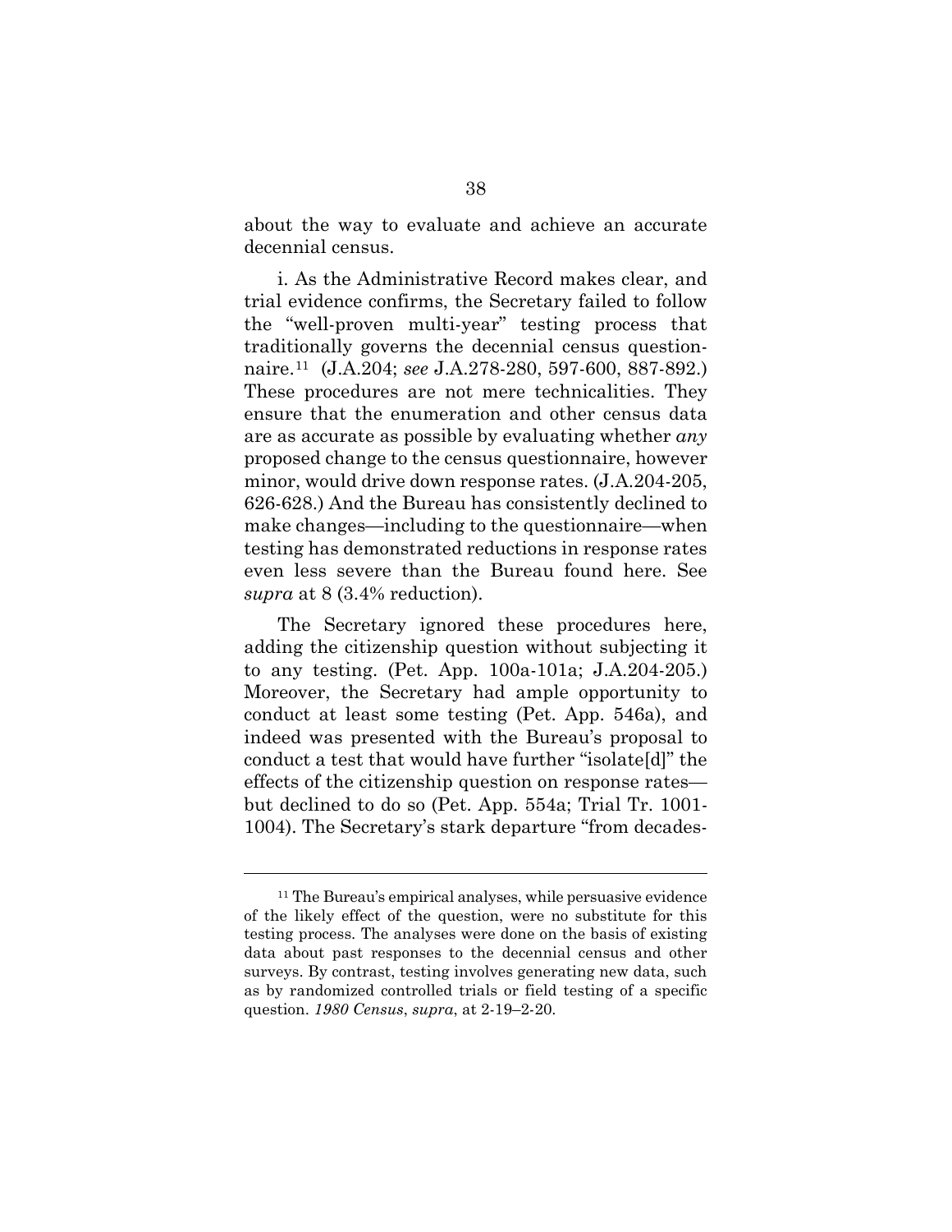about the way to evaluate and achieve an accurate decennial census.

i. As the Administrative Record makes clear, and trial evidence confirms, the Secretary failed to follow the "well-proven multi-year" testing process that traditionally governs the decennial census questionnaire.[11] (J.A.204; *see* J.A.278-280, 597-600, 887-892.) These procedures are not mere technicalities. They ensure that the enumeration and other census data are as accurate as possible by evaluating whether *any* proposed change to the census questionnaire, however minor, would drive down response rates. (J.A.204-205, 626-628.) And the Bureau has consistently declined to make changes—including to the questionnaire—when testing has demonstrated reductions in response rates even less severe than the Bureau found here. See *supra* at 8 (3.4% reduction).

The Secretary ignored these procedures here, adding the citizenship question without subjecting it to any testing. (Pet. App. 100a-101a; J.A.204-205.) Moreover, the Secretary had ample opportunity to conduct at least some testing (Pet. App. 546a), and indeed was presented with the Bureau's proposal to conduct a test that would have further "isolate[d]" the effects of the citizenship question on response rates—but declined to do so (Pet. App. 554a; Trial Tr. 1001-1004). The Secretary's stark departure "from decades-

---

[11] The Bureau's empirical analyses, while persuasive evidence of the likely effect of the question, were no substitute for this testing process. The analyses were done on the basis of existing data about past responses to the decennial census and other surveys. By contrast, testing involves generating new data, such as by randomized controlled trials or field testing of a specific question. *1980 Census*, *supra*, at 2-19–2-20.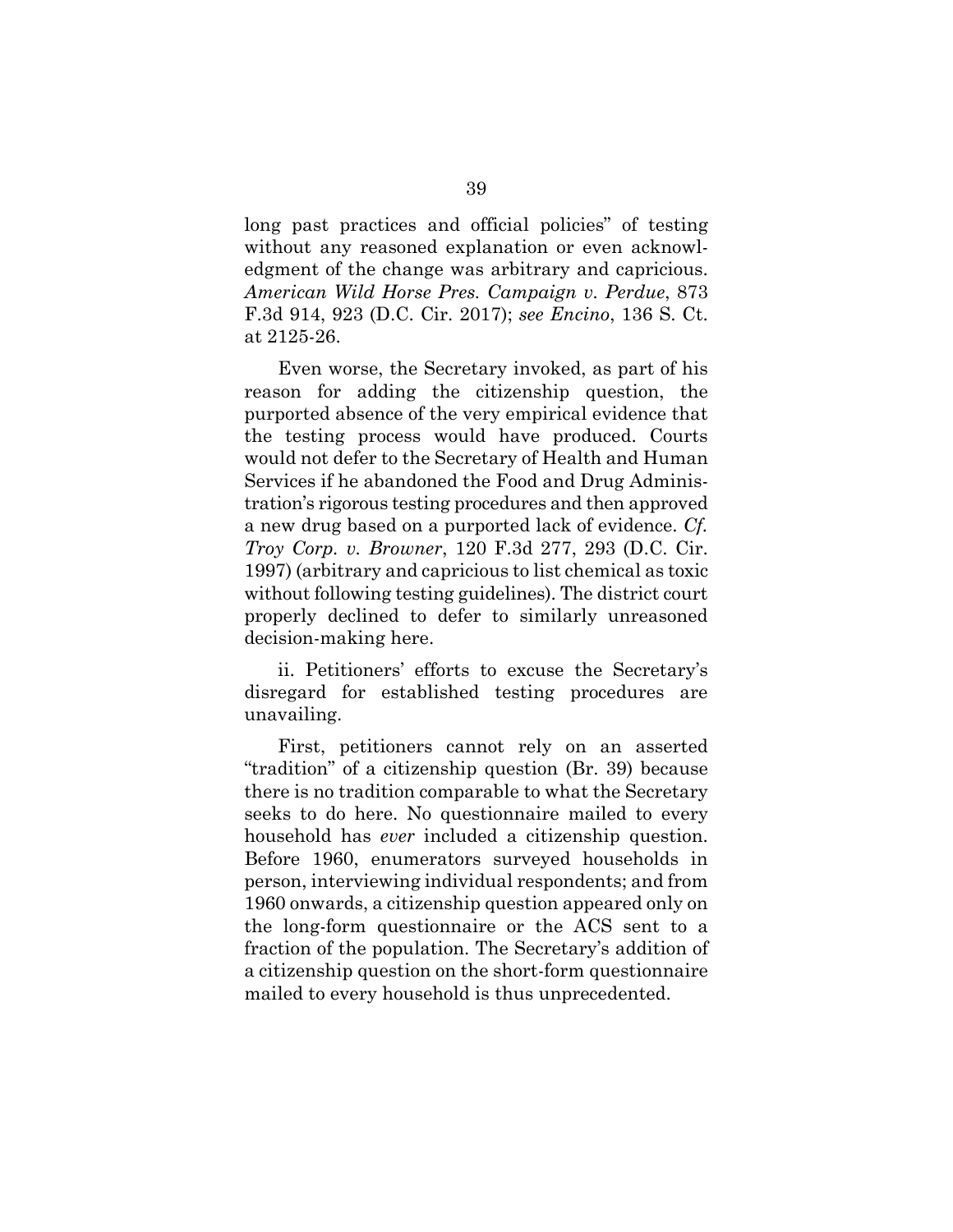long past practices and official policies" of testing without any reasoned explanation or even acknowledgment of the change was arbitrary and capricious. *American Wild Horse Pres. Campaign v. Perdue*, 873 F.3d 914, 923 (D.C. Cir. 2017); *see Encino*, 136 S. Ct. at 2125-26.

Even worse, the Secretary invoked, as part of his reason for adding the citizenship question, the purported absence of the very empirical evidence that the testing process would have produced. Courts would not defer to the Secretary of Health and Human Services if he abandoned the Food and Drug Administration's rigorous testing procedures and then approved a new drug based on a purported lack of evidence. *Cf. Troy Corp. v. Browner*, 120 F.3d 277, 293 (D.C. Cir. 1997) (arbitrary and capricious to list chemical as toxic without following testing guidelines). The district court properly declined to defer to similarly unreasoned decision-making here.

ii. Petitioners' efforts to excuse the Secretary's disregard for established testing procedures are unavailing.

First, petitioners cannot rely on an asserted "tradition" of a citizenship question (Br. 39) because there is no tradition comparable to what the Secretary seeks to do here. No questionnaire mailed to every household has *ever* included a citizenship question. Before 1960, enumerators surveyed households in person, interviewing individual respondents; and from 1960 onwards, a citizenship question appeared only on the long-form questionnaire or the ACS sent to a fraction of the population. The Secretary's addition of a citizenship question on the short-form questionnaire mailed to every household is thus unprecedented.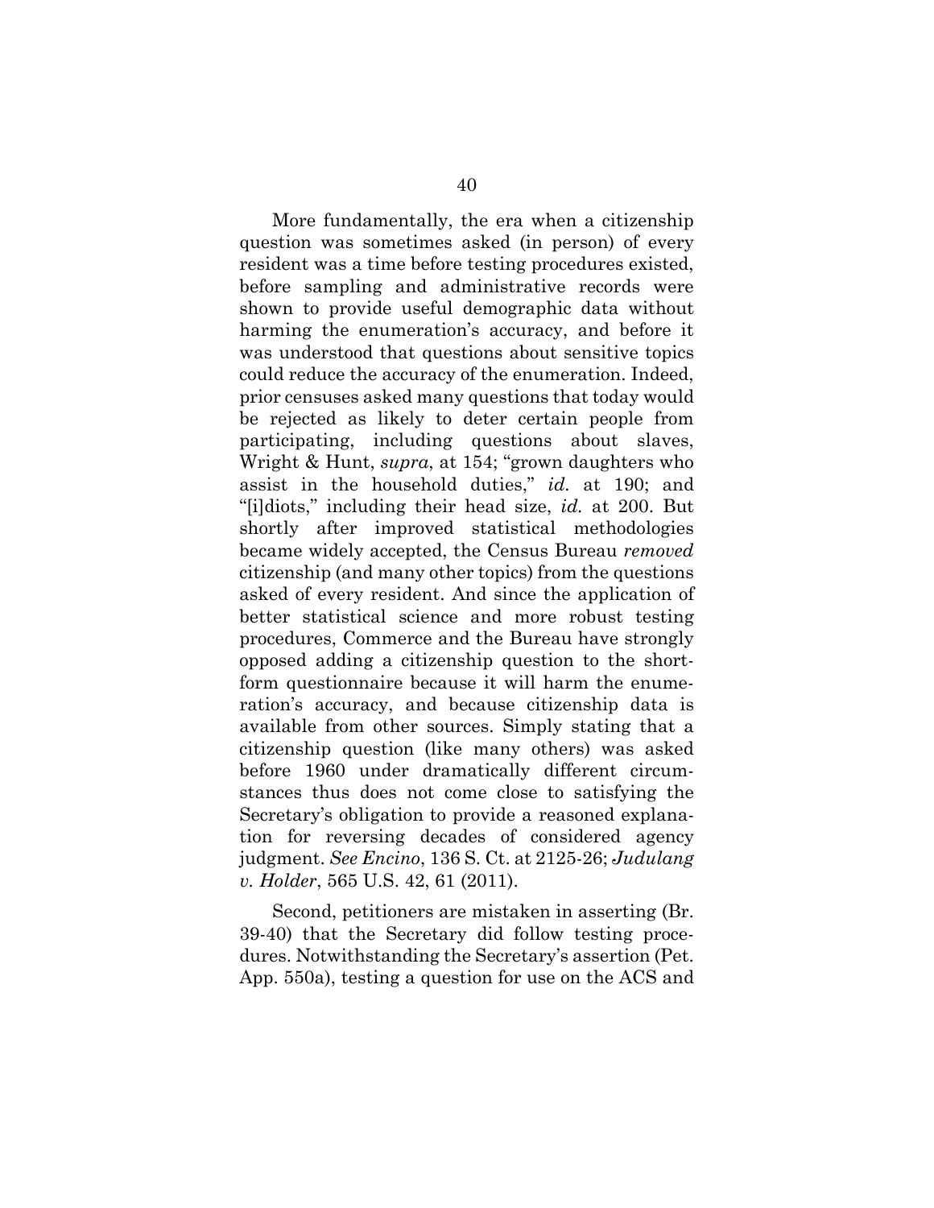More fundamentally, the era when a citizenship question was sometimes asked (in person) of every resident was a time before testing procedures existed, before sampling and administrative records were shown to provide useful demographic data without harming the enumeration's accuracy, and before it was understood that questions about sensitive topics could reduce the accuracy of the enumeration. Indeed, prior censuses asked many questions that today would be rejected as likely to deter certain people from participating, including questions about slaves, Wright & Hunt, *supra*, at 154; "grown daughters who assist in the household duties," *id.* at 190; and "[i]diots," including their head size, *id.* at 200. But shortly after improved statistical methodologies became widely accepted, the Census Bureau *removed* citizenship (and many other topics) from the questions asked of every resident. And since the application of better statistical science and more robust testing procedures, Commerce and the Bureau have strongly opposed adding a citizenship question to the short-form questionnaire because it will harm the enumeration's accuracy, and because citizenship data is available from other sources. Simply stating that a citizenship question (like many others) was asked before 1960 under dramatically different circumstances thus does not come close to satisfying the Secretary's obligation to provide a reasoned explanation for reversing decades of considered agency judgment. *See Encino*, 136 S. Ct. at 2125-26; *Judulang v. Holder*, 565 U.S. 42, 61 (2011).

Second, petitioners are mistaken in asserting (Br. 39-40) that the Secretary did follow testing procedures. Notwithstanding the Secretary's assertion (Pet. App. 550a), testing a question for use on the ACS and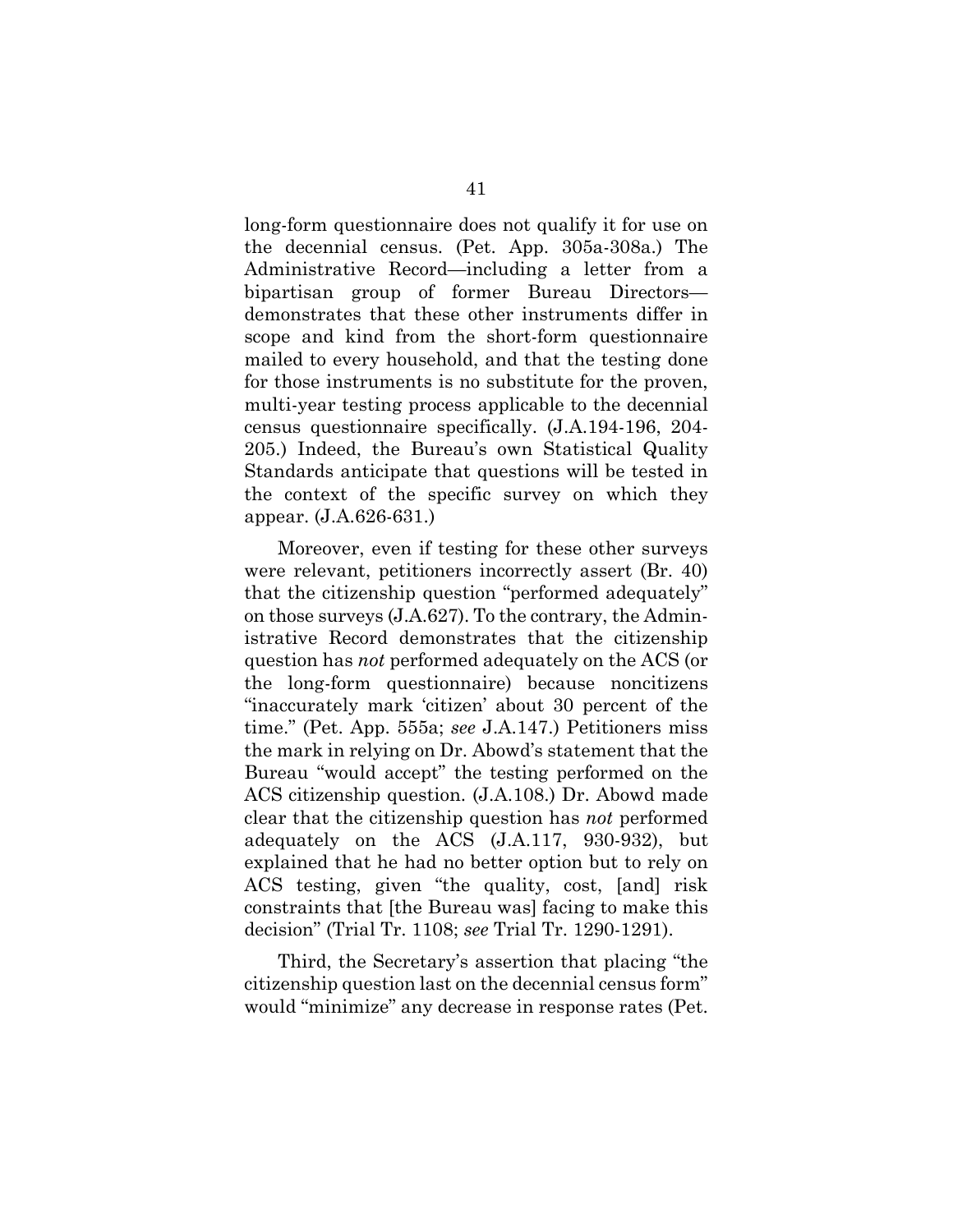long-form questionnaire does not qualify it for use on the decennial census. (Pet. App. 305a-308a.) The Administrative Record—including a letter from a bipartisan group of former Bureau Directors—demonstrates that these other instruments differ in scope and kind from the short-form questionnaire mailed to every household, and that the testing done for those instruments is no substitute for the proven, multi-year testing process applicable to the decennial census questionnaire specifically. (J.A.194-196, 204-205.) Indeed, the Bureau's own Statistical Quality Standards anticipate that questions will be tested in the context of the specific survey on which they appear. (J.A.626-631.)

Moreover, even if testing for these other surveys were relevant, petitioners incorrectly assert (Br. 40) that the citizenship question "performed adequately" on those surveys (J.A.627). To the contrary, the Administrative Record demonstrates that the citizenship question has *not* performed adequately on the ACS (or the long-form questionnaire) because noncitizens "inaccurately mark 'citizen' about 30 percent of the time." (Pet. App. 555a; *see* J.A.147.) Petitioners miss the mark in relying on Dr. Abowd's statement that the Bureau "would accept" the testing performed on the ACS citizenship question. (J.A.108.) Dr. Abowd made clear that the citizenship question has *not* performed adequately on the ACS (J.A.117, 930-932), but explained that he had no better option but to rely on ACS testing, given "the quality, cost, [and] risk constraints that [the Bureau was] facing to make this decision" (Trial Tr. 1108; *see* Trial Tr. 1290-1291).

Third, the Secretary's assertion that placing "the citizenship question last on the decennial census form" would "minimize" any decrease in response rates (Pet.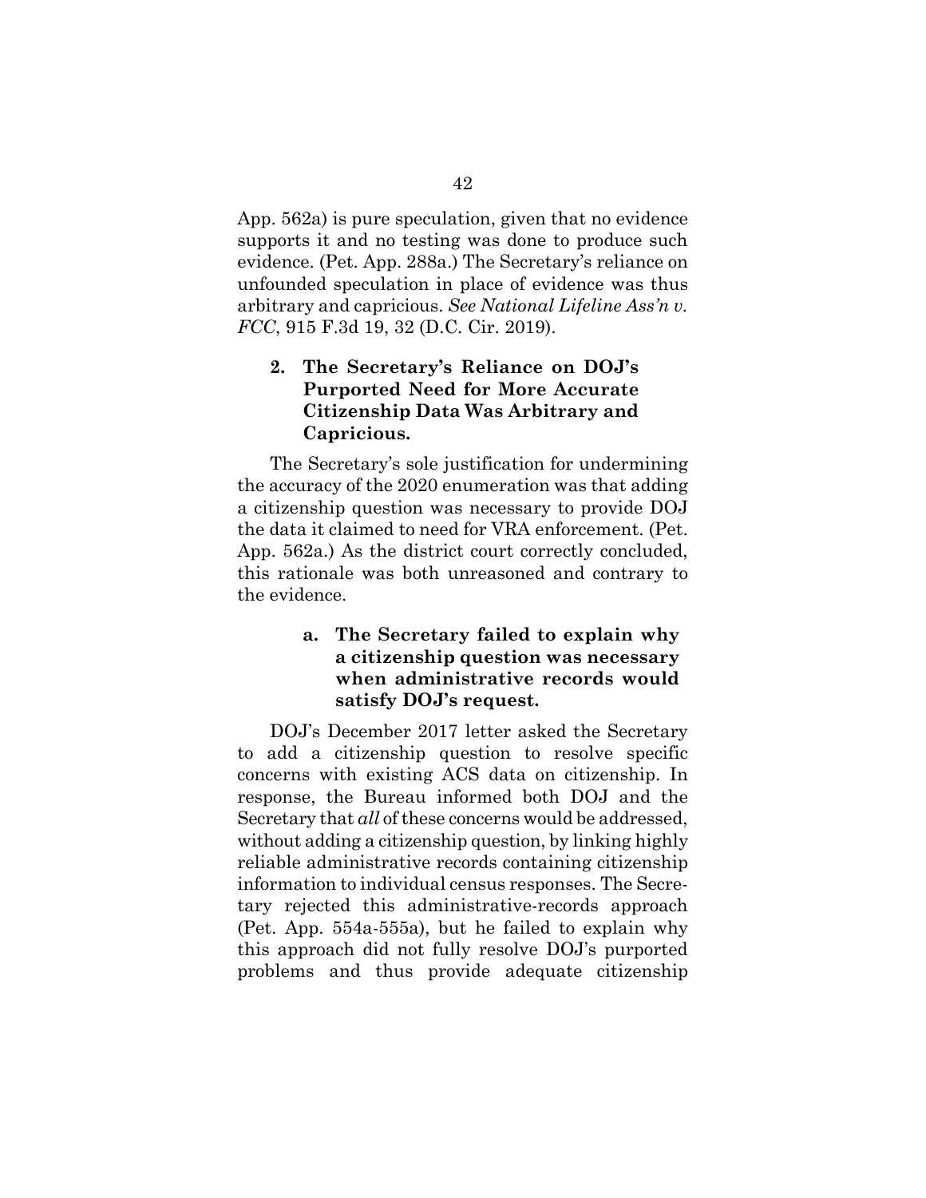App. 562a) is pure speculation, given that no evidence supports it and no testing was done to produce such evidence. (Pet. App. 288a.) The Secretary's reliance on unfounded speculation in place of evidence was thus arbitrary and capricious. *See National Lifeline Ass'n v. FCC*, 915 F.3d 19, 32 (D.C. Cir. 2019).

### 2. The Secretary's Reliance on DOJ's Purported Need for More Accurate Citizenship Data Was Arbitrary and Capricious.

The Secretary's sole justification for undermining the accuracy of the 2020 enumeration was that adding a citizenship question was necessary to provide DOJ the data it claimed to need for VRA enforcement. (Pet. App. 562a.) As the district court correctly concluded, this rationale was both unreasoned and contrary to the evidence.

#### a. The Secretary failed to explain why a citizenship question was necessary when administrative records would satisfy DOJ's request.

DOJ's December 2017 letter asked the Secretary to add a citizenship question to resolve specific concerns with existing ACS data on citizenship. In response, the Bureau informed both DOJ and the Secretary that *all* of these concerns would be addressed, without adding a citizenship question, by linking highly reliable administrative records containing citizenship information to individual census responses. The Secretary rejected this administrative-records approach (Pet. App. 554a-555a), but he failed to explain why this approach did not fully resolve DOJ's purported problems and thus provide adequate citizenship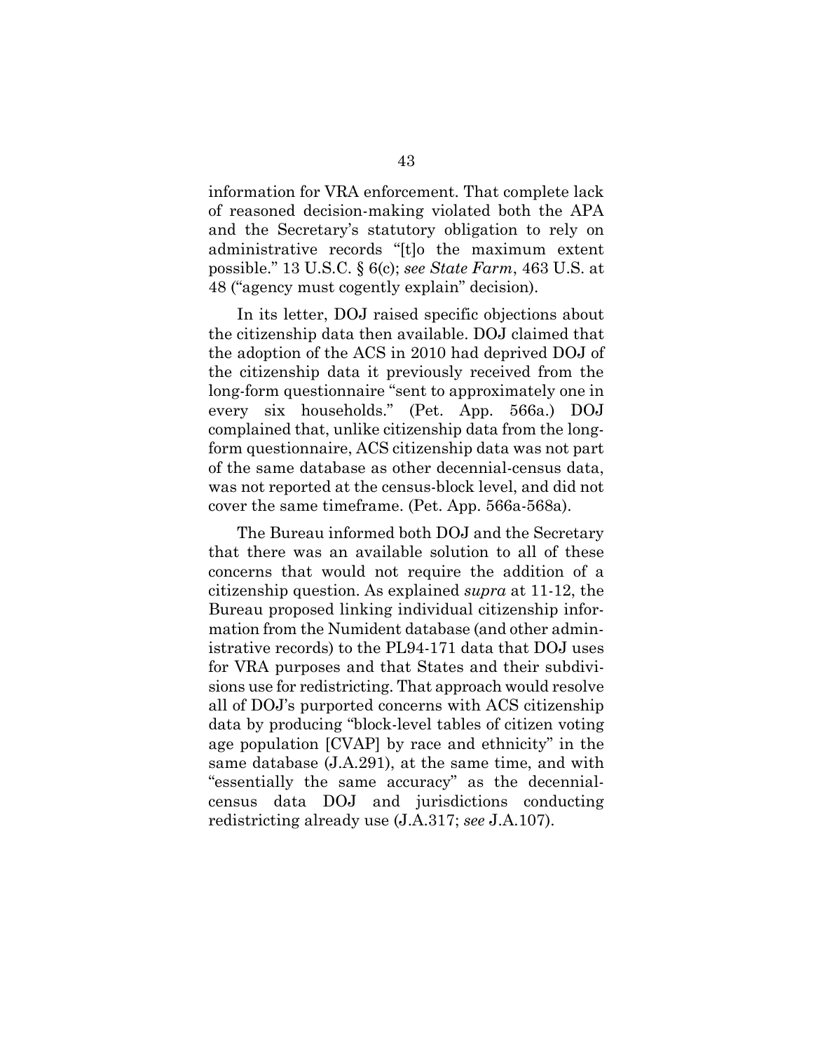information for VRA enforcement. That complete lack of reasoned decision-making violated both the APA and the Secretary's statutory obligation to rely on administrative records "[t]o the maximum extent possible." 13 U.S.C. § 6(c); *see State Farm*, 463 U.S. at 48 ("agency must cogently explain" decision).

In its letter, DOJ raised specific objections about the citizenship data then available. DOJ claimed that the adoption of the ACS in 2010 had deprived DOJ of the citizenship data it previously received from the long-form questionnaire "sent to approximately one in every six households." (Pet. App. 566a.) DOJ complained that, unlike citizenship data from the long-form questionnaire, ACS citizenship data was not part of the same database as other decennial-census data, was not reported at the census-block level, and did not cover the same timeframe. (Pet. App. 566a-568a).

The Bureau informed both DOJ and the Secretary that there was an available solution to all of these concerns that would not require the addition of a citizenship question. As explained *supra* at 11-12, the Bureau proposed linking individual citizenship information from the Numident database (and other administrative records) to the PL94-171 data that DOJ uses for VRA purposes and that States and their subdivisions use for redistricting. That approach would resolve all of DOJ's purported concerns with ACS citizenship data by producing "block-level tables of citizen voting age population [CVAP] by race and ethnicity" in the same database (J.A.291), at the same time, and with "essentially the same accuracy" as the decennial-census data DOJ and jurisdictions conducting redistricting already use (J.A.317; *see* J.A.107).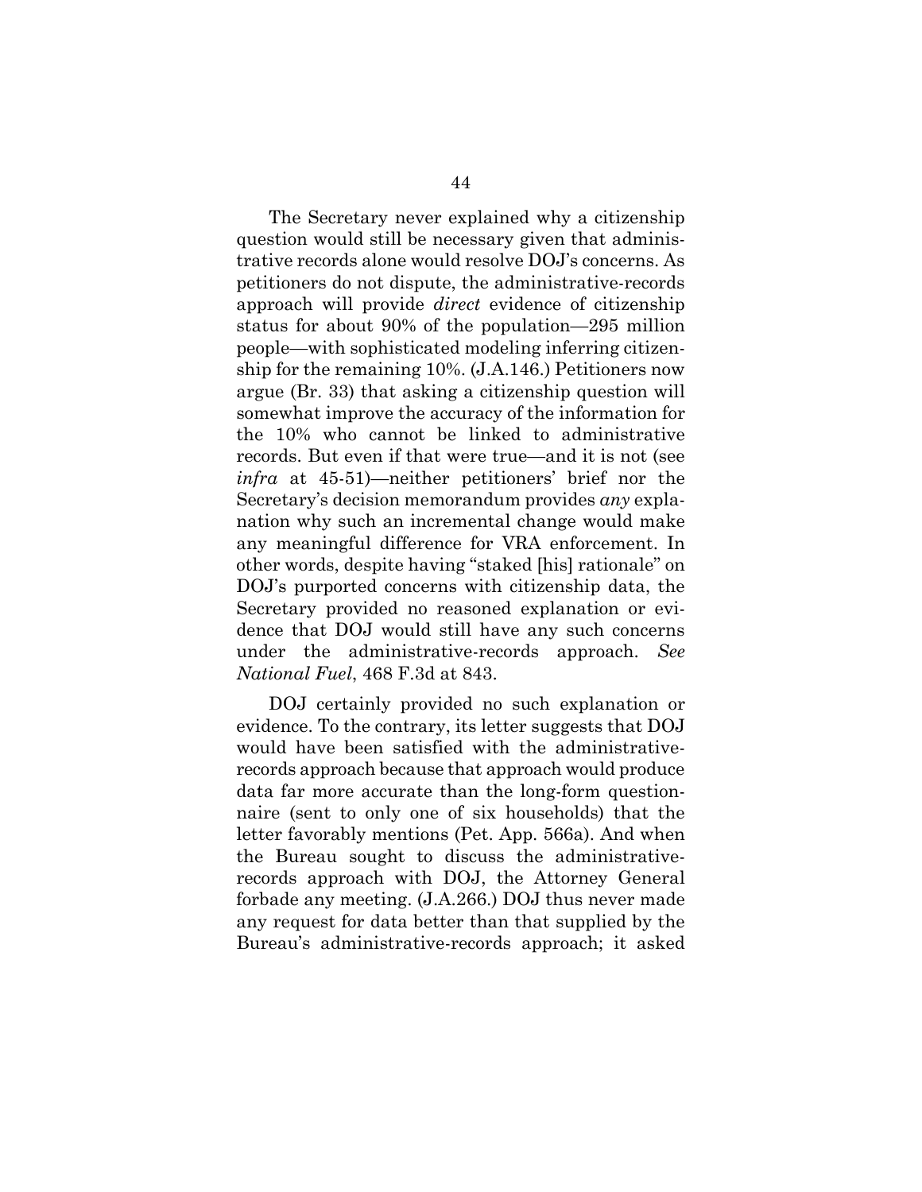The Secretary never explained why a citizenship question would still be necessary given that administrative records alone would resolve DOJ's concerns. As petitioners do not dispute, the administrative-records approach will provide *direct* evidence of citizenship status for about 90% of the population—295 million people—with sophisticated modeling inferring citizenship for the remaining 10%. (J.A.146.) Petitioners now argue (Br. 33) that asking a citizenship question will somewhat improve the accuracy of the information for the 10% who cannot be linked to administrative records. But even if that were true—and it is not (see *infra* at 45-51)—neither petitioners' brief nor the Secretary's decision memorandum provides *any* explanation why such an incremental change would make any meaningful difference for VRA enforcement. In other words, despite having "staked [his] rationale" on DOJ's purported concerns with citizenship data, the Secretary provided no reasoned explanation or evidence that DOJ would still have any such concerns under the administrative-records approach. *See National Fuel*, 468 F.3d at 843.

DOJ certainly provided no such explanation or evidence. To the contrary, its letter suggests that DOJ would have been satisfied with the administrative-records approach because that approach would produce data far more accurate than the long-form questionnaire (sent to only one of six households) that the letter favorably mentions (Pet. App. 566a). And when the Bureau sought to discuss the administrative-records approach with DOJ, the Attorney General forbade any meeting. (J.A.266.) DOJ thus never made any request for data better than that supplied by the Bureau's administrative-records approach; it asked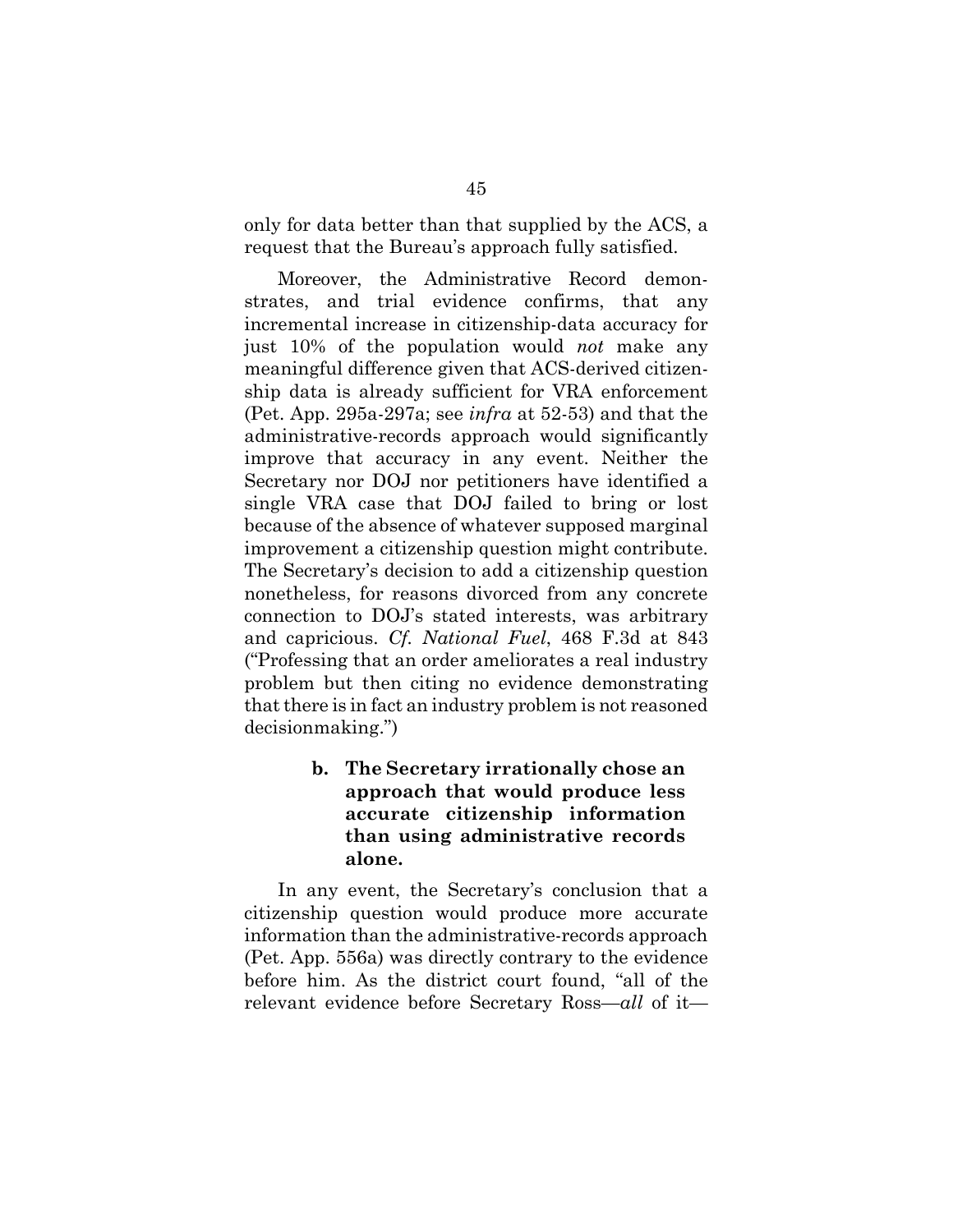only for data better than that supplied by the ACS, a request that the Bureau's approach fully satisfied.

Moreover, the Administrative Record demonstrates, and trial evidence confirms, that any incremental increase in citizenship-data accuracy for just 10% of the population would *not* make any meaningful difference given that ACS-derived citizenship data is already sufficient for VRA enforcement (Pet. App. 295a-297a; see *infra* at 52-53) and that the administrative-records approach would significantly improve that accuracy in any event. Neither the Secretary nor DOJ nor petitioners have identified a single VRA case that DOJ failed to bring or lost because of the absence of whatever supposed marginal improvement a citizenship question might contribute. The Secretary's decision to add a citizenship question nonetheless, for reasons divorced from any concrete connection to DOJ's stated interests, was arbitrary and capricious. *Cf. National Fuel*, 468 F.3d at 843 ("Professing that an order ameliorates a real industry problem but then citing no evidence demonstrating that there is in fact an industry problem is not reasoned decisionmaking.")

**b. The Secretary irrationally chose an approach that would produce less accurate citizenship information than using administrative records alone.**

In any event, the Secretary's conclusion that a citizenship question would produce more accurate information than the administrative-records approach (Pet. App. 556a) was directly contrary to the evidence before him. As the district court found, "all of the relevant evidence before Secretary Ross—*all* of it—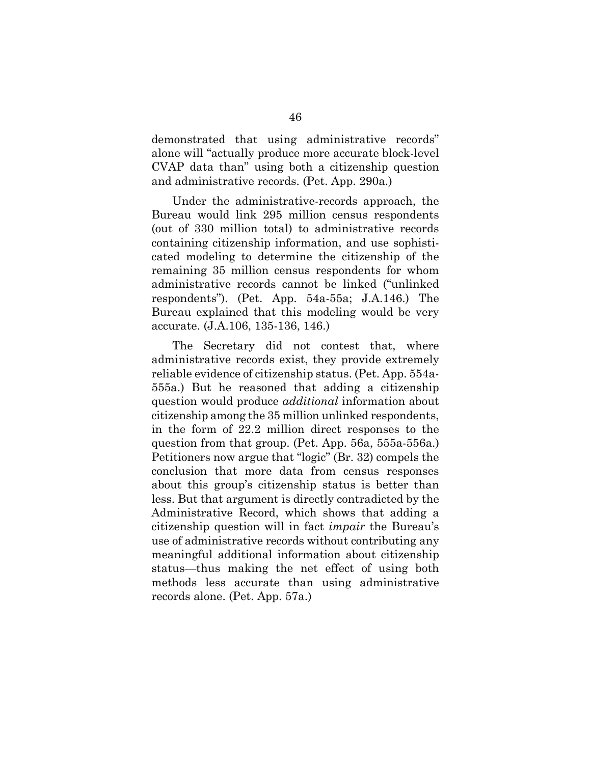demonstrated that using administrative records" alone will "actually produce more accurate block-level CVAP data than" using both a citizenship question and administrative records. (Pet. App. 290a.)

Under the administrative-records approach, the Bureau would link 295 million census respondents (out of 330 million total) to administrative records containing citizenship information, and use sophisticated modeling to determine the citizenship of the remaining 35 million census respondents for whom administrative records cannot be linked ("unlinked respondents"). (Pet. App. 54a-55a; J.A.146.) The Bureau explained that this modeling would be very accurate. (J.A.106, 135-136, 146.)

The Secretary did not contest that, where administrative records exist, they provide extremely reliable evidence of citizenship status. (Pet. App. 554a-555a.) But he reasoned that adding a citizenship question would produce *additional* information about citizenship among the 35 million unlinked respondents, in the form of 22.2 million direct responses to the question from that group. (Pet. App. 56a, 555a-556a.) Petitioners now argue that "logic" (Br. 32) compels the conclusion that more data from census responses about this group's citizenship status is better than less. But that argument is directly contradicted by the Administrative Record, which shows that adding a citizenship question will in fact *impair* the Bureau's use of administrative records without contributing any meaningful additional information about citizenship status—thus making the net effect of using both methods less accurate than using administrative records alone. (Pet. App. 57a.)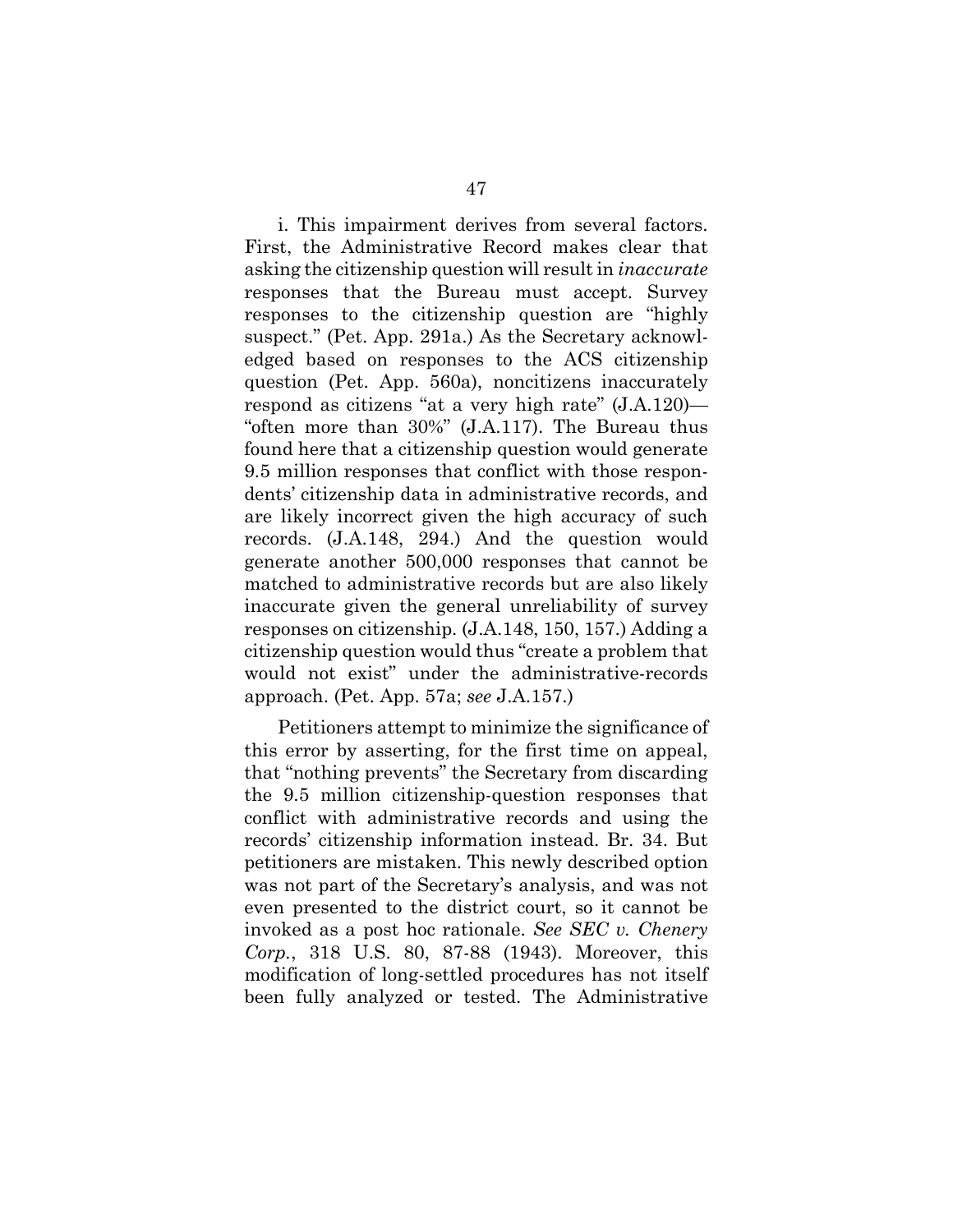i. This impairment derives from several factors. First, the Administrative Record makes clear that asking the citizenship question will result in *inaccurate* responses that the Bureau must accept. Survey responses to the citizenship question are "highly suspect." (Pet. App. 291a.) As the Secretary acknowledged based on responses to the ACS citizenship question (Pet. App. 560a), noncitizens inaccurately respond as citizens "at a very high rate" (J.A.120)—"often more than 30%" (J.A.117). The Bureau thus found here that a citizenship question would generate 9.5 million responses that conflict with those respondents' citizenship data in administrative records, and are likely incorrect given the high accuracy of such records. (J.A.148, 294.) And the question would generate another 500,000 responses that cannot be matched to administrative records but are also likely inaccurate given the general unreliability of survey responses on citizenship. (J.A.148, 150, 157.) Adding a citizenship question would thus "create a problem that would not exist" under the administrative-records approach. (Pet. App. 57a; *see* J.A.157.)

Petitioners attempt to minimize the significance of this error by asserting, for the first time on appeal, that "nothing prevents" the Secretary from discarding the 9.5 million citizenship-question responses that conflict with administrative records and using the records' citizenship information instead. Br. 34. But petitioners are mistaken. This newly described option was not part of the Secretary's analysis, and was not even presented to the district court, so it cannot be invoked as a post hoc rationale. *See SEC v. Chenery Corp.*, 318 U.S. 80, 87-88 (1943). Moreover, this modification of long-settled procedures has not itself been fully analyzed or tested. The Administrative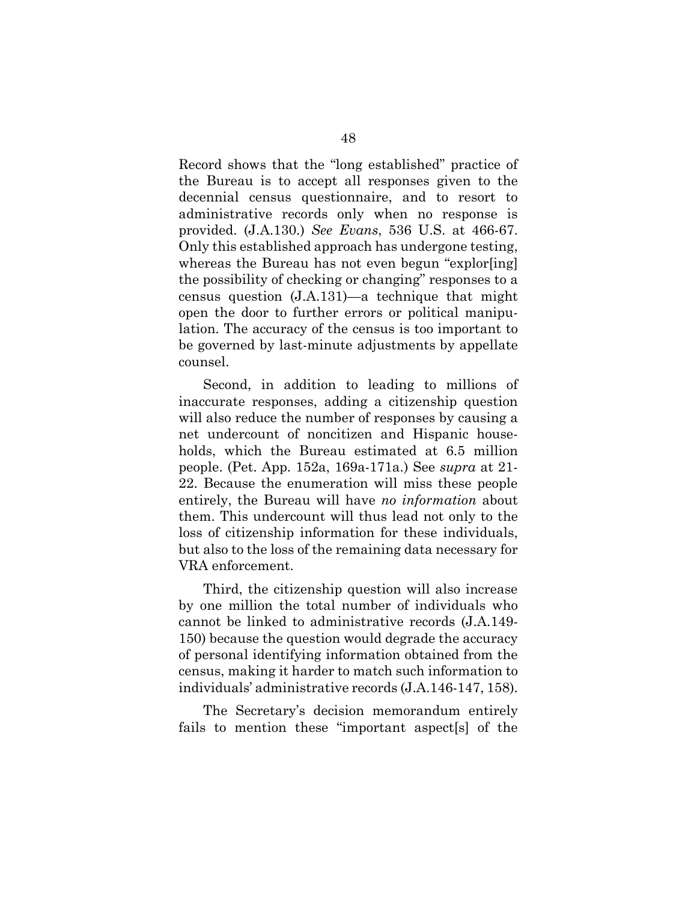Record shows that the "long established" practice of the Bureau is to accept all responses given to the decennial census questionnaire, and to resort to administrative records only when no response is provided. (J.A.130.) *See Evans*, 536 U.S. at 466-67. Only this established approach has undergone testing, whereas the Bureau has not even begun "explor[ing] the possibility of checking or changing" responses to a census question (J.A.131)—a technique that might open the door to further errors or political manipulation. The accuracy of the census is too important to be governed by last-minute adjustments by appellate counsel.

Second, in addition to leading to millions of inaccurate responses, adding a citizenship question will also reduce the number of responses by causing a net undercount of noncitizen and Hispanic households, which the Bureau estimated at 6.5 million people. (Pet. App. 152a, 169a-171a.) See *supra* at 21-22. Because the enumeration will miss these people entirely, the Bureau will have *no information* about them. This undercount will thus lead not only to the loss of citizenship information for these individuals, but also to the loss of the remaining data necessary for VRA enforcement.

Third, the citizenship question will also increase by one million the total number of individuals who cannot be linked to administrative records (J.A.149-150) because the question would degrade the accuracy of personal identifying information obtained from the census, making it harder to match such information to individuals' administrative records (J.A.146-147, 158).

The Secretary's decision memorandum entirely fails to mention these "important aspect[s] of the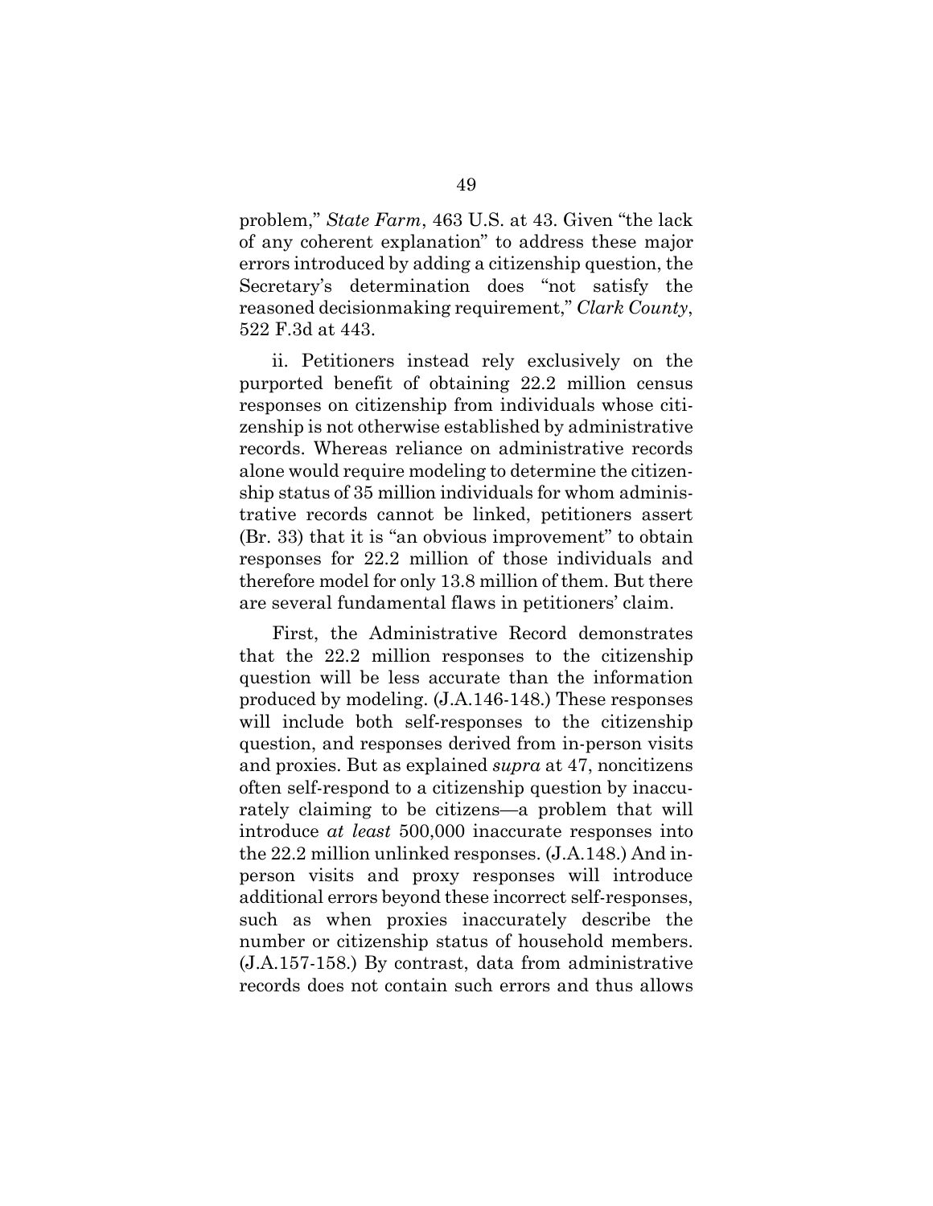problem," *State Farm*, 463 U.S. at 43. Given "the lack of any coherent explanation" to address these major errors introduced by adding a citizenship question, the Secretary's determination does "not satisfy the reasoned decisionmaking requirement," *Clark County*, 522 F.3d at 443.

ii. Petitioners instead rely exclusively on the purported benefit of obtaining 22.2 million census responses on citizenship from individuals whose citizenship is not otherwise established by administrative records. Whereas reliance on administrative records alone would require modeling to determine the citizenship status of 35 million individuals for whom administrative records cannot be linked, petitioners assert (Br. 33) that it is "an obvious improvement" to obtain responses for 22.2 million of those individuals and therefore model for only 13.8 million of them. But there are several fundamental flaws in petitioners' claim.

First, the Administrative Record demonstrates that the 22.2 million responses to the citizenship question will be less accurate than the information produced by modeling. (J.A.146-148.) These responses will include both self-responses to the citizenship question, and responses derived from in-person visits and proxies. But as explained *supra* at 47, noncitizens often self-respond to a citizenship question by inaccurately claiming to be citizens—a problem that will introduce *at least* 500,000 inaccurate responses into the 22.2 million unlinked responses. (J.A.148.) And in-person visits and proxy responses will introduce additional errors beyond these incorrect self-responses, such as when proxies inaccurately describe the number or citizenship status of household members. (J.A.157-158.) By contrast, data from administrative records does not contain such errors and thus allows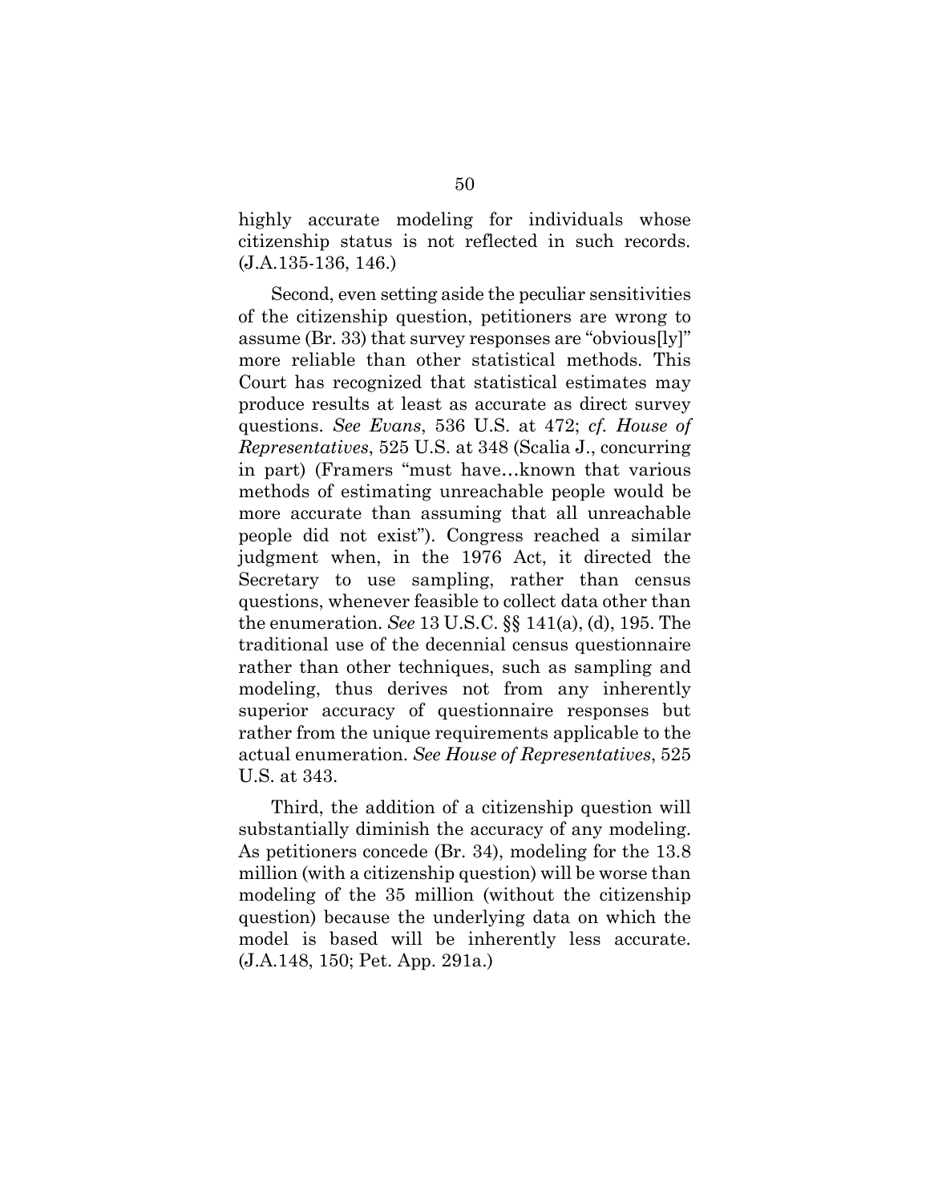highly accurate modeling for individuals whose citizenship status is not reflected in such records. (J.A.135-136, 146.)

Second, even setting aside the peculiar sensitivities of the citizenship question, petitioners are wrong to assume (Br. 33) that survey responses are "obvious[ly]" more reliable than other statistical methods. This Court has recognized that statistical estimates may produce results at least as accurate as direct survey questions. *See Evans*, 536 U.S. at 472; *cf. House of Representatives*, 525 U.S. at 348 (Scalia J., concurring in part) (Framers "must have…known that various methods of estimating unreachable people would be more accurate than assuming that all unreachable people did not exist"). Congress reached a similar judgment when, in the 1976 Act, it directed the Secretary to use sampling, rather than census questions, whenever feasible to collect data other than the enumeration. *See* 13 U.S.C. §§ 141(a), (d), 195. The traditional use of the decennial census questionnaire rather than other techniques, such as sampling and modeling, thus derives not from any inherently superior accuracy of questionnaire responses but rather from the unique requirements applicable to the actual enumeration. *See House of Representatives*, 525 U.S. at 343.

Third, the addition of a citizenship question will substantially diminish the accuracy of any modeling. As petitioners concede (Br. 34), modeling for the 13.8 million (with a citizenship question) will be worse than modeling of the 35 million (without the citizenship question) because the underlying data on which the model is based will be inherently less accurate. (J.A.148, 150; Pet. App. 291a.)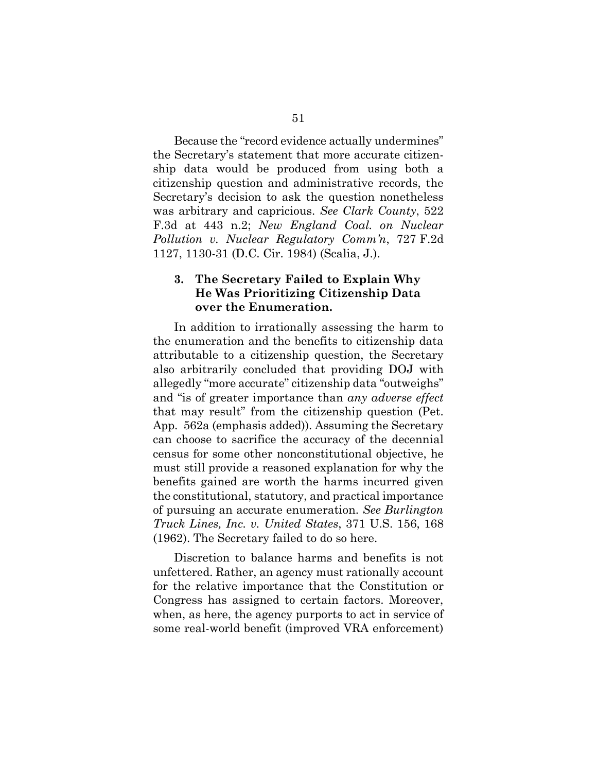Because the "record evidence actually undermines" the Secretary's statement that more accurate citizenship data would be produced from using both a citizenship question and administrative records, the Secretary's decision to ask the question nonetheless was arbitrary and capricious. *See Clark County*, 522 F.3d at 443 n.2; *New England Coal. on Nuclear Pollution v. Nuclear Regulatory Comm'n*, 727 F.2d 1127, 1130-31 (D.C. Cir. 1984) (Scalia, J.).

### 3. The Secretary Failed to Explain Why He Was Prioritizing Citizenship Data over the Enumeration.

In addition to irrationally assessing the harm to the enumeration and the benefits to citizenship data attributable to a citizenship question, the Secretary also arbitrarily concluded that providing DOJ with allegedly "more accurate" citizenship data "outweighs" and "is of greater importance than *any adverse effect* that may result" from the citizenship question (Pet. App. 562a (emphasis added)). Assuming the Secretary can choose to sacrifice the accuracy of the decennial census for some other nonconstitutional objective, he must still provide a reasoned explanation for why the benefits gained are worth the harms incurred given the constitutional, statutory, and practical importance of pursuing an accurate enumeration. *See Burlington Truck Lines, Inc. v. United States*, 371 U.S. 156, 168 (1962). The Secretary failed to do so here.

Discretion to balance harms and benefits is not unfettered. Rather, an agency must rationally account for the relative importance that the Constitution or Congress has assigned to certain factors. Moreover, when, as here, the agency purports to act in service of some real-world benefit (improved VRA enforcement)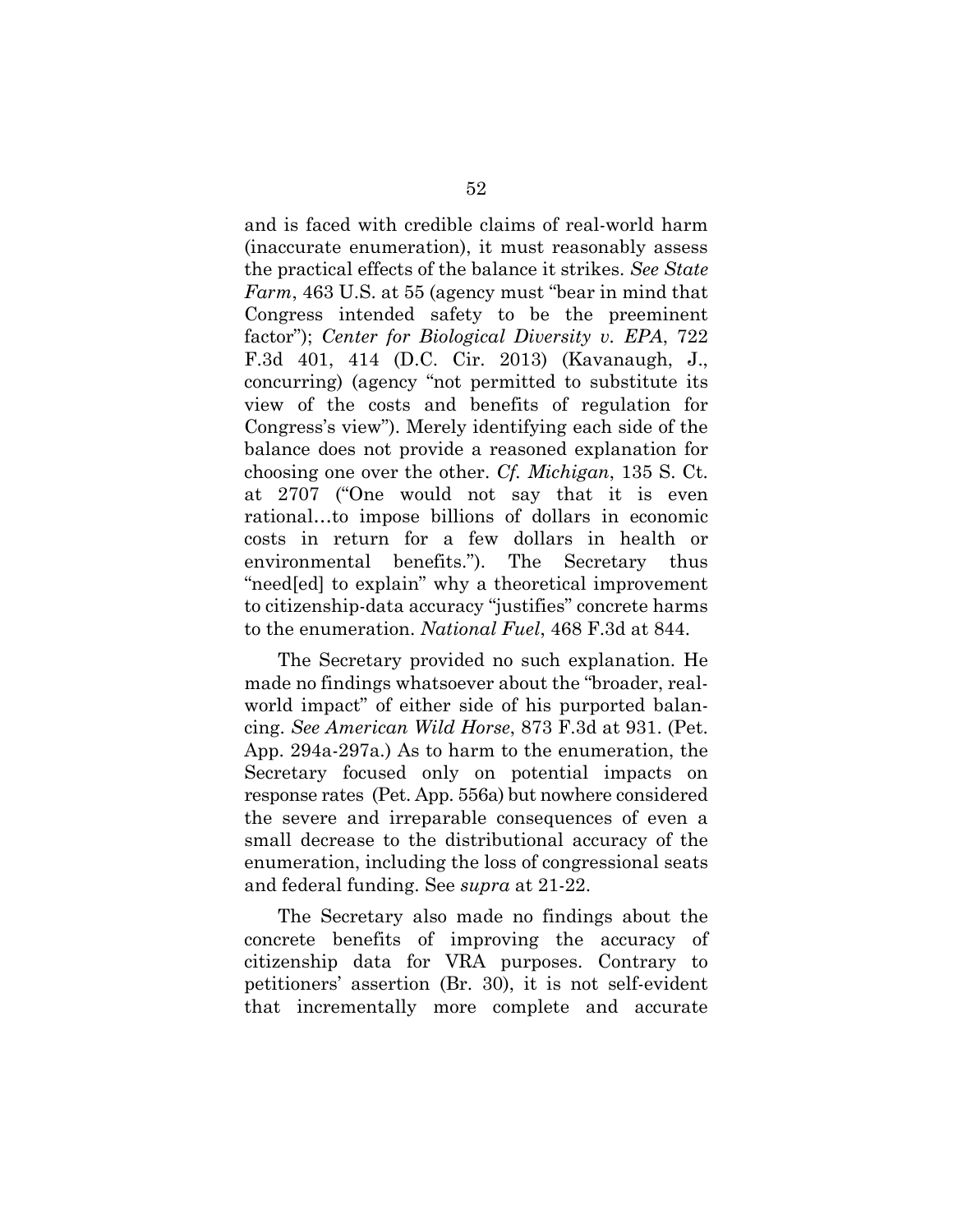and is faced with credible claims of real-world harm (inaccurate enumeration), it must reasonably assess the practical effects of the balance it strikes. *See State Farm*, 463 U.S. at 55 (agency must "bear in mind that Congress intended safety to be the preeminent factor"); *Center for Biological Diversity v. EPA*, 722 F.3d 401, 414 (D.C. Cir. 2013) (Kavanaugh, J., concurring) (agency "not permitted to substitute its view of the costs and benefits of regulation for Congress's view"). Merely identifying each side of the balance does not provide a reasoned explanation for choosing one over the other. *Cf. Michigan*, 135 S. Ct. at 2707 ("One would not say that it is even rational…to impose billions of dollars in economic costs in return for a few dollars in health or environmental benefits."). The Secretary thus "need[ed] to explain" why a theoretical improvement to citizenship-data accuracy "justifies" concrete harms to the enumeration. *National Fuel*, 468 F.3d at 844.

The Secretary provided no such explanation. He made no findings whatsoever about the "broader, real-world impact" of either side of his purported balancing. *See American Wild Horse*, 873 F.3d at 931. (Pet. App. 294a-297a.) As to harm to the enumeration, the Secretary focused only on potential impacts on response rates (Pet. App. 556a) but nowhere considered the severe and irreparable consequences of even a small decrease to the distributional accuracy of the enumeration, including the loss of congressional seats and federal funding. See *supra* at 21-22.

The Secretary also made no findings about the concrete benefits of improving the accuracy of citizenship data for VRA purposes. Contrary to petitioners' assertion (Br. 30), it is not self-evident that incrementally more complete and accurate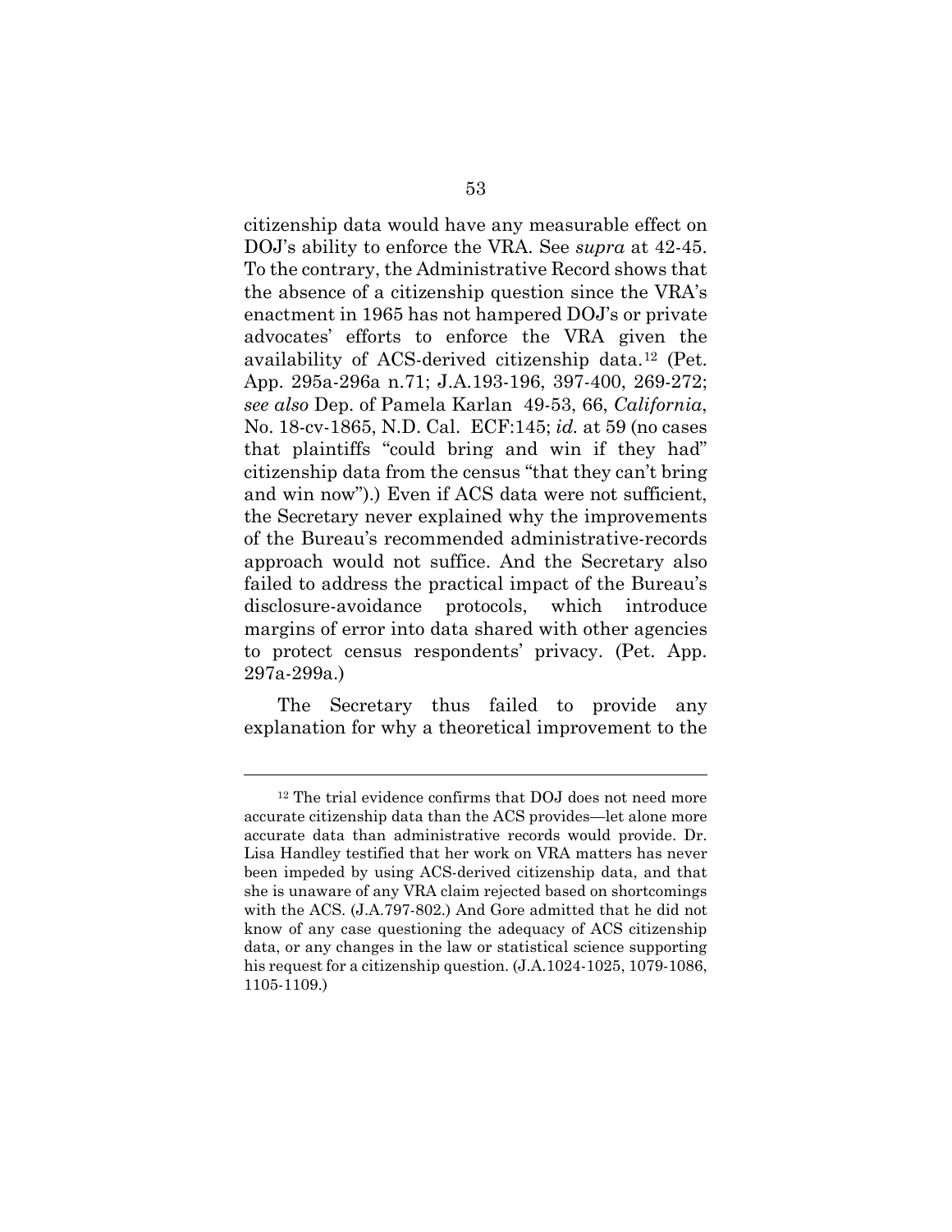citizenship data would have any measurable effect on DOJ's ability to enforce the VRA. See *supra* at 42-45. To the contrary, the Administrative Record shows that the absence of a citizenship question since the VRA's enactment in 1965 has not hampered DOJ's or private advocates' efforts to enforce the VRA given the availability of ACS-derived citizenship data.[12] (Pet. App. 295a-296a n.71; J.A.193-196, 397-400, 269-272; *see also* Dep. of Pamela Karlan 49-53, 66, *California*, No. 18-cv-1865, N.D. Cal. ECF:145; *id.* at 59 (no cases that plaintiffs "could bring and win if they had" citizenship data from the census "that they can't bring and win now").) Even if ACS data were not sufficient, the Secretary never explained why the improvements of the Bureau's recommended administrative-records approach would not suffice. And the Secretary also failed to address the practical impact of the Bureau's disclosure-avoidance protocols, which introduce margins of error into data shared with other agencies to protect census respondents' privacy. (Pet. App. 297a-299a.)

The Secretary thus failed to provide any explanation for why a theoretical improvement to the

---

[12] The trial evidence confirms that DOJ does not need more accurate citizenship data than the ACS provides—let alone more accurate data than administrative records would provide. Dr. Lisa Handley testified that her work on VRA matters has never been impeded by using ACS-derived citizenship data, and that she is unaware of any VRA claim rejected based on shortcomings with the ACS. (J.A.797-802.) And Gore admitted that he did not know of any case questioning the adequacy of ACS citizenship data, or any changes in the law or statistical science supporting his request for a citizenship question. (J.A.1024-1025, 1079-1086, 1105-1109.)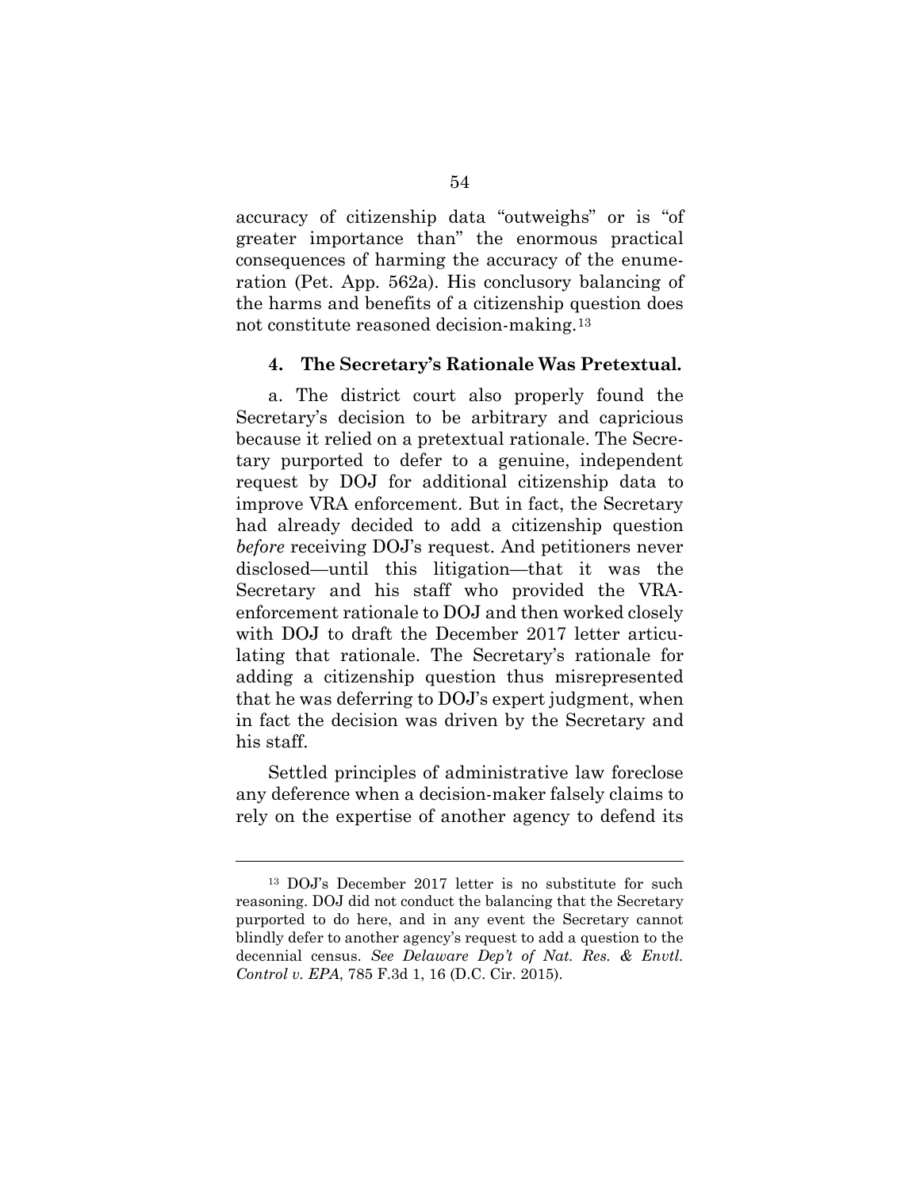accuracy of citizenship data "outweighs" or is "of greater importance than" the enormous practical consequences of harming the accuracy of the enumeration (Pet. App. 562a). His conclusory balancing of the harms and benefits of a citizenship question does not constitute reasoned decision-making.[13]

#### 4. The Secretary's Rationale Was Pretextual.

a. The district court also properly found the Secretary's decision to be arbitrary and capricious because it relied on a pretextual rationale. The Secretary purported to defer to a genuine, independent request by DOJ for additional citizenship data to improve VRA enforcement. But in fact, the Secretary had already decided to add a citizenship question *before* receiving DOJ's request. And petitioners never disclosed—until this litigation—that it was the Secretary and his staff who provided the VRA-enforcement rationale to DOJ and then worked closely with DOJ to draft the December 2017 letter articulating that rationale. The Secretary's rationale for adding a citizenship question thus misrepresented that he was deferring to DOJ's expert judgment, when in fact the decision was driven by the Secretary and his staff.

Settled principles of administrative law foreclose any deference when a decision-maker falsely claims to rely on the expertise of another agency to defend its

---

[13] DOJ's December 2017 letter is no substitute for such reasoning. DOJ did not conduct the balancing that the Secretary purported to do here, and in any event the Secretary cannot blindly defer to another agency's request to add a question to the decennial census. *See Delaware Dep't of Nat. Res. & Envtl. Control v. EPA*, 785 F.3d 1, 16 (D.C. Cir. 2015).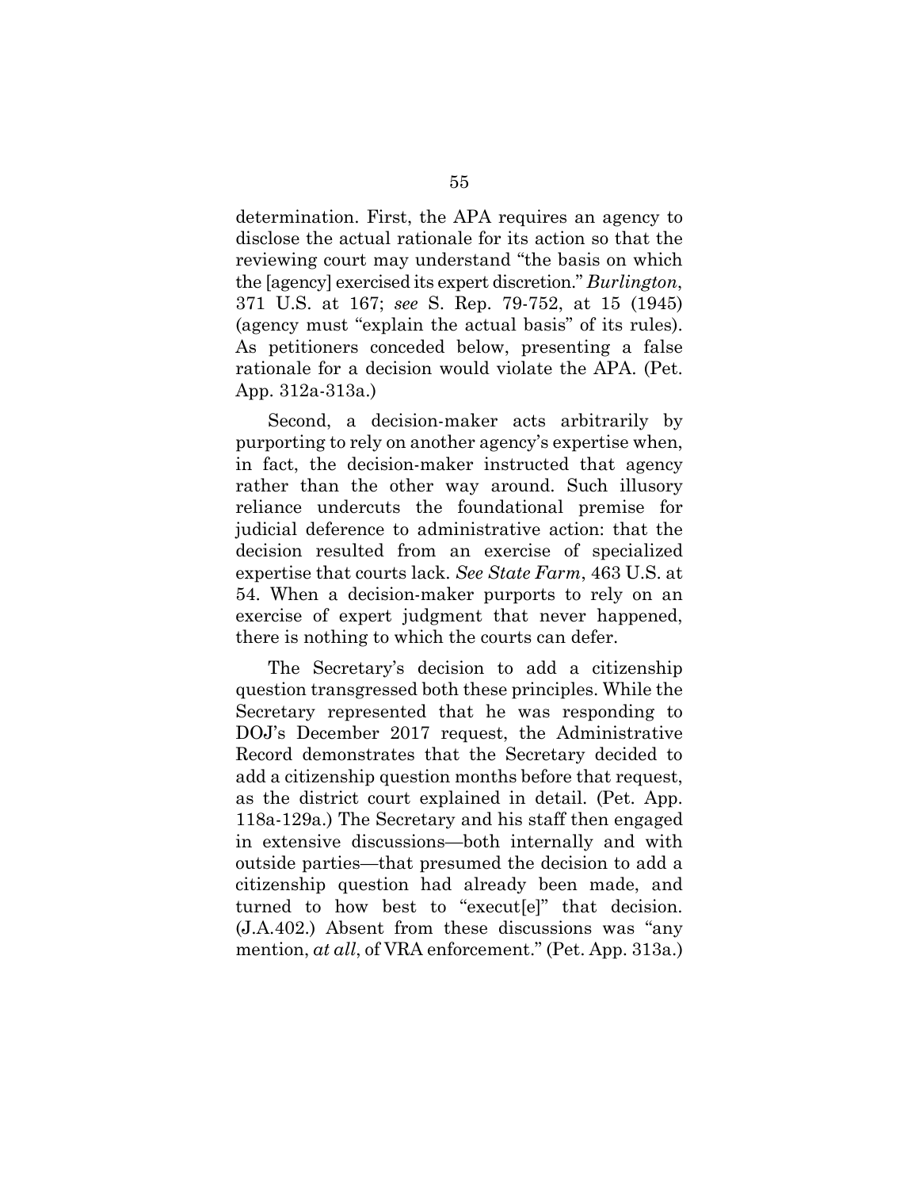determination. First, the APA requires an agency to disclose the actual rationale for its action so that the reviewing court may understand "the basis on which the [agency] exercised its expert discretion." *Burlington*, 371 U.S. at 167; *see* S. Rep. 79-752, at 15 (1945) (agency must "explain the actual basis" of its rules). As petitioners conceded below, presenting a false rationale for a decision would violate the APA. (Pet. App. 312a-313a.)

Second, a decision-maker acts arbitrarily by purporting to rely on another agency's expertise when, in fact, the decision-maker instructed that agency rather than the other way around. Such illusory reliance undercuts the foundational premise for judicial deference to administrative action: that the decision resulted from an exercise of specialized expertise that courts lack. *See State Farm*, 463 U.S. at 54. When a decision-maker purports to rely on an exercise of expert judgment that never happened, there is nothing to which the courts can defer.

The Secretary's decision to add a citizenship question transgressed both these principles. While the Secretary represented that he was responding to DOJ's December 2017 request, the Administrative Record demonstrates that the Secretary decided to add a citizenship question months before that request, as the district court explained in detail. (Pet. App. 118a-129a.) The Secretary and his staff then engaged in extensive discussions—both internally and with outside parties—that presumed the decision to add a citizenship question had already been made, and turned to how best to "execut[e]" that decision. (J.A.402.) Absent from these discussions was "any mention, *at all*, of VRA enforcement." (Pet. App. 313a.)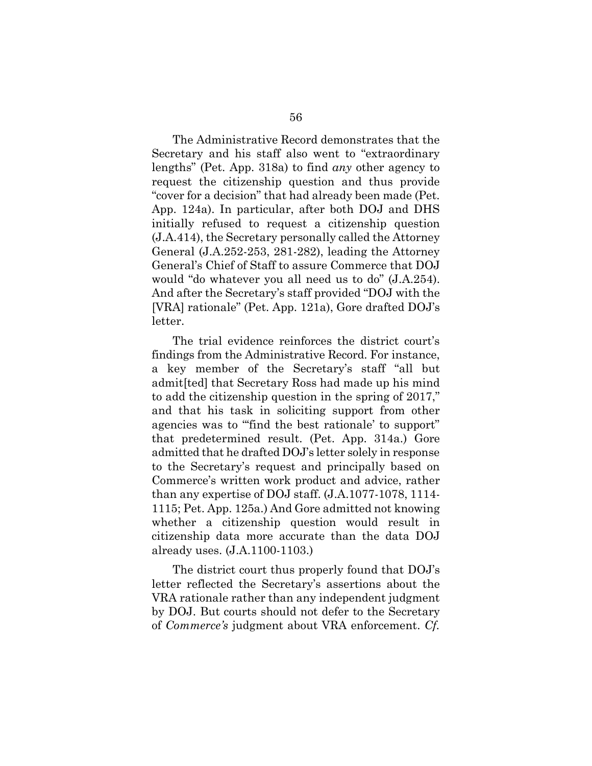The Administrative Record demonstrates that the Secretary and his staff also went to "extraordinary lengths" (Pet. App. 318a) to find *any* other agency to request the citizenship question and thus provide "cover for a decision" that had already been made (Pet. App. 124a). In particular, after both DOJ and DHS initially refused to request a citizenship question (J.A.414), the Secretary personally called the Attorney General (J.A.252-253, 281-282), leading the Attorney General's Chief of Staff to assure Commerce that DOJ would "do whatever you all need us to do" (J.A.254). And after the Secretary's staff provided "DOJ with the [VRA] rationale" (Pet. App. 121a), Gore drafted DOJ's letter.

The trial evidence reinforces the district court's findings from the Administrative Record. For instance, a key member of the Secretary's staff "all but admit[ted] that Secretary Ross had made up his mind to add the citizenship question in the spring of 2017," and that his task in soliciting support from other agencies was to "'find the best rationale' to support" that predetermined result. (Pet. App. 314a.) Gore admitted that he drafted DOJ's letter solely in response to the Secretary's request and principally based on Commerce's written work product and advice, rather than any expertise of DOJ staff. (J.A.1077-1078, 1114-1115; Pet. App. 125a.) And Gore admitted not knowing whether a citizenship question would result in citizenship data more accurate than the data DOJ already uses. (J.A.1100-1103.)

The district court thus properly found that DOJ's letter reflected the Secretary's assertions about the VRA rationale rather than any independent judgment by DOJ. But courts should not defer to the Secretary of *Commerce's* judgment about VRA enforcement. *Cf.*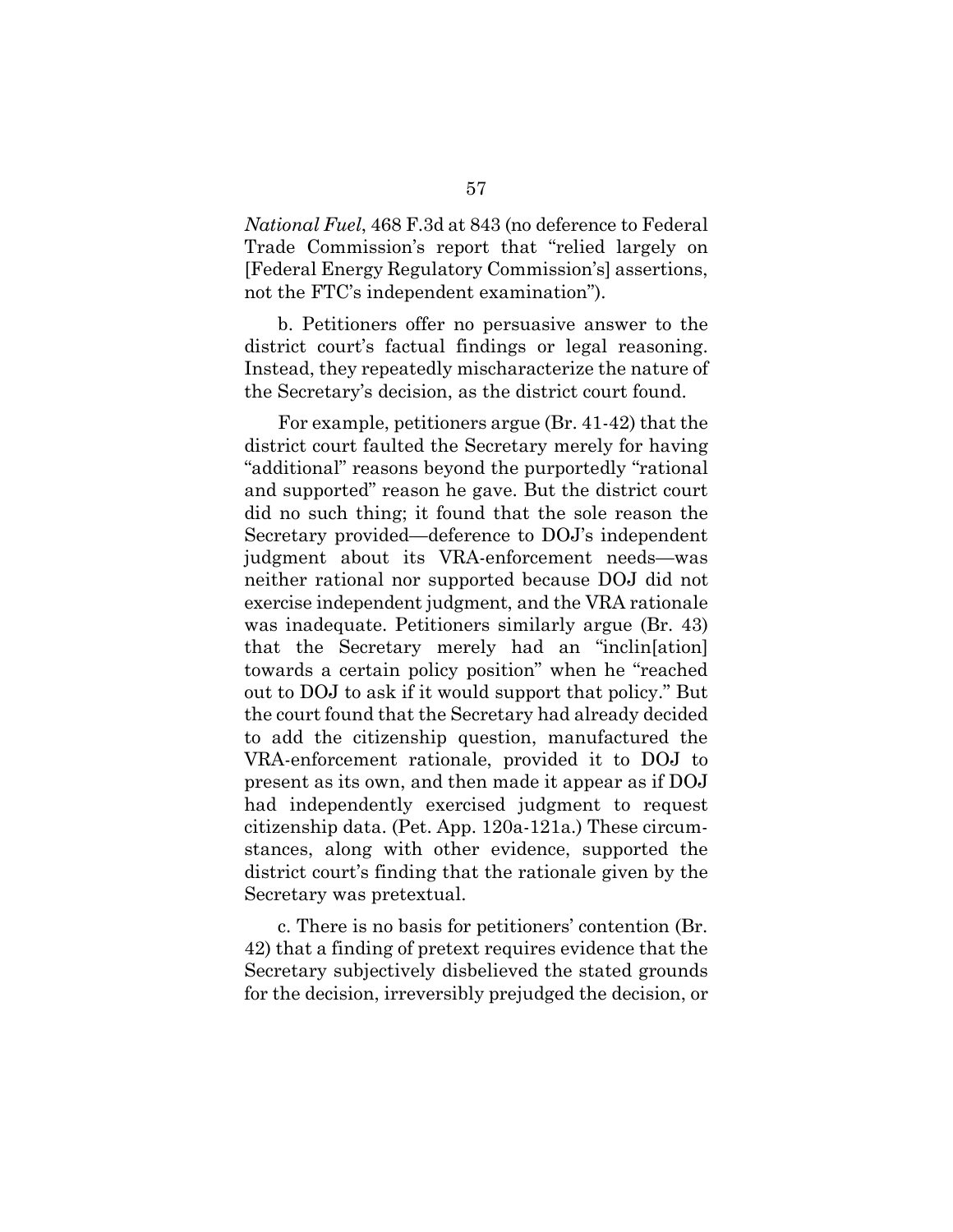*National Fuel*, 468 F.3d at 843 (no deference to Federal Trade Commission's report that "relied largely on [Federal Energy Regulatory Commission's] assertions, not the FTC's independent examination").

b. Petitioners offer no persuasive answer to the district court's factual findings or legal reasoning. Instead, they repeatedly mischaracterize the nature of the Secretary's decision, as the district court found.

For example, petitioners argue (Br. 41-42) that the district court faulted the Secretary merely for having "additional" reasons beyond the purportedly "rational and supported" reason he gave. But the district court did no such thing; it found that the sole reason the Secretary provided—deference to DOJ's independent judgment about its VRA-enforcement needs—was neither rational nor supported because DOJ did not exercise independent judgment, and the VRA rationale was inadequate. Petitioners similarly argue (Br. 43) that the Secretary merely had an "inclin[ation] towards a certain policy position" when he "reached out to DOJ to ask if it would support that policy." But the court found that the Secretary had already decided to add the citizenship question, manufactured the VRA-enforcement rationale, provided it to DOJ to present as its own, and then made it appear as if DOJ had independently exercised judgment to request citizenship data. (Pet. App. 120a-121a.) These circumstances, along with other evidence, supported the district court's finding that the rationale given by the Secretary was pretextual.

c. There is no basis for petitioners' contention (Br. 42) that a finding of pretext requires evidence that the Secretary subjectively disbelieved the stated grounds for the decision, irreversibly prejudged the decision, or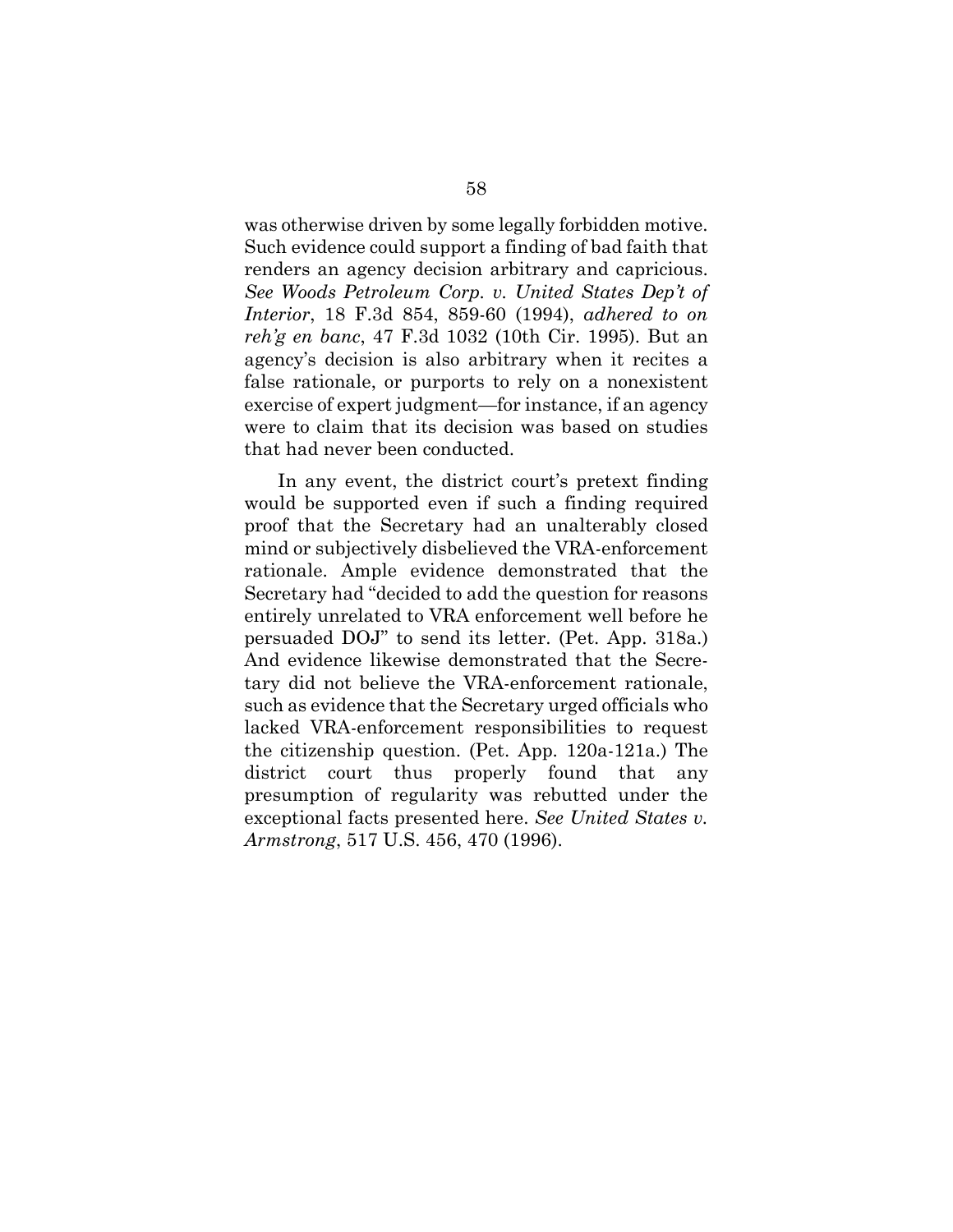was otherwise driven by some legally forbidden motive. Such evidence could support a finding of bad faith that renders an agency decision arbitrary and capricious. *See Woods Petroleum Corp. v. United States Dep't of Interior*, 18 F.3d 854, 859-60 (1994), *adhered to on reh'g en banc*, 47 F.3d 1032 (10th Cir. 1995). But an agency's decision is also arbitrary when it recites a false rationale, or purports to rely on a nonexistent exercise of expert judgment—for instance, if an agency were to claim that its decision was based on studies that had never been conducted.

In any event, the district court's pretext finding would be supported even if such a finding required proof that the Secretary had an unalterably closed mind or subjectively disbelieved the VRA-enforcement rationale. Ample evidence demonstrated that the Secretary had "decided to add the question for reasons entirely unrelated to VRA enforcement well before he persuaded DOJ" to send its letter. (Pet. App. 318a.) And evidence likewise demonstrated that the Secretary did not believe the VRA-enforcement rationale, such as evidence that the Secretary urged officials who lacked VRA-enforcement responsibilities to request the citizenship question. (Pet. App. 120a-121a.) The district court thus properly found that any presumption of regularity was rebutted under the exceptional facts presented here. *See United States v. Armstrong*, 517 U.S. 456, 470 (1996).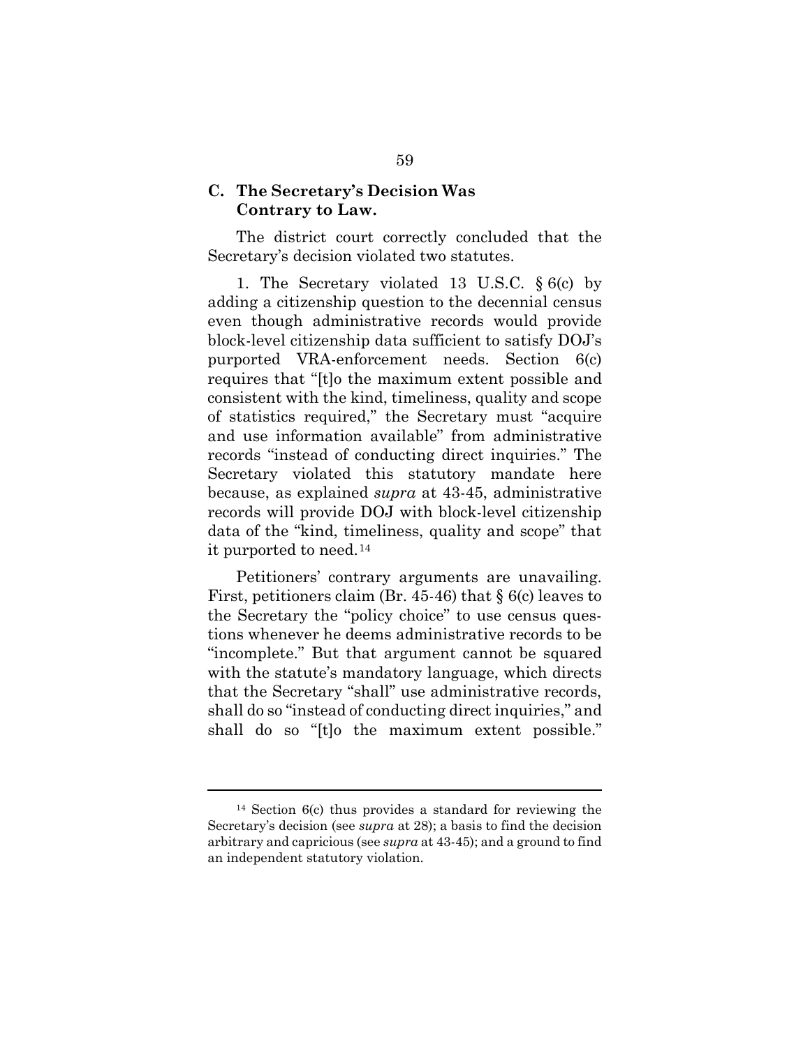### C. The Secretary's Decision Was Contrary to Law.

The district court correctly concluded that the Secretary's decision violated two statutes.

1. The Secretary violated 13 U.S.C. § 6(c) by adding a citizenship question to the decennial census even though administrative records would provide block-level citizenship data sufficient to satisfy DOJ's purported VRA-enforcement needs. Section 6(c) requires that "[t]o the maximum extent possible and consistent with the kind, timeliness, quality and scope of statistics required," the Secretary must "acquire and use information available" from administrative records "instead of conducting direct inquiries." The Secretary violated this statutory mandate here because, as explained *supra* at 43-45, administrative records will provide DOJ with block-level citizenship data of the "kind, timeliness, quality and scope" that it purported to need.[14]

Petitioners' contrary arguments are unavailing. First, petitioners claim (Br. 45-46) that § 6(c) leaves to the Secretary the "policy choice" to use census questions whenever he deems administrative records to be "incomplete." But that argument cannot be squared with the statute's mandatory language, which directs that the Secretary "shall" use administrative records, shall do so "instead of conducting direct inquiries," and shall do so "[t]o the maximum extent possible."

---

[14] Section 6(c) thus provides a standard for reviewing the Secretary's decision (see *supra* at 28); a basis to find the decision arbitrary and capricious (see *supra* at 43-45); and a ground to find an independent statutory violation.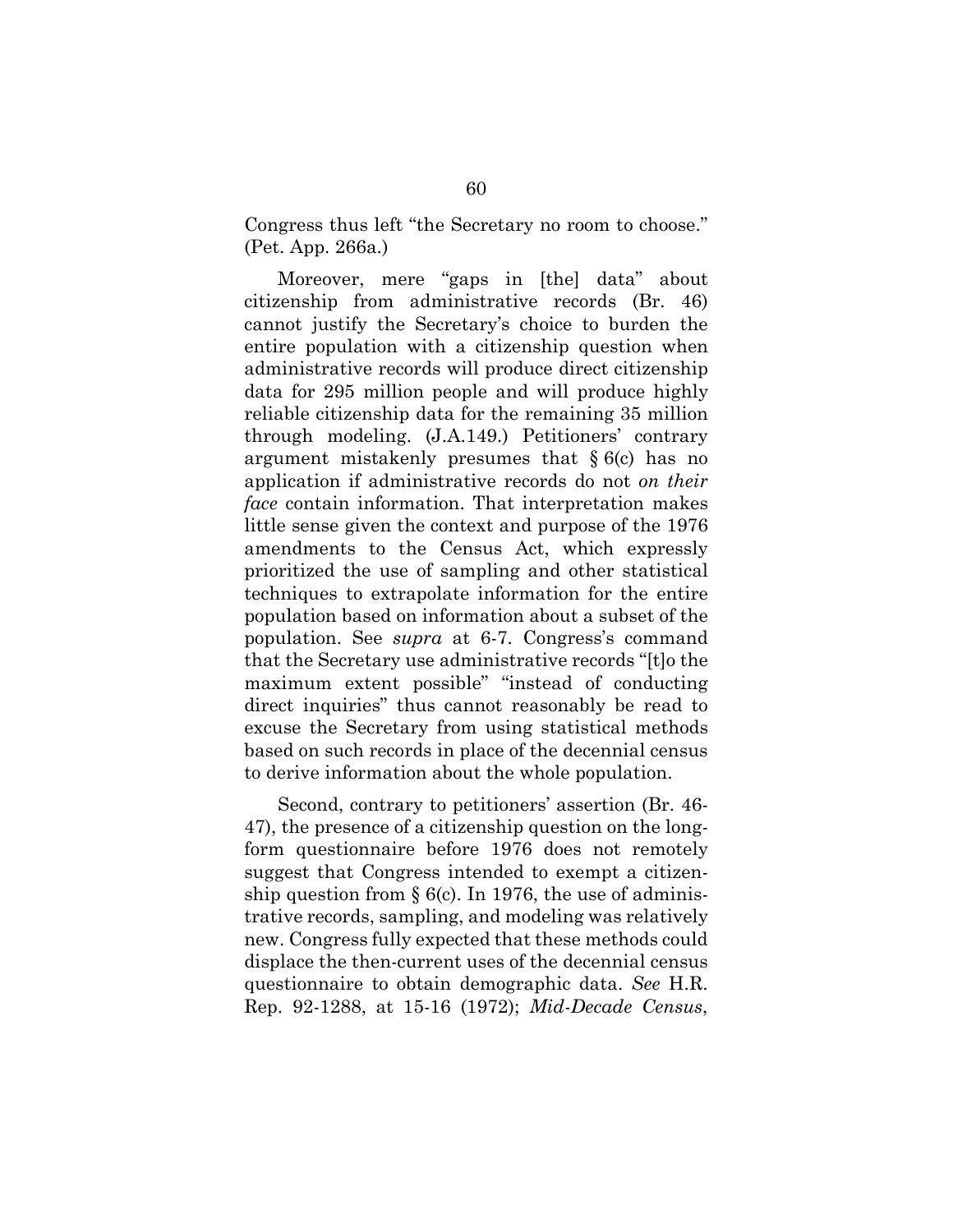Congress thus left "the Secretary no room to choose." (Pet. App. 266a.)

Moreover, mere "gaps in [the] data" about citizenship from administrative records (Br. 46) cannot justify the Secretary's choice to burden the entire population with a citizenship question when administrative records will produce direct citizenship data for 295 million people and will produce highly reliable citizenship data for the remaining 35 million through modeling. (J.A.149.) Petitioners' contrary argument mistakenly presumes that § 6(c) has no application if administrative records do not *on their face* contain information. That interpretation makes little sense given the context and purpose of the 1976 amendments to the Census Act, which expressly prioritized the use of sampling and other statistical techniques to extrapolate information for the entire population based on information about a subset of the population. See *supra* at 6-7. Congress's command that the Secretary use administrative records "[t]o the maximum extent possible" "instead of conducting direct inquiries" thus cannot reasonably be read to excuse the Secretary from using statistical methods based on such records in place of the decennial census to derive information about the whole population.

Second, contrary to petitioners' assertion (Br. 46-47), the presence of a citizenship question on the long-form questionnaire before 1976 does not remotely suggest that Congress intended to exempt a citizenship question from § 6(c). In 1976, the use of administrative records, sampling, and modeling was relatively new. Congress fully expected that these methods could displace the then-current uses of the decennial census questionnaire to obtain demographic data. *See* H.R. Rep. 92-1288, at 15-16 (1972); *Mid-Decade Census*,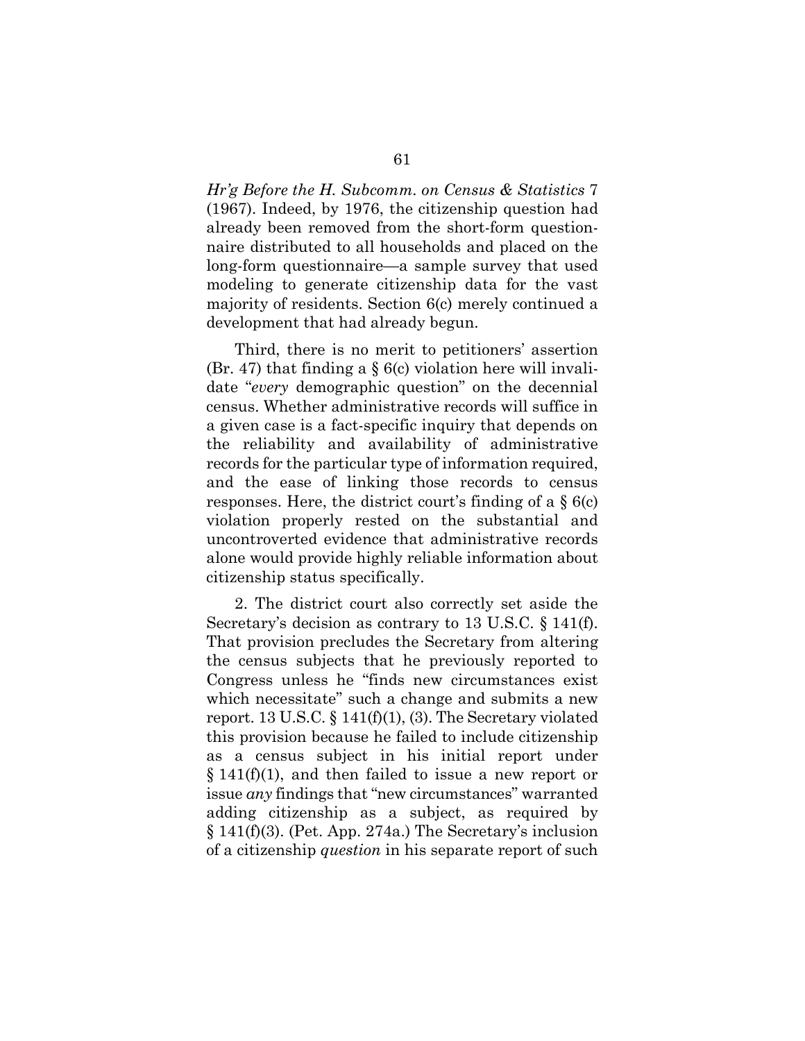*Hr'g Before the H. Subcomm. on Census & Statistics* 7 (1967). Indeed, by 1976, the citizenship question had already been removed from the short-form questionnaire distributed to all households and placed on the long-form questionnaire—a sample survey that used modeling to generate citizenship data for the vast majority of residents. Section 6(c) merely continued a development that had already begun.

Third, there is no merit to petitioners' assertion (Br. 47) that finding a § 6(c) violation here will invalidate "*every* demographic question" on the decennial census. Whether administrative records will suffice in a given case is a fact-specific inquiry that depends on the reliability and availability of administrative records for the particular type of information required, and the ease of linking those records to census responses. Here, the district court's finding of a § 6(c) violation properly rested on the substantial and uncontroverted evidence that administrative records alone would provide highly reliable information about citizenship status specifically.

2. The district court also correctly set aside the Secretary's decision as contrary to 13 U.S.C. § 141(f). That provision precludes the Secretary from altering the census subjects that he previously reported to Congress unless he "finds new circumstances exist which necessitate" such a change and submits a new report. 13 U.S.C. § 141(f)(1), (3). The Secretary violated this provision because he failed to include citizenship as a census subject in his initial report under § 141(f)(1), and then failed to issue a new report or issue *any* findings that "new circumstances" warranted adding citizenship as a subject, as required by § 141(f)(3). (Pet. App. 274a.) The Secretary's inclusion of a citizenship *question* in his separate report of such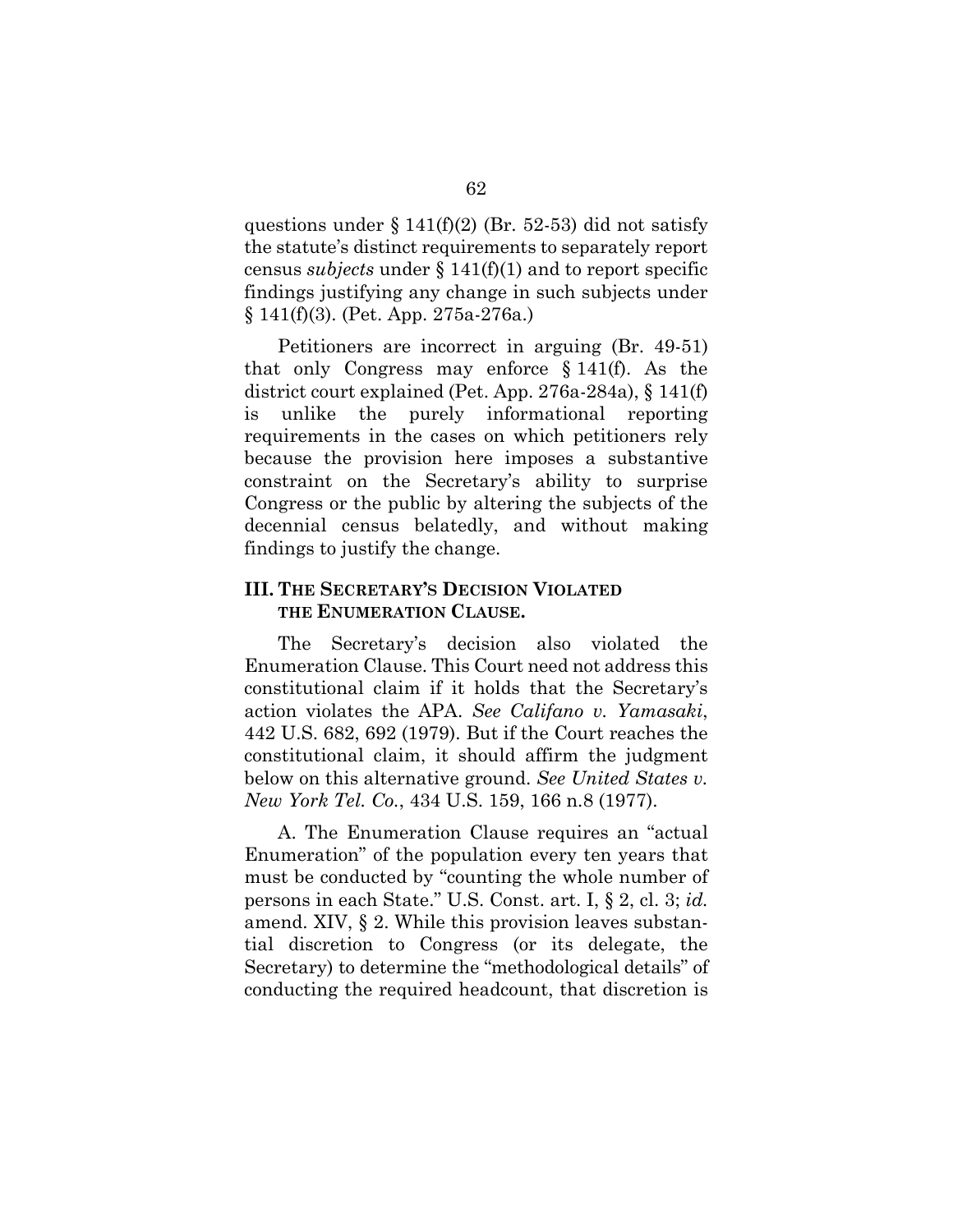questions under § 141(f)(2) (Br. 52-53) did not satisfy the statute's distinct requirements to separately report census *subjects* under § 141(f)(1) and to report specific findings justifying any change in such subjects under § 141(f)(3). (Pet. App. 275a-276a.)

Petitioners are incorrect in arguing (Br. 49-51) that only Congress may enforce § 141(f). As the district court explained (Pet. App. 276a-284a), § 141(f) is unlike the purely informational reporting requirements in the cases on which petitioners rely because the provision here imposes a substantive constraint on the Secretary's ability to surprise Congress or the public by altering the subjects of the decennial census belatedly, and without making findings to justify the change.

## III. THE SECRETARY'S DECISION VIOLATED THE ENUMERATION CLAUSE.

The Secretary's decision also violated the Enumeration Clause. This Court need not address this constitutional claim if it holds that the Secretary's action violates the APA. *See Califano v. Yamasaki*, 442 U.S. 682, 692 (1979). But if the Court reaches the constitutional claim, it should affirm the judgment below on this alternative ground. *See United States v. New York Tel. Co.*, 434 U.S. 159, 166 n.8 (1977).

A. The Enumeration Clause requires an "actual Enumeration" of the population every ten years that must be conducted by "counting the whole number of persons in each State." U.S. Const. art. I, § 2, cl. 3; *id.* amend. XIV, § 2. While this provision leaves substantial discretion to Congress (or its delegate, the Secretary) to determine the "methodological details" of conducting the required headcount, that discretion is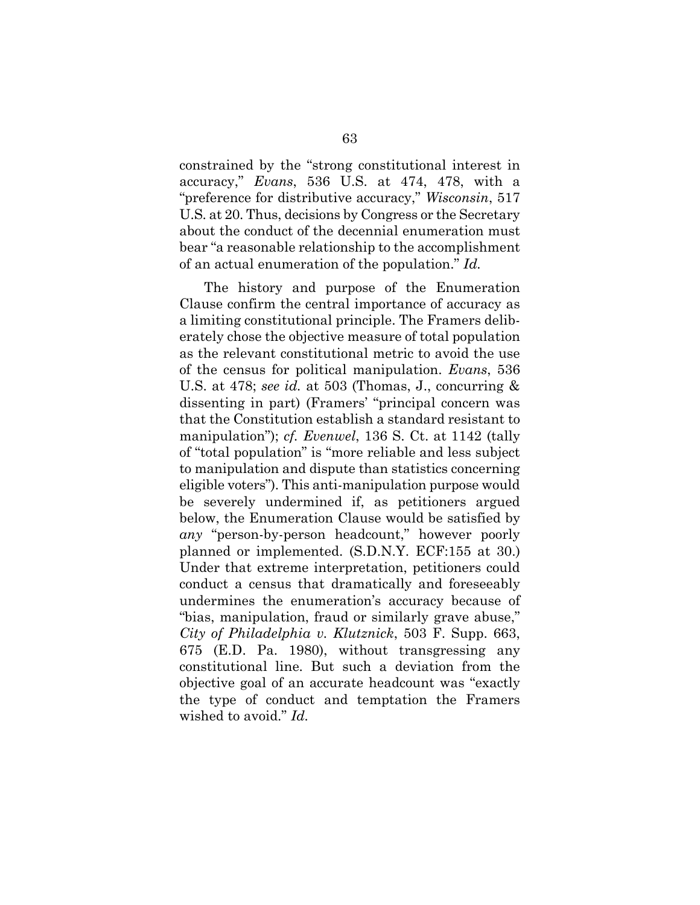constrained by the "strong constitutional interest in accuracy," *Evans*, 536 U.S. at 474, 478, with a "preference for distributive accuracy," *Wisconsin*, 517 U.S. at 20. Thus, decisions by Congress or the Secretary about the conduct of the decennial enumeration must bear "a reasonable relationship to the accomplishment of an actual enumeration of the population." *Id.*

The history and purpose of the Enumeration Clause confirm the central importance of accuracy as a limiting constitutional principle. The Framers deliberately chose the objective measure of total population as the relevant constitutional metric to avoid the use of the census for political manipulation. *Evans*, 536 U.S. at 478; *see id.* at 503 (Thomas, J., concurring & dissenting in part) (Framers' "principal concern was that the Constitution establish a standard resistant to manipulation"); *cf. Evenwel*, 136 S. Ct. at 1142 (tally of "total population" is "more reliable and less subject to manipulation and dispute than statistics concerning eligible voters"). This anti-manipulation purpose would be severely undermined if, as petitioners argued below, the Enumeration Clause would be satisfied by *any* "person-by-person headcount," however poorly planned or implemented. (S.D.N.Y. ECF:155 at 30.) Under that extreme interpretation, petitioners could conduct a census that dramatically and foreseeably undermines the enumeration's accuracy because of "bias, manipulation, fraud or similarly grave abuse," *City of Philadelphia v. Klutznick*, 503 F. Supp. 663, 675 (E.D. Pa. 1980), without transgressing any constitutional line. But such a deviation from the objective goal of an accurate headcount was "exactly the type of conduct and temptation the Framers wished to avoid." *Id.*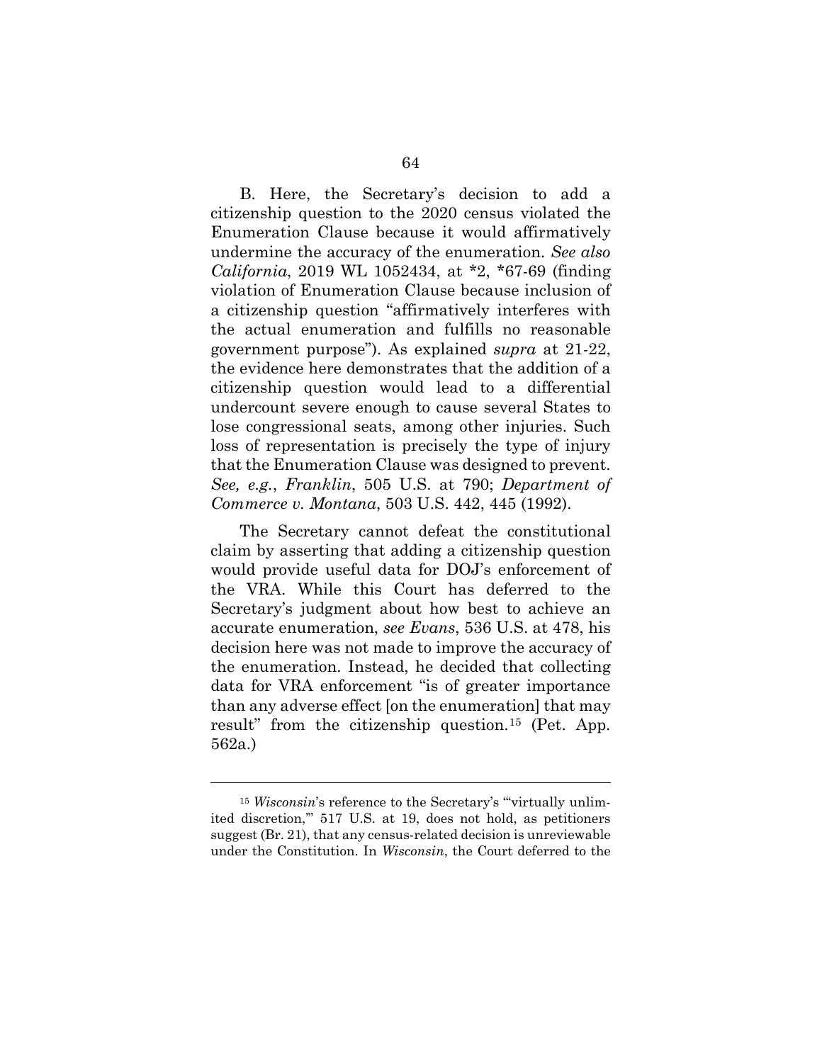B. Here, the Secretary's decision to add a citizenship question to the 2020 census violated the Enumeration Clause because it would affirmatively undermine the accuracy of the enumeration. *See also California*, 2019 WL 1052434, at *2, *67-69 (finding violation of Enumeration Clause because inclusion of a citizenship question "affirmatively interferes with the actual enumeration and fulfills no reasonable government purpose"). As explained *supra* at 21-22, the evidence here demonstrates that the addition of a citizenship question would lead to a differential undercount severe enough to cause several States to lose congressional seats, among other injuries. Such loss of representation is precisely the type of injury that the Enumeration Clause was designed to prevent. *See, e.g.*, *Franklin*, 505 U.S. at 790; *Department of Commerce v. Montana*, 503 U.S. 442, 445 (1992).

The Secretary cannot defeat the constitutional claim by asserting that adding a citizenship question would provide useful data for DOJ's enforcement of the VRA. While this Court has deferred to the Secretary's judgment about how best to achieve an accurate enumeration, *see Evans*, 536 U.S. at 478, his decision here was not made to improve the accuracy of the enumeration. Instead, he decided that collecting data for VRA enforcement "is of greater importance than any adverse effect [on the enumeration] that may result" from the citizenship question.[15] (Pet. App. 562a.)

---

[15] *Wisconsin*'s reference to the Secretary's "'virtually unlimited discretion,'" 517 U.S. at 19, does not hold, as petitioners suggest (Br. 21), that any census-related decision is unreviewable under the Constitution. In *Wisconsin*, the Court deferred to the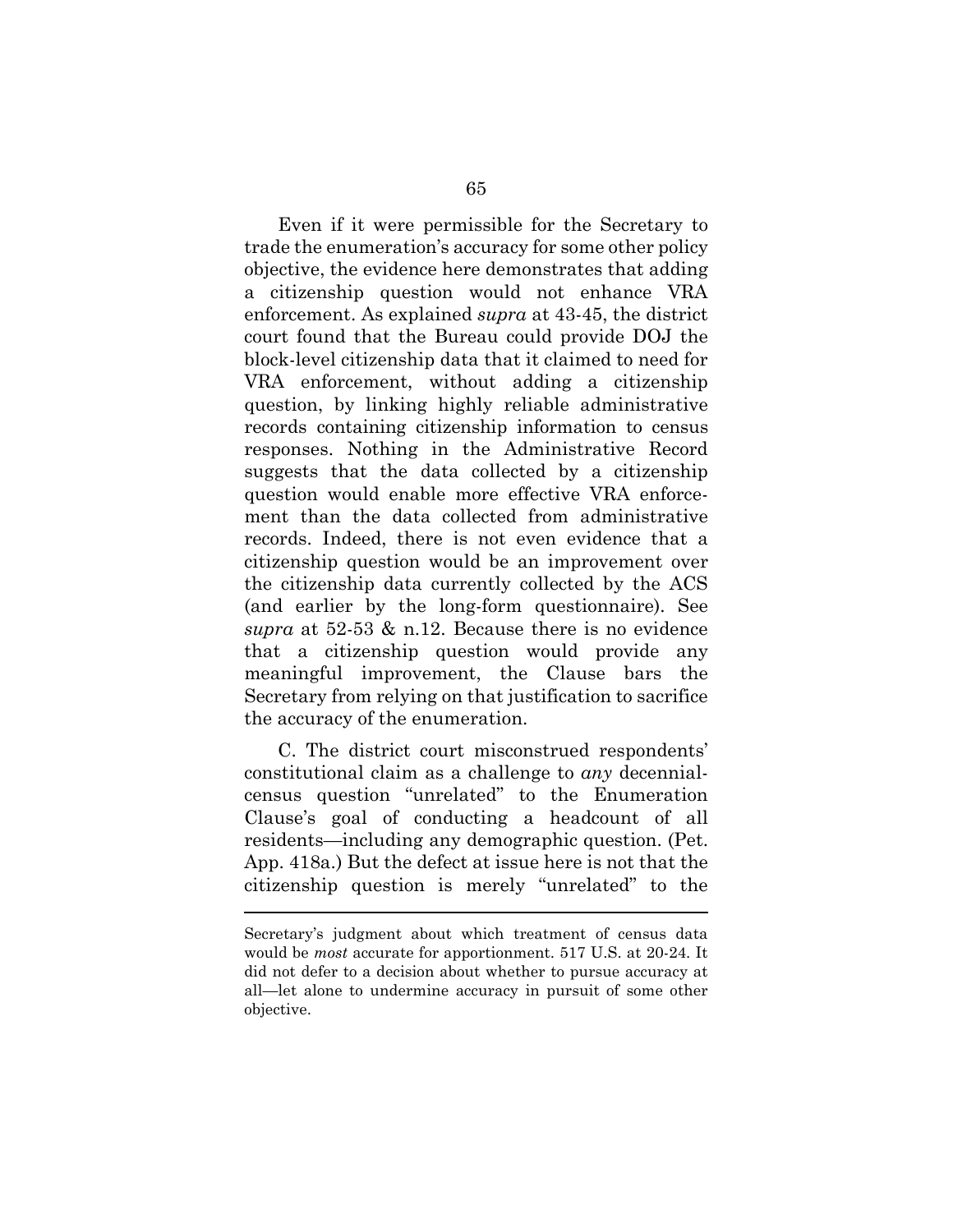Even if it were permissible for the Secretary to trade the enumeration's accuracy for some other policy objective, the evidence here demonstrates that adding a citizenship question would not enhance VRA enforcement. As explained *supra* at 43-45, the district court found that the Bureau could provide DOJ the block-level citizenship data that it claimed to need for VRA enforcement, without adding a citizenship question, by linking highly reliable administrative records containing citizenship information to census responses. Nothing in the Administrative Record suggests that the data collected by a citizenship question would enable more effective VRA enforcement than the data collected from administrative records. Indeed, there is not even evidence that a citizenship question would be an improvement over the citizenship data currently collected by the ACS (and earlier by the long-form questionnaire). See *supra* at 52-53 & n.12. Because there is no evidence that a citizenship question would provide any meaningful improvement, the Clause bars the Secretary from relying on that justification to sacrifice the accuracy of the enumeration.

C. The district court misconstrued respondents' constitutional claim as a challenge to *any* decennial-census question "unrelated" to the Enumeration Clause's goal of conducting a headcount of all residents—including any demographic question. (Pet. App. 418a.) But the defect at issue here is not that the citizenship question is merely "unrelated" to the

---

Secretary's judgment about which treatment of census data would be *most* accurate for apportionment. 517 U.S. at 20-24. It did not defer to a decision about whether to pursue accuracy at all—let alone to undermine accuracy in pursuit of some other objective.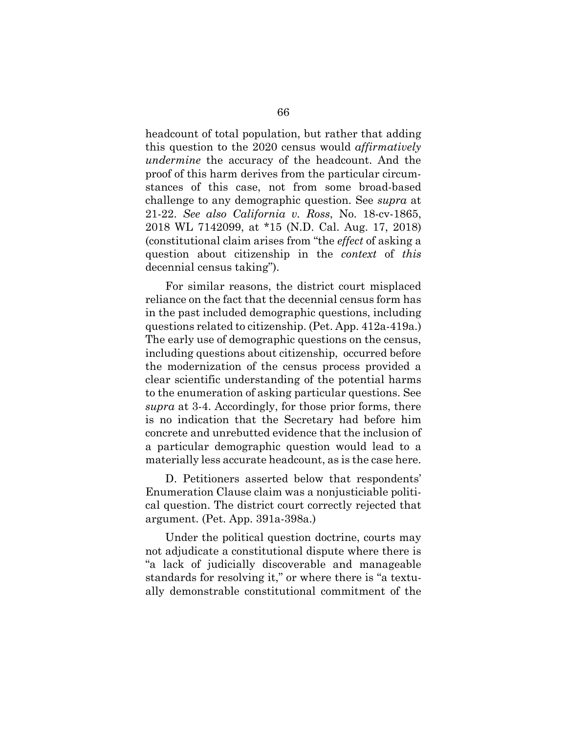headcount of total population, but rather that adding this question to the 2020 census would *affirmatively undermine* the accuracy of the headcount. And the proof of this harm derives from the particular circumstances of this case, not from some broad-based challenge to any demographic question. See *supra* at 21-22. *See also California v. Ross*, No. 18-cv-1865, 2018 WL 7142099, at *15 (N.D. Cal. Aug. 17, 2018) (constitutional claim arises from "the *effect* of asking a question about citizenship in the *context* of *this* decennial census taking").

For similar reasons, the district court misplaced reliance on the fact that the decennial census form has in the past included demographic questions, including questions related to citizenship. (Pet. App. 412a-419a.) The early use of demographic questions on the census, including questions about citizenship, occurred before the modernization of the census process provided a clear scientific understanding of the potential harms to the enumeration of asking particular questions. See *supra* at 3-4. Accordingly, for those prior forms, there is no indication that the Secretary had before him concrete and unrebutted evidence that the inclusion of a particular demographic question would lead to a materially less accurate headcount, as is the case here.

D. Petitioners asserted below that respondents' Enumeration Clause claim was a nonjusticiable political question. The district court correctly rejected that argument. (Pet. App. 391a-398a.)

Under the political question doctrine, courts may not adjudicate a constitutional dispute where there is "a lack of judicially discoverable and manageable standards for resolving it," or where there is "a textually demonstrable constitutional commitment of the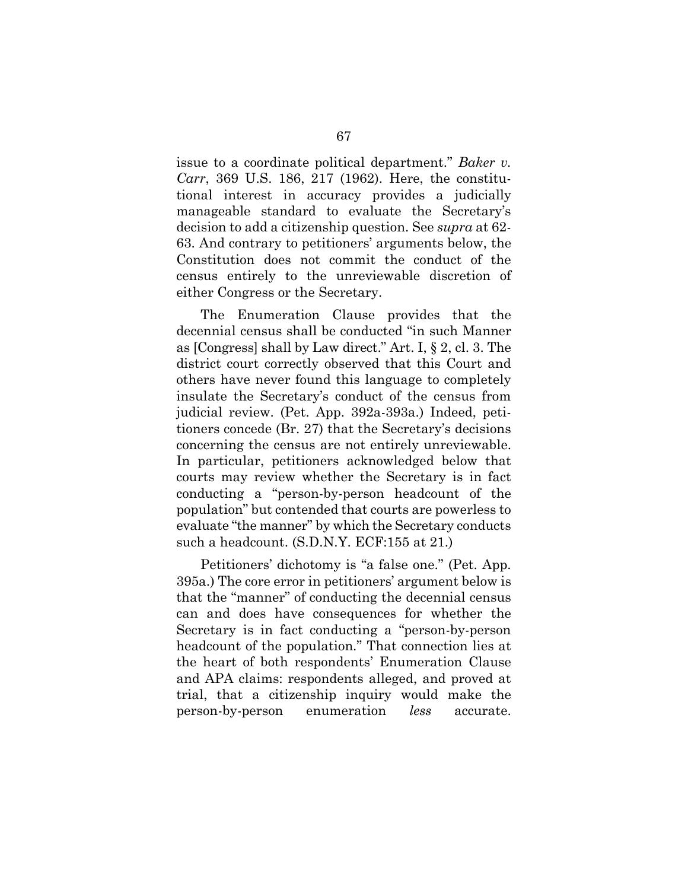issue to a coordinate political department." *Baker v. Carr*, 369 U.S. 186, 217 (1962). Here, the constitutional interest in accuracy provides a judicially manageable standard to evaluate the Secretary's decision to add a citizenship question. See *supra* at 62-63. And contrary to petitioners' arguments below, the Constitution does not commit the conduct of the census entirely to the unreviewable discretion of either Congress or the Secretary.

The Enumeration Clause provides that the decennial census shall be conducted "in such Manner as [Congress] shall by Law direct." Art. I, § 2, cl. 3. The district court correctly observed that this Court and others have never found this language to completely insulate the Secretary's conduct of the census from judicial review. (Pet. App. 392a-393a.) Indeed, petitioners concede (Br. 27) that the Secretary's decisions concerning the census are not entirely unreviewable. In particular, petitioners acknowledged below that courts may review whether the Secretary is in fact conducting a "person-by-person headcount of the population" but contended that courts are powerless to evaluate "the manner" by which the Secretary conducts such a headcount. (S.D.N.Y. ECF:155 at 21.)

Petitioners' dichotomy is "a false one." (Pet. App. 395a.) The core error in petitioners' argument below is that the "manner" of conducting the decennial census can and does have consequences for whether the Secretary is in fact conducting a "person-by-person headcount of the population." That connection lies at the heart of both respondents' Enumeration Clause and APA claims: respondents alleged, and proved at trial, that a citizenship inquiry would make the person-by-person enumeration *less* accurate.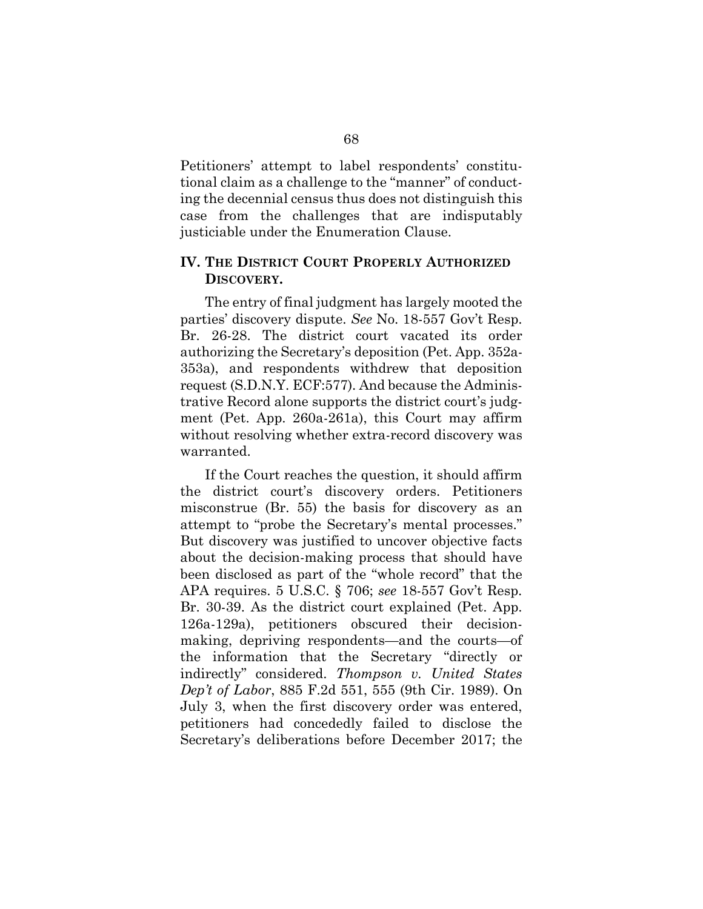Petitioners' attempt to label respondents' constitutional claim as a challenge to the "manner" of conducting the decennial census thus does not distinguish this case from the challenges that are indisputably justiciable under the Enumeration Clause.

## IV. THE DISTRICT COURT PROPERLY AUTHORIZED DISCOVERY.

The entry of final judgment has largely mooted the parties' discovery dispute. *See* No. 18-557 Gov't Resp. Br. 26-28. The district court vacated its order authorizing the Secretary's deposition (Pet. App. 352a-353a), and respondents withdrew that deposition request (S.D.N.Y. ECF:577). And because the Administrative Record alone supports the district court's judgment (Pet. App. 260a-261a), this Court may affirm without resolving whether extra-record discovery was warranted.

If the Court reaches the question, it should affirm the district court's discovery orders. Petitioners misconstrue (Br. 55) the basis for discovery as an attempt to "probe the Secretary's mental processes." But discovery was justified to uncover objective facts about the decision-making process that should have been disclosed as part of the "whole record" that the APA requires. 5 U.S.C. § 706; *see* 18-557 Gov't Resp. Br. 30-39. As the district court explained (Pet. App. 126a-129a), petitioners obscured their decision-making, depriving respondents—and the courts—of the information that the Secretary "directly or indirectly" considered. *Thompson v. United States Dep't of Labor*, 885 F.2d 551, 555 (9th Cir. 1989). On July 3, when the first discovery order was entered, petitioners had concededly failed to disclose the Secretary's deliberations before December 2017; the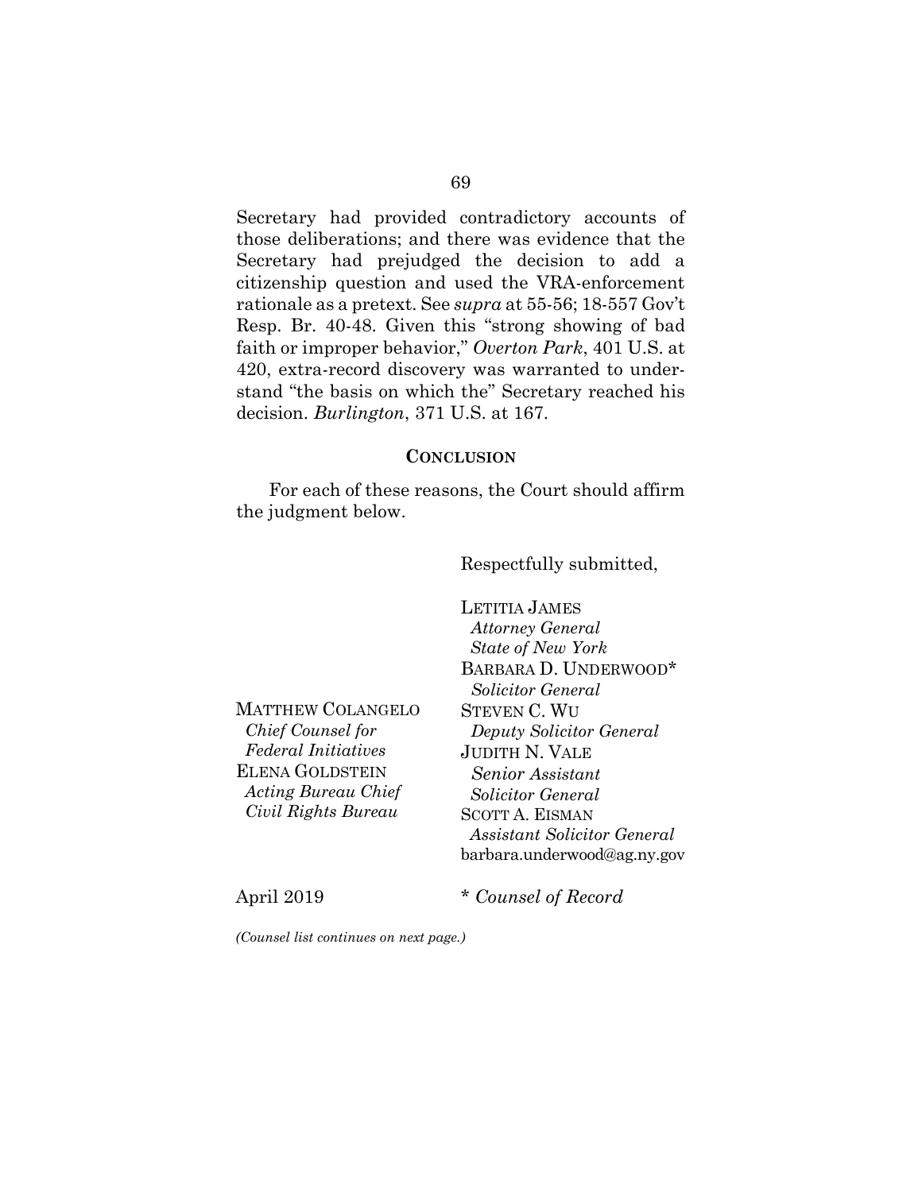Secretary had provided contradictory accounts of those deliberations; and there was evidence that the Secretary had prejudged the decision to add a citizenship question and used the VRA-enforcement rationale as a pretext. See *supra* at 55-56; 18-557 Gov't Resp. Br. 40-48. Given this "strong showing of bad faith or improper behavior," *Overton Park*, 401 U.S. at 420, extra-record discovery was warranted to understand "the basis on which the" Secretary reached his decision. *Burlington*, 371 U.S. at 167.

## CONCLUSION

For each of these reasons, the Court should affirm the judgment below.

Respectfully submitted,

LETITIA JAMES
*Attorney General*
*State of New York*
BARBARA D. UNDERWOOD*
*Solicitor General*
STEVEN C. WU
*Deputy Solicitor General*
JUDITH N. VALE
*Senior Assistant Solicitor General*
SCOTT A. EISMAN
*Assistant Solicitor General*
barbara.underwood@ag.ny.gov

MATTHEW COLANGELO
*Chief Counsel for Federal Initiatives*
ELENA GOLDSTEIN
*Acting Bureau Chief Civil Rights Bureau*

April 2019

\* *Counsel of Record*

*(Counsel list continues on next page.)*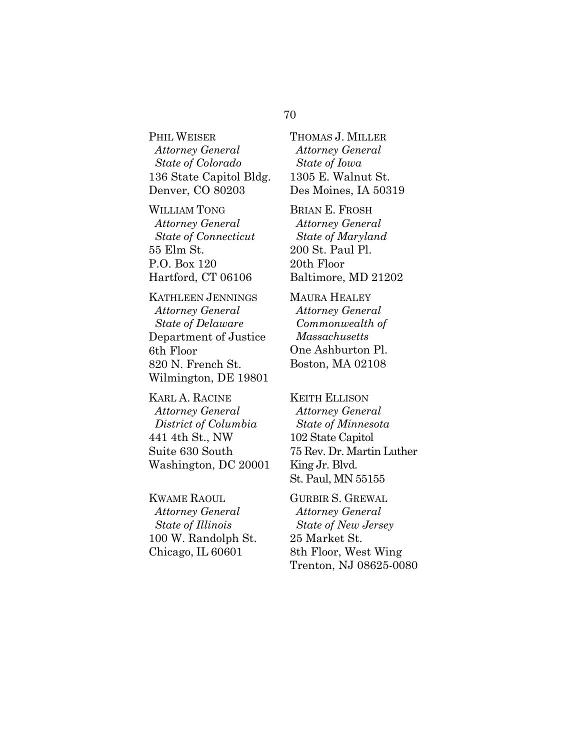PHIL WEISER
*Attorney General*
*State of Colorado*
136 State Capitol Bldg.
Denver, CO 80203

WILLIAM TONG
*Attorney General*
*State of Connecticut*
55 Elm St.
P.O. Box 120
Hartford, CT 06106

KATHLEEN JENNINGS
*Attorney General*
*State of Delaware*
Department of Justice
6th Floor
820 N. French St.
Wilmington, DE 19801

KARL A. RACINE
*Attorney General*
*District of Columbia*
441 4th St., NW
Suite 630 South
Washington, DC 20001

KWAME RAOUL
*Attorney General*
*State of Illinois*
100 W. Randolph St.
Chicago, IL 60601

THOMAS J. MILLER
*Attorney General*
*State of Iowa*
1305 E. Walnut St.
Des Moines, IA 50319

BRIAN E. FROSH
*Attorney General*
*State of Maryland*
200 St. Paul Pl.
20th Floor
Baltimore, MD 21202

MAURA HEALEY
*Attorney General*
*Commonwealth of Massachusetts*
One Ashburton Pl.
Boston, MA 02108

KEITH ELLISON
*Attorney General*
*State of Minnesota*
102 State Capitol
75 Rev. Dr. Martin Luther King Jr. Blvd.
St. Paul, MN 55155

GURBIR S. GREWAL
*Attorney General*
*State of New Jersey*
25 Market St.
8th Floor, West Wing
Trenton, NJ 08625-0080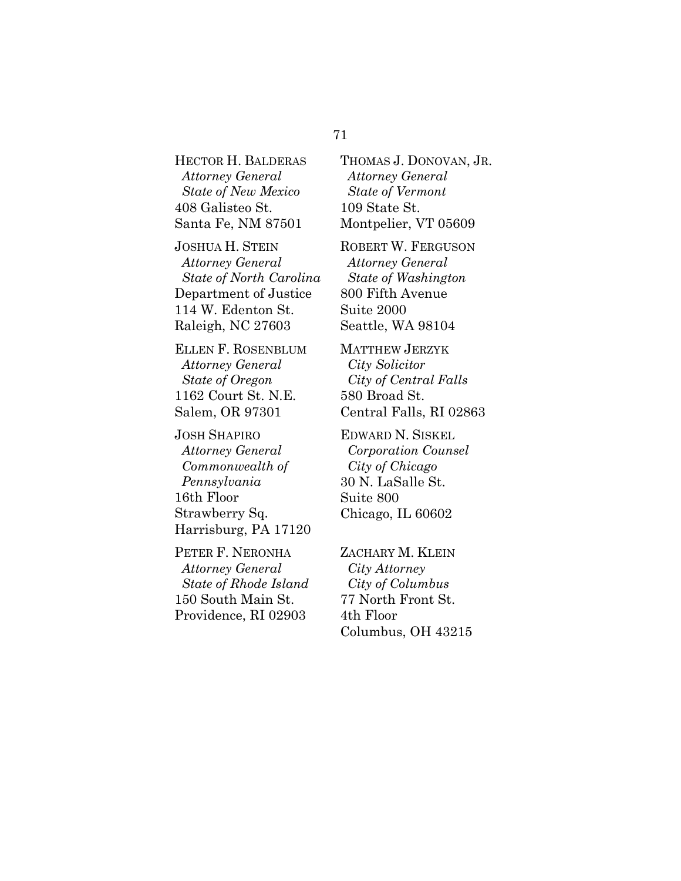HECTOR H. BALDERAS
*Attorney General*
*State of New Mexico*
408 Galisteo St.
Santa Fe, NM 87501

JOSHUA H. STEIN
*Attorney General*
*State of North Carolina*
Department of Justice
114 W. Edenton St.
Raleigh, NC 27603

ELLEN F. ROSENBLUM
*Attorney General*
*State of Oregon*
1162 Court St. N.E.
Salem, OR 97301

JOSH SHAPIRO
*Attorney General*
*Commonwealth of Pennsylvania*
16th Floor
Strawberry Sq.
Harrisburg, PA 17120

PETER F. NERONHA
*Attorney General*
*State of Rhode Island*
150 South Main St.
Providence, RI 02903

THOMAS J. DONOVAN, JR.
*Attorney General*
*State of Vermont*
109 State St.
Montpelier, VT 05609

ROBERT W. FERGUSON
*Attorney General*
*State of Washington*
800 Fifth Avenue
Suite 2000
Seattle, WA 98104

MATTHEW JERZYK
*City Solicitor*
*City of Central Falls*
580 Broad St.
Central Falls, RI 02863

EDWARD N. SISKEL
*Corporation Counsel*
*City of Chicago*
30 N. LaSalle St.
Suite 800
Chicago, IL 60602

ZACHARY M. KLEIN
*City Attorney*
*City of Columbus*
77 North Front St.
4th Floor
Columbus, OH 43215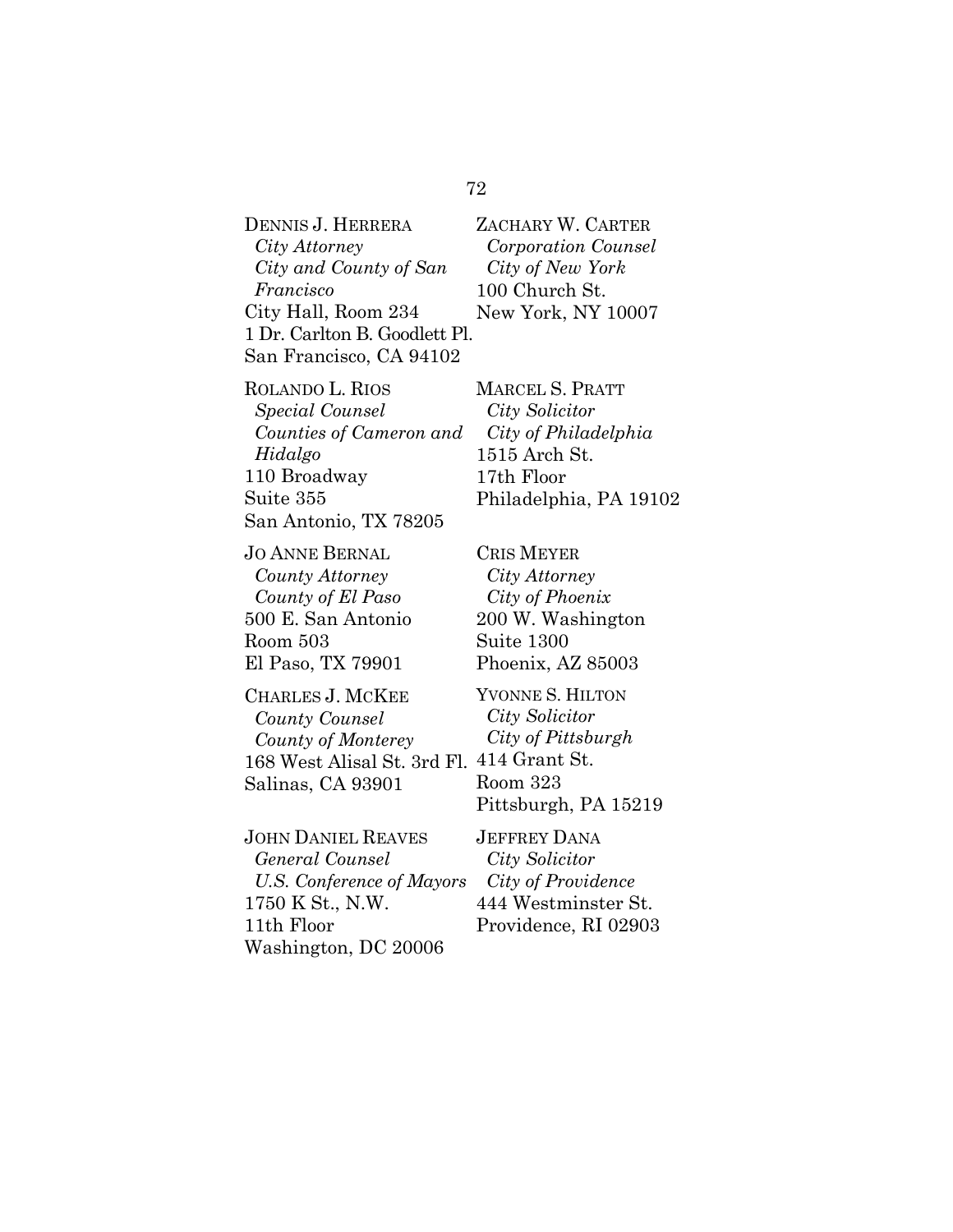DENNIS J. HERRERA
*City Attorney*
*City and County of San Francisco*
City Hall, Room 234
1 Dr. Carlton B. Goodlett Pl.
San Francisco, CA 94102

ZACHARY W. CARTER
*Corporation Counsel*
*City of New York*
100 Church St.
New York, NY 10007

ROLANDO L. RIOS
*Special Counsel*
*Counties of Cameron and Hidalgo*
110 Broadway
Suite 355
San Antonio, TX 78205

MARCEL S. PRATT
*City Solicitor*
*City of Philadelphia*
1515 Arch St.
17th Floor
Philadelphia, PA 19102

JO ANNE BERNAL
*County Attorney*
*County of El Paso*
500 E. San Antonio
Room 503
El Paso, TX 79901

CRIS MEYER
*City Attorney*
*City of Phoenix*
200 W. Washington
Suite 1300
Phoenix, AZ 85003

CHARLES J. MCKEE
*County Counsel*
*County of Monterey*
168 West Alisal St. 3rd Fl.
Salinas, CA 93901

YVONNE S. HILTON
*City Solicitor*
*City of Pittsburgh*
414 Grant St.
Room 323
Pittsburgh, PA 15219

JOHN DANIEL REAVES
*General Counsel*
*U.S. Conference of Mayors*
1750 K St., N.W.
11th Floor
Washington, DC 20006

JEFFREY DANA
*City Solicitor*
*City of Providence*
444 Westminster St.
Providence, RI 02903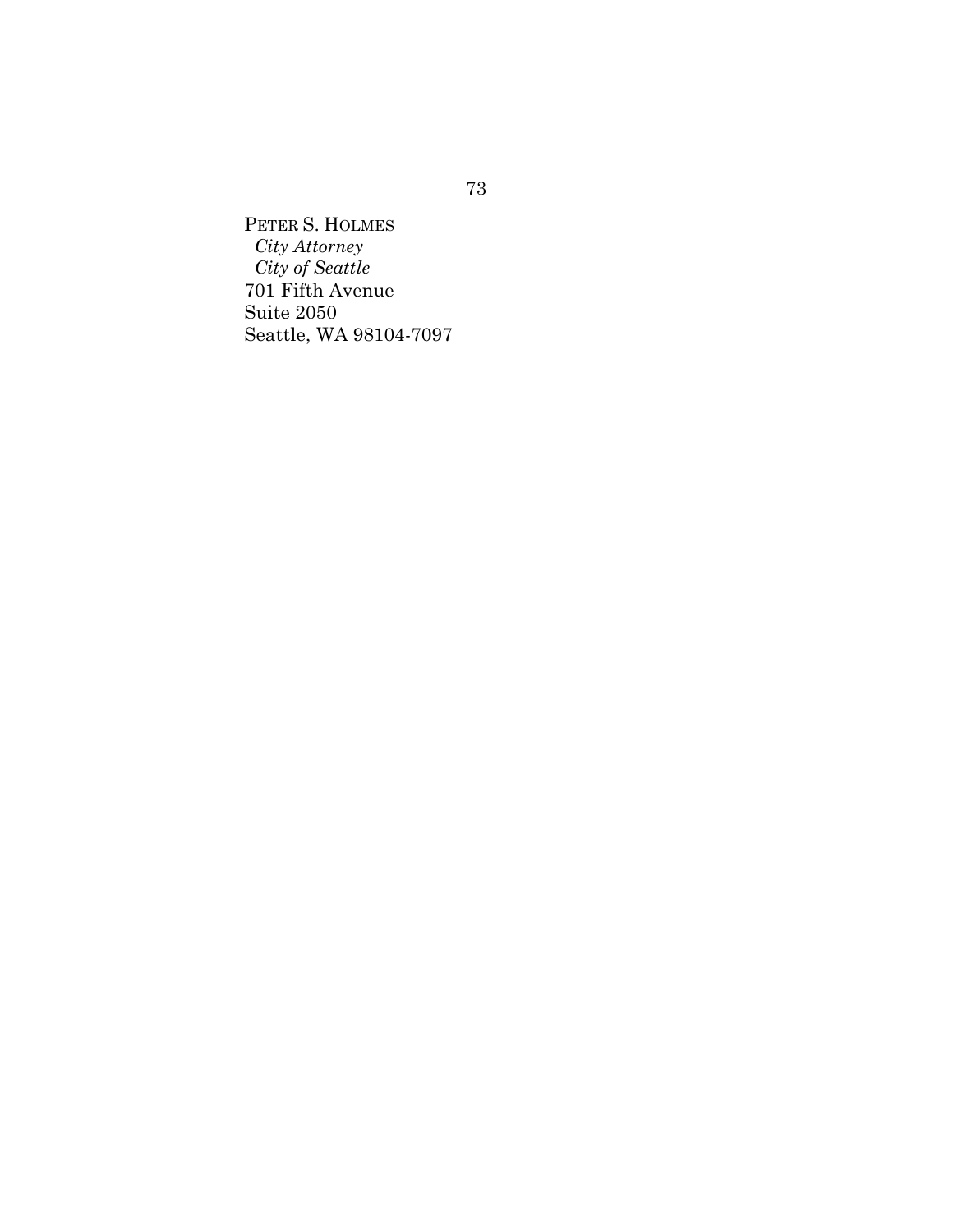PETER S. HOLMES
*City Attorney*
*City of Seattle*
701 Fifth Avenue
Suite 2050
Seattle, WA 98104-7097